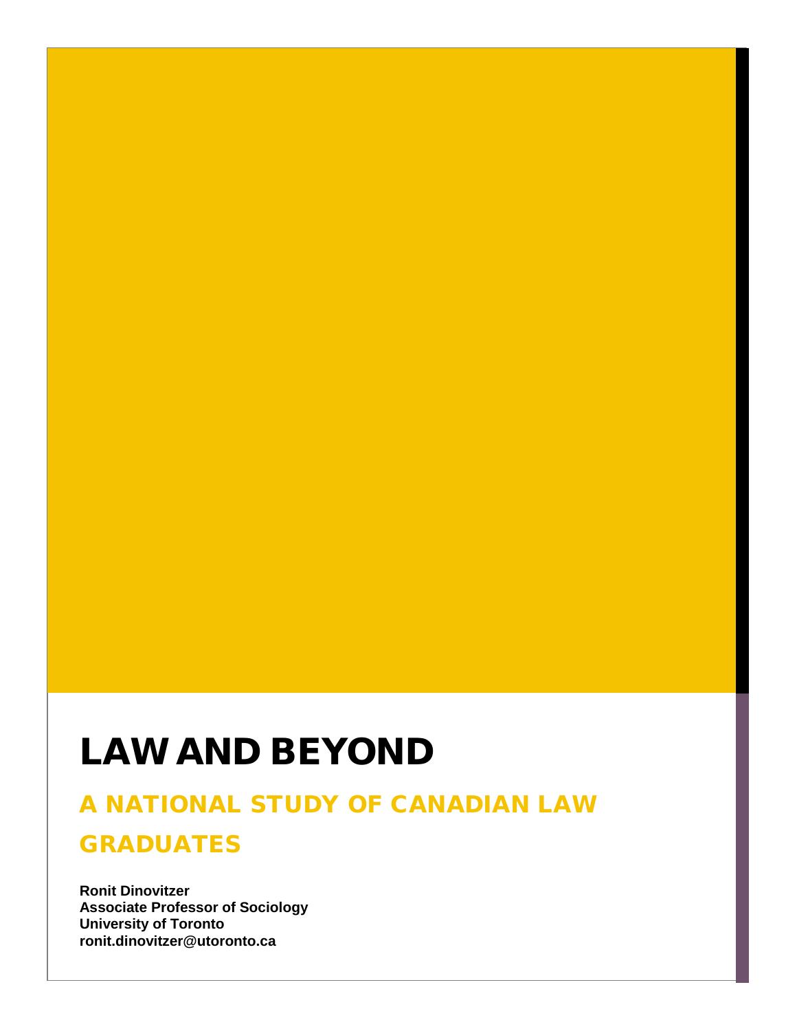# LAW AND BEYOND

## A NATIONAL STUDY OF CANADIAN LAW GRADUATES

**Ronit Dinovitzer**
**Associate Professor of Sociology**
**University of Toronto**
**ronit.dinovitzer@utoronto.ca**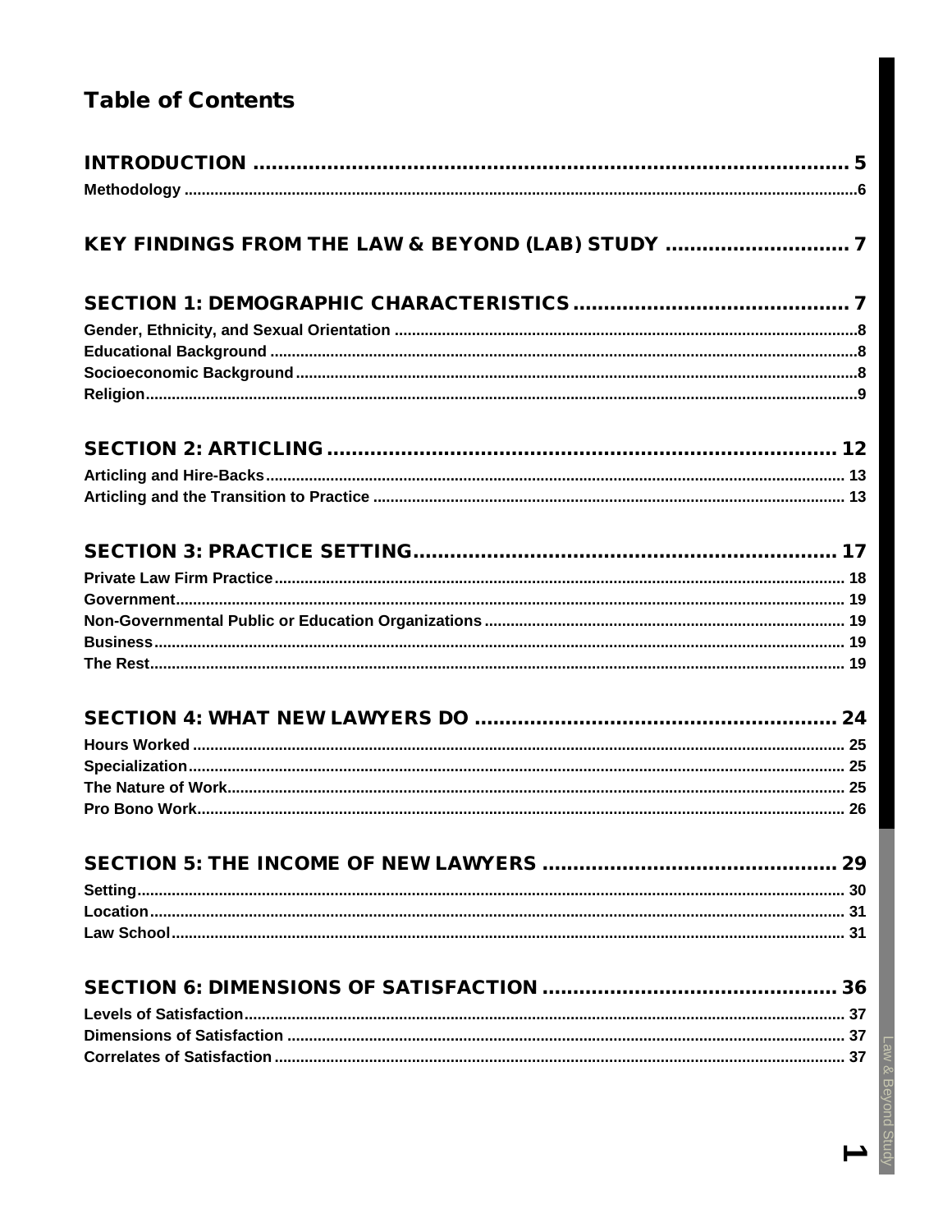# Table of Contents

**INTRODUCTION** .... 5
- Methodology .... 6

**KEY FINDINGS FROM THE LAW & BEYOND (LAB) STUDY** .... 7

**SECTION 1: DEMOGRAPHIC CHARACTERISTICS** .... 7
- Gender, Ethnicity, and Sexual Orientation .... 8
- Educational Background .... 8
- Socioeconomic Background .... 8
- Religion .... 9

**SECTION 2: ARTICLING** .... 12
- Articling and Hire-Backs .... 13
- Articling and the Transition to Practice .... 13

**SECTION 3: PRACTICE SETTING** .... 17
- Private Law Firm Practice .... 18
- Government .... 19
- Non-Governmental Public or Education Organizations .... 19
- Business .... 19
- The Rest .... 19

**SECTION 4: WHAT NEW LAWYERS DO** .... 24
- Hours Worked .... 25
- Specialization .... 25
- The Nature of Work .... 25
- Pro Bono Work .... 26

**SECTION 5: THE INCOME OF NEW LAWYERS** .... 29
- Setting .... 30
- Location .... 31
- Law School .... 31

**SECTION 6: DIMENSIONS OF SATISFACTION** .... 36
- Levels of Satisfaction .... 37
- Dimensions of Satisfaction .... 37
- Correlates of Satisfaction .... 37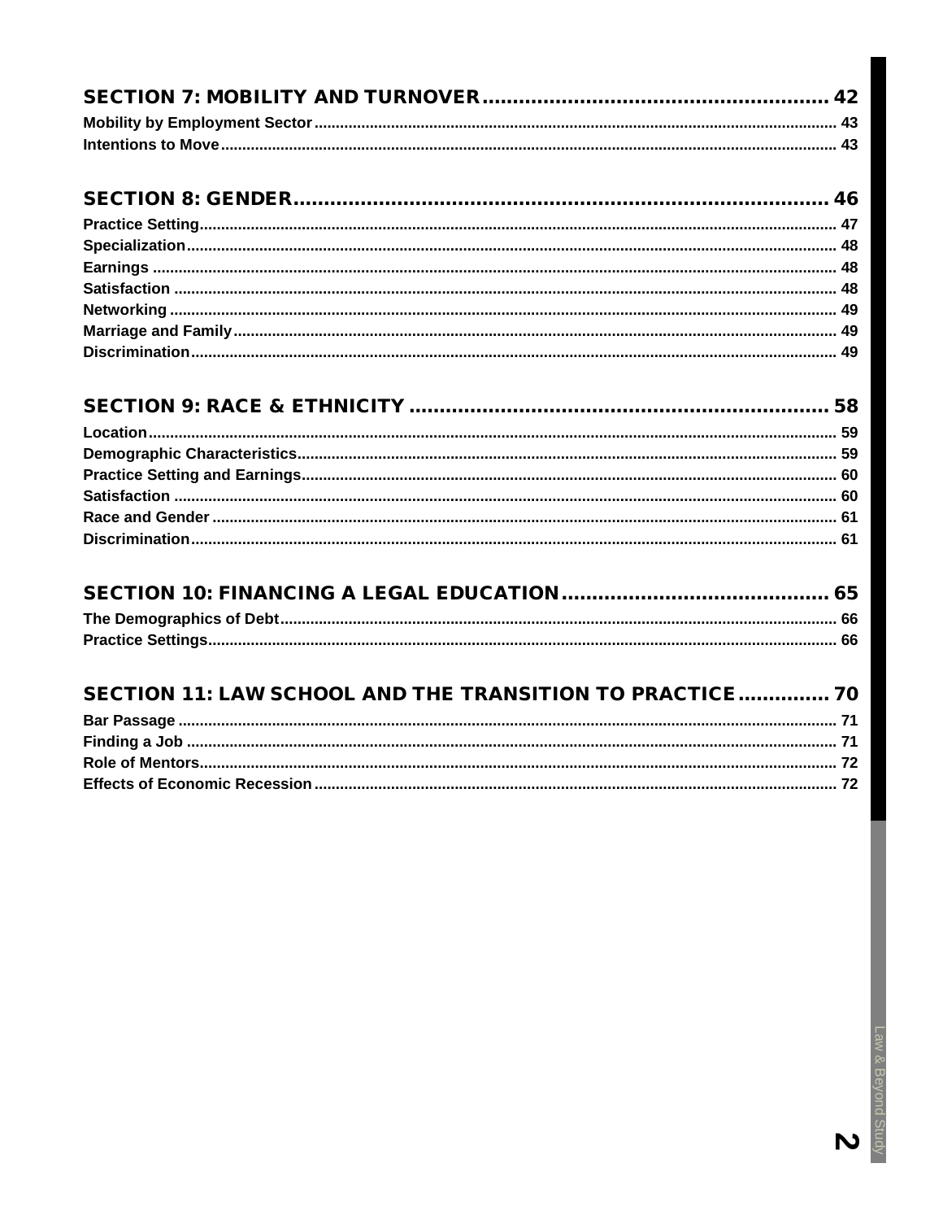**SECTION 7: MOBILITY AND TURNOVER** ........................................................ 42

Mobility by Employment Sector ........................................................ 43

Intentions to Move ........................................................ 43

**SECTION 8: GENDER** ........................................................ 46

Practice Setting ........................................................ 47

Specialization ........................................................ 48

Earnings ........................................................ 48

Satisfaction ........................................................ 48

Networking ........................................................ 49

Marriage and Family ........................................................ 49

Discrimination ........................................................ 49

**SECTION 9: RACE & ETHNICITY** ........................................................ 58

Location ........................................................ 59

Demographic Characteristics ........................................................ 59

Practice Setting and Earnings ........................................................ 60

Satisfaction ........................................................ 60

Race and Gender ........................................................ 61

Discrimination ........................................................ 61

**SECTION 10: FINANCING A LEGAL EDUCATION** ........................................................ 65

The Demographics of Debt ........................................................ 66

Practice Settings ........................................................ 66

**SECTION 11: LAW SCHOOL AND THE TRANSITION TO PRACTICE** ........................................................ 70

Bar Passage ........................................................ 71

Finding a Job ........................................................ 71

Role of Mentors ........................................................ 72

Effects of Economic Recession ........................................................ 72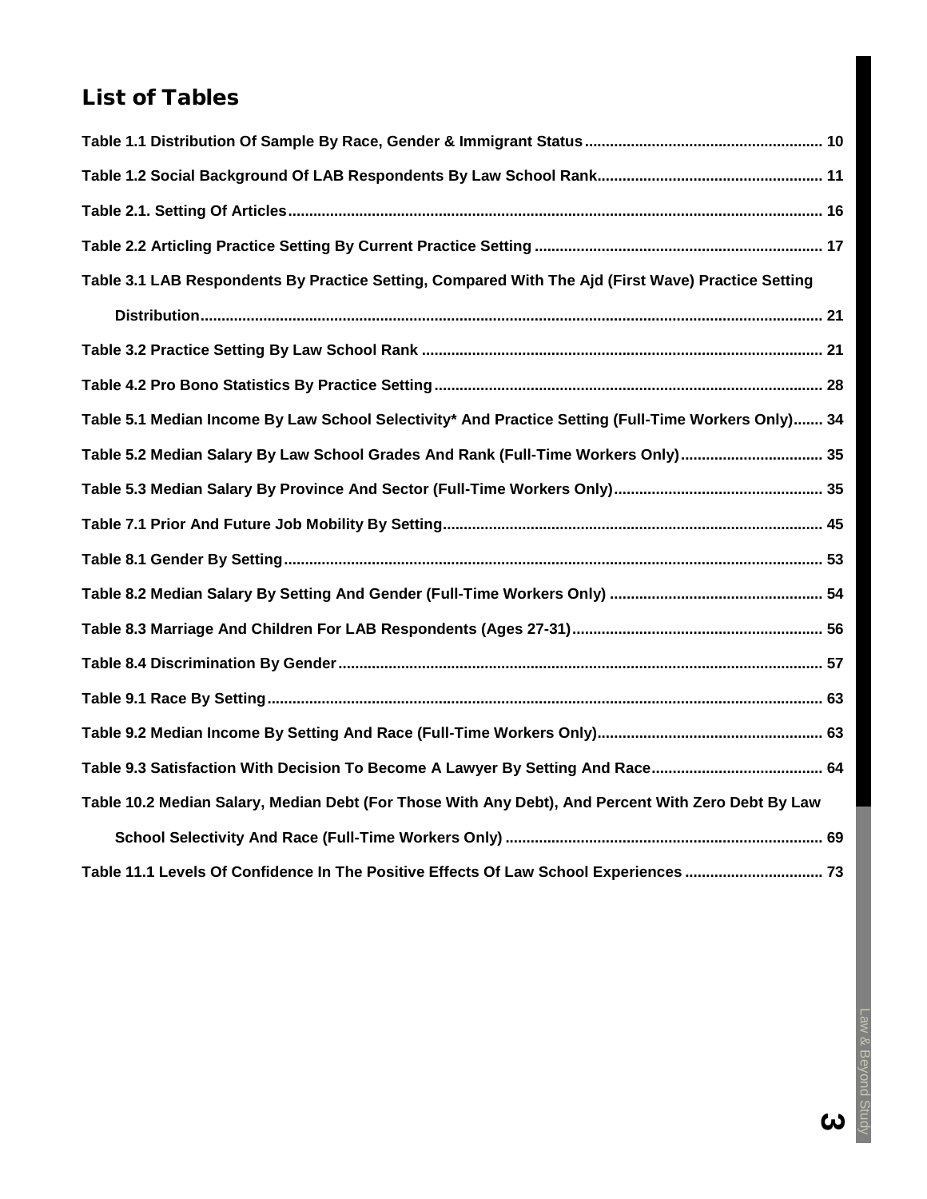## List of Tables

**Table 1.1 Distribution Of Sample By Race, Gender & Immigrant Status** ........ 10

**Table 1.2 Social Background Of LAB Respondents By Law School Rank** ........ 11

**Table 2.1. Setting Of Articles** ........ 16

**Table 2.2 Articling Practice Setting By Current Practice Setting** ........ 17

**Table 3.1 LAB Respondents By Practice Setting, Compared With The Ajd (First Wave) Practice Setting Distribution** ........ 21

**Table 3.2 Practice Setting By Law School Rank** ........ 21

**Table 4.2 Pro Bono Statistics By Practice Setting** ........ 28

**Table 5.1 Median Income By Law School Selectivity* And Practice Setting (Full-Time Workers Only)** ........ 34

**Table 5.2 Median Salary By Law School Grades And Rank (Full-Time Workers Only)** ........ 35

**Table 5.3 Median Salary By Province And Sector (Full-Time Workers Only)** ........ 35

**Table 7.1 Prior And Future Job Mobility By Setting** ........ 45

**Table 8.1 Gender By Setting** ........ 53

**Table 8.2 Median Salary By Setting And Gender (Full-Time Workers Only)** ........ 54

**Table 8.3 Marriage And Children For LAB Respondents (Ages 27-31)** ........ 56

**Table 8.4 Discrimination By Gender** ........ 57

**Table 9.1 Race By Setting** ........ 63

**Table 9.2 Median Income By Setting And Race (Full-Time Workers Only)** ........ 63

**Table 9.3 Satisfaction With Decision To Become A Lawyer By Setting And Race** ........ 64

**Table 10.2 Median Salary, Median Debt (For Those With Any Debt), And Percent With Zero Debt By Law School Selectivity And Race (Full-Time Workers Only)** ........ 69

**Table 11.1 Levels Of Confidence In The Positive Effects Of Law School Experiences** ........ 73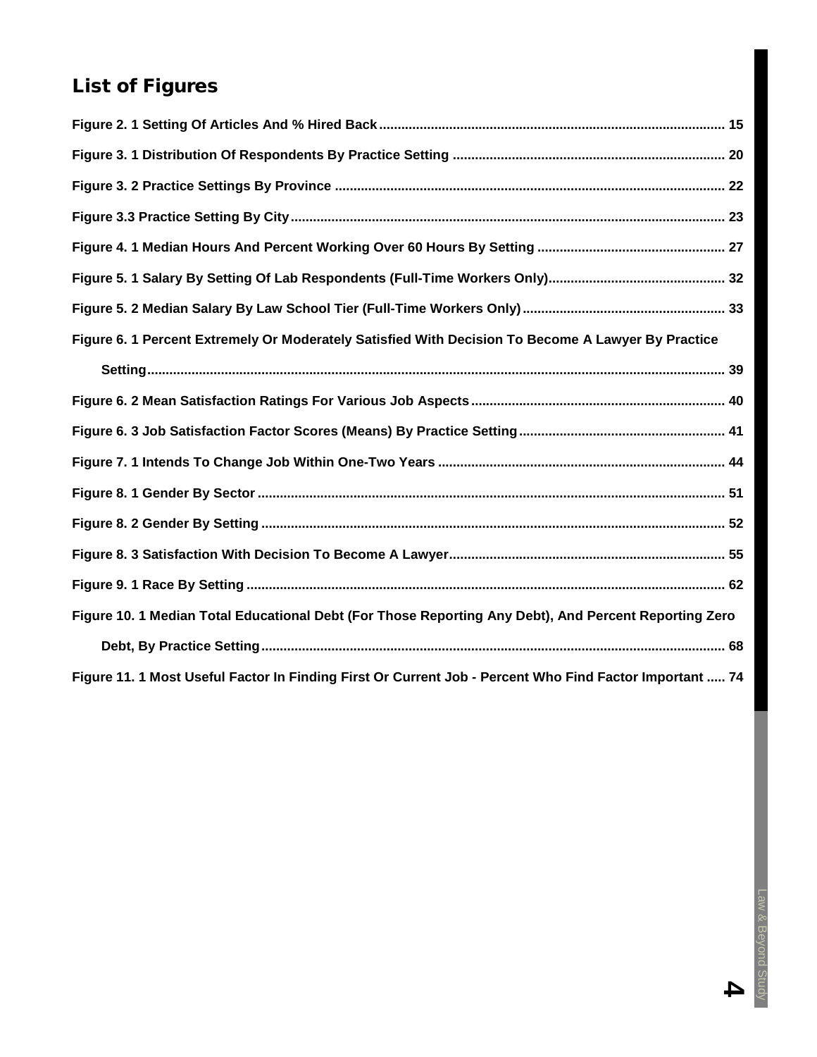## List of Figures

Figure 2. 1 Setting Of Articles And % Hired Back ........................................................................................... 15

Figure 3. 1 Distribution Of Respondents By Practice Setting ......................................................................... 20

Figure 3. 2 Practice Settings By Province ........................................................................................................ 22

Figure 3.3 Practice Setting By City .................................................................................................................... 23

Figure 4. 1 Median Hours And Percent Working Over 60 Hours By Setting .................................................. 27

Figure 5. 1 Salary By Setting Of Lab Respondents (Full-Time Workers Only)............................................... 32

Figure 5. 2 Median Salary By Law School Tier (Full-Time Workers Only) ...................................................... 33

Figure 6. 1 Percent Extremely Or Moderately Satisfied With Decision To Become A Lawyer By Practice Setting ........................................................................................................................................................... 39

Figure 6. 2 Mean Satisfaction Ratings For Various Job Aspects .................................................................... 40

Figure 6. 3 Job Satisfaction Factor Scores (Means) By Practice Setting ....................................................... 41

Figure 7. 1 Intends To Change Job Within One-Two Years ............................................................................ 44

Figure 8. 1 Gender By Sector ............................................................................................................................ 51

Figure 8. 2 Gender By Setting ........................................................................................................................... 52

Figure 8. 3 Satisfaction With Decision To Become A Lawyer......................................................................... 55

Figure 9. 1 Race By Setting ............................................................................................................................... 62

Figure 10. 1 Median Total Educational Debt (For Those Reporting Any Debt), And Percent Reporting Zero Debt, By Practice Setting ............................................................................................................................ 68

Figure 11. 1 Most Useful Factor In Finding First Or Current Job - Percent Who Find Factor Important ..... 74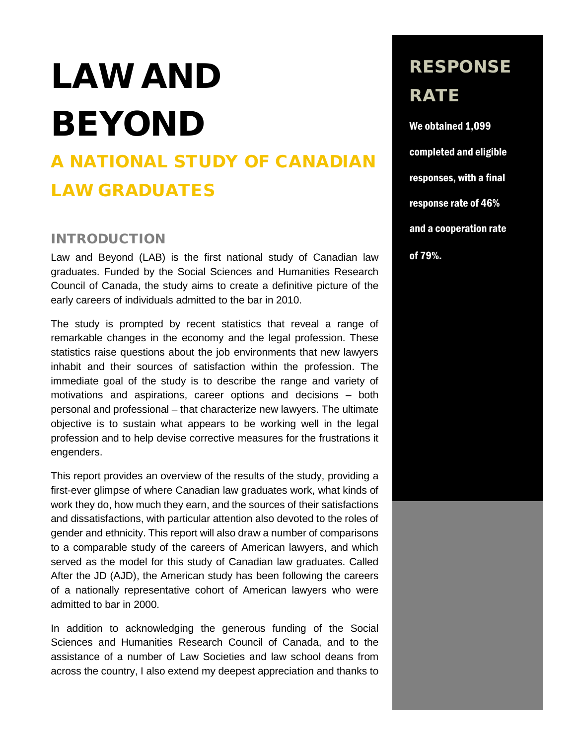# LAW AND BEYOND

## A NATIONAL STUDY OF CANADIAN LAW GRADUATES

### INTRODUCTION

Law and Beyond (LAB) is the first national study of Canadian law graduates. Funded by the Social Sciences and Humanities Research Council of Canada, the study aims to create a definitive picture of the early careers of individuals admitted to the bar in 2010.

The study is prompted by recent statistics that reveal a range of remarkable changes in the economy and the legal profession. These statistics raise questions about the job environments that new lawyers inhabit and their sources of satisfaction within the profession. The immediate goal of the study is to describe the range and variety of motivations and aspirations, career options and decisions – both personal and professional – that characterize new lawyers. The ultimate objective is to sustain what appears to be working well in the legal profession and to help devise corrective measures for the frustrations it engenders.

This report provides an overview of the results of the study, providing a first-ever glimpse of where Canadian law graduates work, what kinds of work they do, how much they earn, and the sources of their satisfactions and dissatisfactions, with particular attention also devoted to the roles of gender and ethnicity. This report will also draw a number of comparisons to a comparable study of the careers of American lawyers, and which served as the model for this study of Canadian law graduates. Called After the JD (AJD), the American study has been following the careers of a nationally representative cohort of American lawyers who were admitted to bar in 2000.

In addition to acknowledging the generous funding of the Social Sciences and Humanities Research Council of Canada, and to the assistance of a number of Law Societies and law school deans from across the country, I also extend my deepest appreciation and thanks to

### RESPONSE RATE

**We obtained 1,099 completed and eligible responses, with a final response rate of 46% and a cooperation rate of 79%.**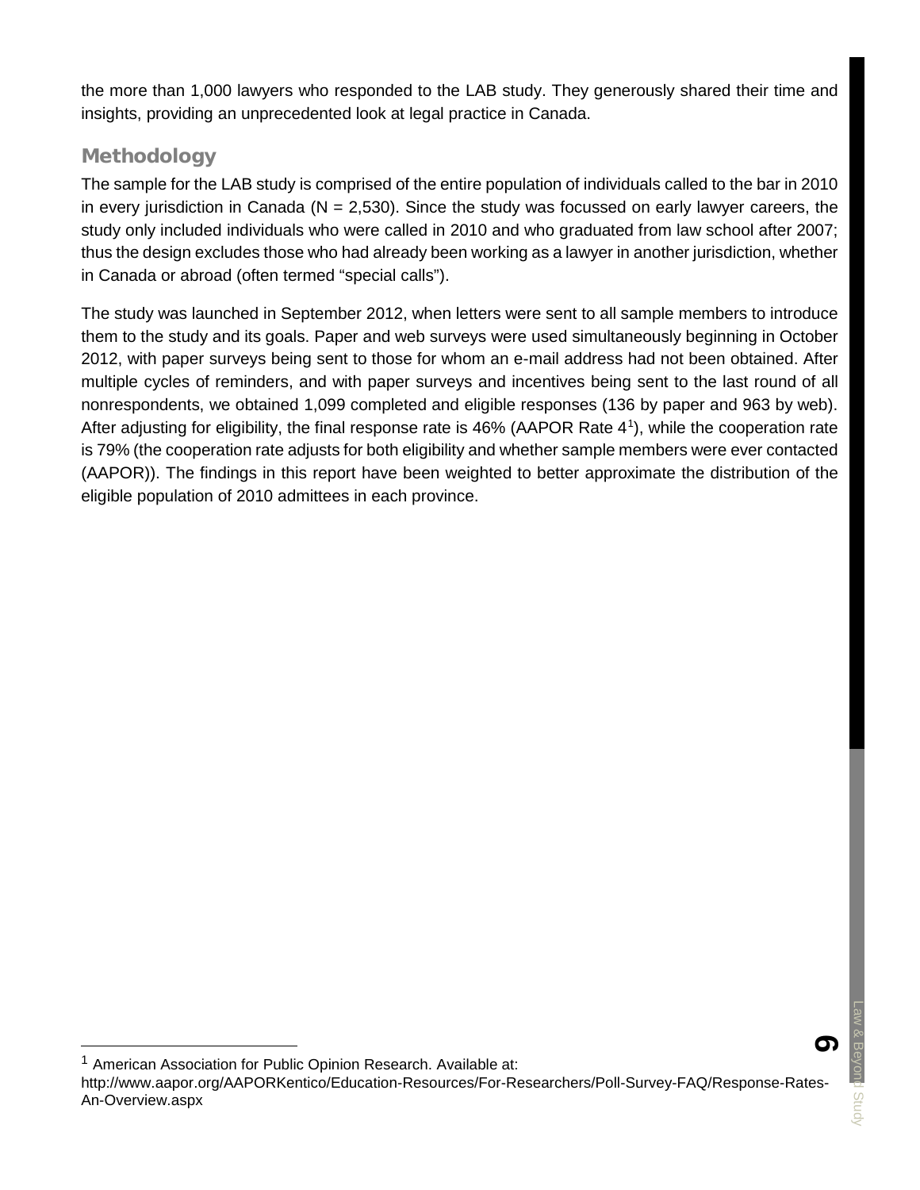the more than 1,000 lawyers who responded to the LAB study. They generously shared their time and insights, providing an unprecedented look at legal practice in Canada.

## Methodology

The sample for the LAB study is comprised of the entire population of individuals called to the bar in 2010 in every jurisdiction in Canada (N = 2,530). Since the study was focussed on early lawyer careers, the study only included individuals who were called in 2010 and who graduated from law school after 2007; thus the design excludes those who had already been working as a lawyer in another jurisdiction, whether in Canada or abroad (often termed "special calls").

The study was launched in September 2012, when letters were sent to all sample members to introduce them to the study and its goals. Paper and web surveys were used simultaneously beginning in October 2012, with paper surveys being sent to those for whom an e-mail address had not been obtained. After multiple cycles of reminders, and with paper surveys and incentives being sent to the last round of all nonrespondents, we obtained 1,099 completed and eligible responses (136 by paper and 963 by web). After adjusting for eligibility, the final response rate is 46% (AAPOR Rate 4[1]), while the cooperation rate is 79% (the cooperation rate adjusts for both eligibility and whether sample members were ever contacted (AAPOR)). The findings in this report have been weighted to better approximate the distribution of the eligible population of 2010 admittees in each province.

---

[1] American Association for Public Opinion Research. Available at: http://www.aapor.org/AAPORKentico/Education-Resources/For-Researchers/Poll-Survey-FAQ/Response-Rates-An-Overview.aspx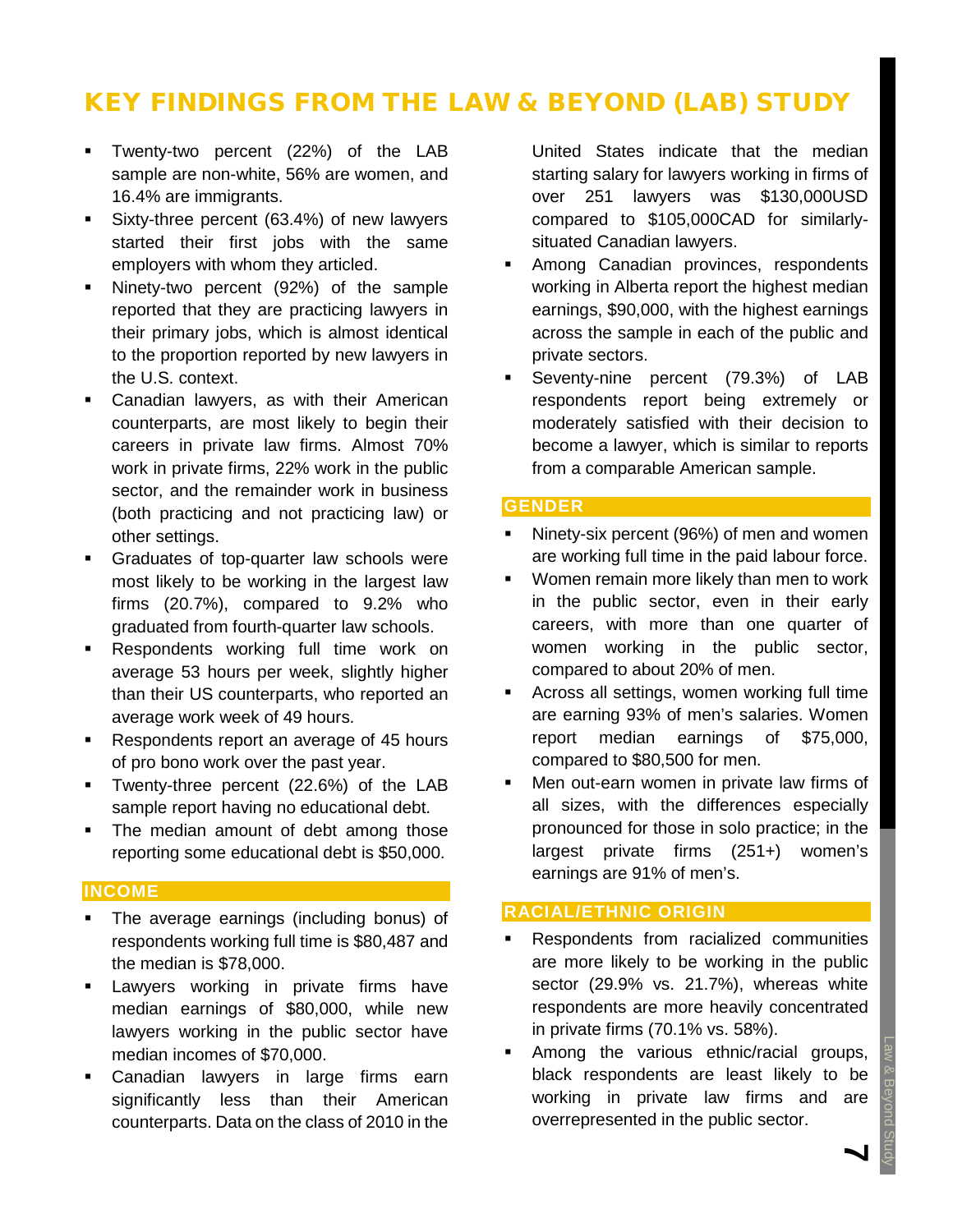# KEY FINDINGS FROM THE LAW & BEYOND (LAB) STUDY

- Twenty-two percent (22%) of the LAB sample are non-white, 56% are women, and 16.4% are immigrants.
- Sixty-three percent (63.4%) of new lawyers started their first jobs with the same employers with whom they articled.
- Ninety-two percent (92%) of the sample reported that they are practicing lawyers in their primary jobs, which is almost identical to the proportion reported by new lawyers in the U.S. context.
- Canadian lawyers, as with their American counterparts, are most likely to begin their careers in private law firms. Almost 70% work in private firms, 22% work in the public sector, and the remainder work in business (both practicing and not practicing law) or other settings.
- Graduates of top-quarter law schools were most likely to be working in the largest law firms (20.7%), compared to 9.2% who graduated from fourth-quarter law schools.
- Respondents working full time work on average 53 hours per week, slightly higher than their US counterparts, who reported an average work week of 49 hours.
- Respondents report an average of 45 hours of pro bono work over the past year.
- Twenty-three percent (22.6%) of the LAB sample report having no educational debt.
- The median amount of debt among those reporting some educational debt is $50,000.

## INCOME

- The average earnings (including bonus) of respondents working full time is $80,487 and the median is $78,000.
- Lawyers working in private firms have median earnings of $80,000, while new lawyers working in the public sector have median incomes of $70,000.
- Canadian lawyers in large firms earn significantly less than their American counterparts. Data on the class of 2010 in the United States indicate that the median starting salary for lawyers working in firms of over 251 lawyers was $130,000USD compared to $105,000CAD for similarly-situated Canadian lawyers.
- Among Canadian provinces, respondents working in Alberta report the highest median earnings, $90,000, with the highest earnings across the sample in each of the public and private sectors.
- Seventy-nine percent (79.3%) of LAB respondents report being extremely or moderately satisfied with their decision to become a lawyer, which is similar to reports from a comparable American sample.

## GENDER

- Ninety-six percent (96%) of men and women are working full time in the paid labour force.
- Women remain more likely than men to work in the public sector, even in their early careers, with more than one quarter of women working in the public sector, compared to about 20% of men.
- Across all settings, women working full time are earning 93% of men's salaries. Women report median earnings of $75,000, compared to $80,500 for men.
- Men out-earn women in private law firms of all sizes, with the differences especially pronounced for those in solo practice; in the largest private firms (251+) women's earnings are 91% of men's.

## RACIAL/ETHNIC ORIGIN

- Respondents from racialized communities are more likely to be working in the public sector (29.9% vs. 21.7%), whereas white respondents are more heavily concentrated in private firms (70.1% vs. 58%).
- Among the various ethnic/racial groups, black respondents are least likely to be working in private law firms and are overrepresented in the public sector.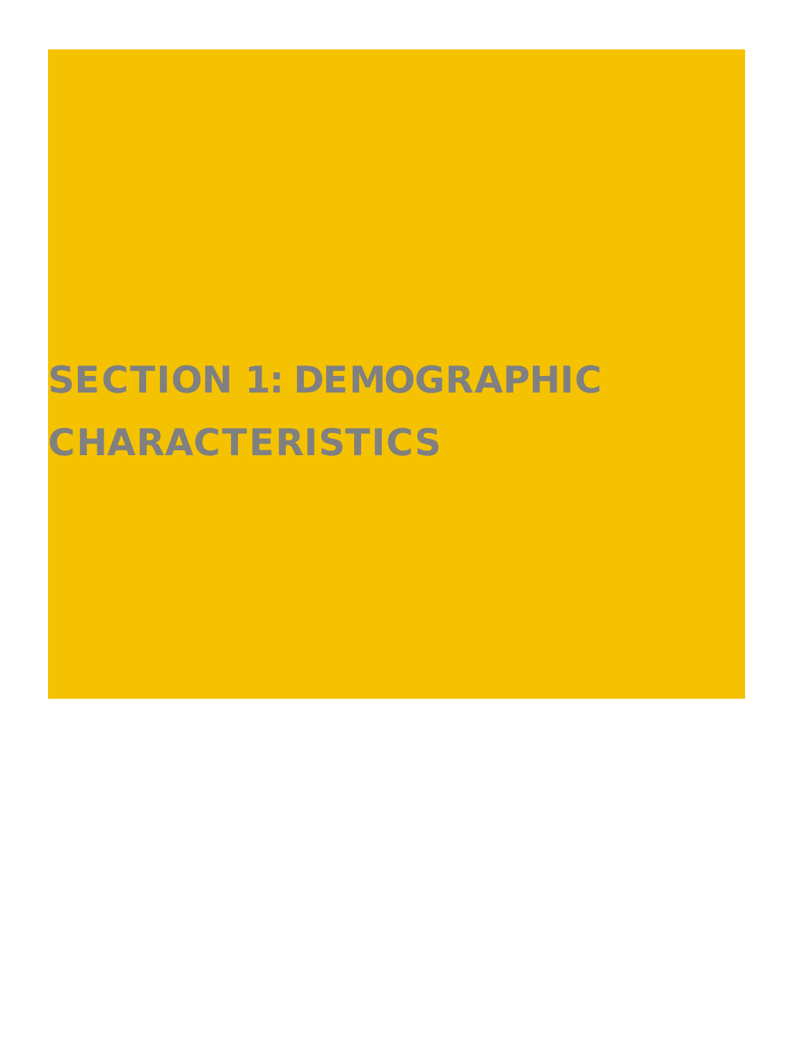# SECTION 1: DEMOGRAPHIC CHARACTERISTICS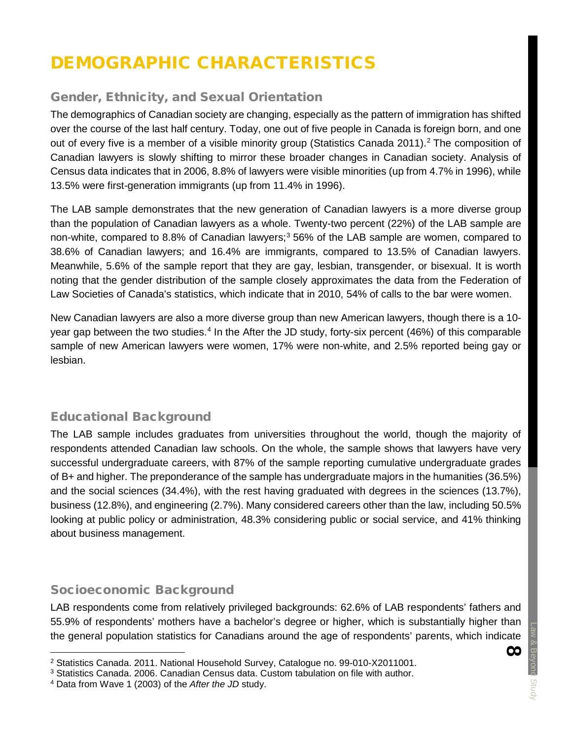# DEMOGRAPHIC CHARACTERISTICS

## Gender, Ethnicity, and Sexual Orientation

The demographics of Canadian society are changing, especially as the pattern of immigration has shifted over the course of the last half century. Today, one out of five people in Canada is foreign born, and one out of every five is a member of a visible minority group (Statistics Canada 2011).[2] The composition of Canadian lawyers is slowly shifting to mirror these broader changes in Canadian society. Analysis of Census data indicates that in 2006, 8.8% of lawyers were visible minorities (up from 4.7% in 1996), while 13.5% were first-generation immigrants (up from 11.4% in 1996).

The LAB sample demonstrates that the new generation of Canadian lawyers is a more diverse group than the population of Canadian lawyers as a whole. Twenty-two percent (22%) of the LAB sample are non-white, compared to 8.8% of Canadian lawyers;[3] 56% of the LAB sample are women, compared to 38.6% of Canadian lawyers; and 16.4% are immigrants, compared to 13.5% of Canadian lawyers. Meanwhile, 5.6% of the sample report that they are gay, lesbian, transgender, or bisexual. It is worth noting that the gender distribution of the sample closely approximates the data from the Federation of Law Societies of Canada's statistics, which indicate that in 2010, 54% of calls to the bar were women.

New Canadian lawyers are also a more diverse group than new American lawyers, though there is a 10-year gap between the two studies.[4] In the After the JD study, forty-six percent (46%) of this comparable sample of new American lawyers were women, 17% were non-white, and 2.5% reported being gay or lesbian.

## Educational Background

The LAB sample includes graduates from universities throughout the world, though the majority of respondents attended Canadian law schools. On the whole, the sample shows that lawyers have very successful undergraduate careers, with 87% of the sample reporting cumulative undergraduate grades of B+ and higher. The preponderance of the sample has undergraduate majors in the humanities (36.5%) and the social sciences (34.4%), with the rest having graduated with degrees in the sciences (13.7%), business (12.8%), and engineering (2.7%). Many considered careers other than the law, including 50.5% looking at public policy or administration, 48.3% considering public or social service, and 41% thinking about business management.

## Socioeconomic Background

LAB respondents come from relatively privileged backgrounds: 62.6% of LAB respondents' fathers and 55.9% of respondents' mothers have a bachelor's degree or higher, which is substantially higher than the general population statistics for Canadians around the age of respondents' parents, which indicate

---

[2] Statistics Canada. 2011. National Household Survey, Catalogue no. 99-010-X2011001.

[3] Statistics Canada. 2006. Canadian Census data. Custom tabulation on file with author.

[4] Data from Wave 1 (2003) of the *After the JD* study.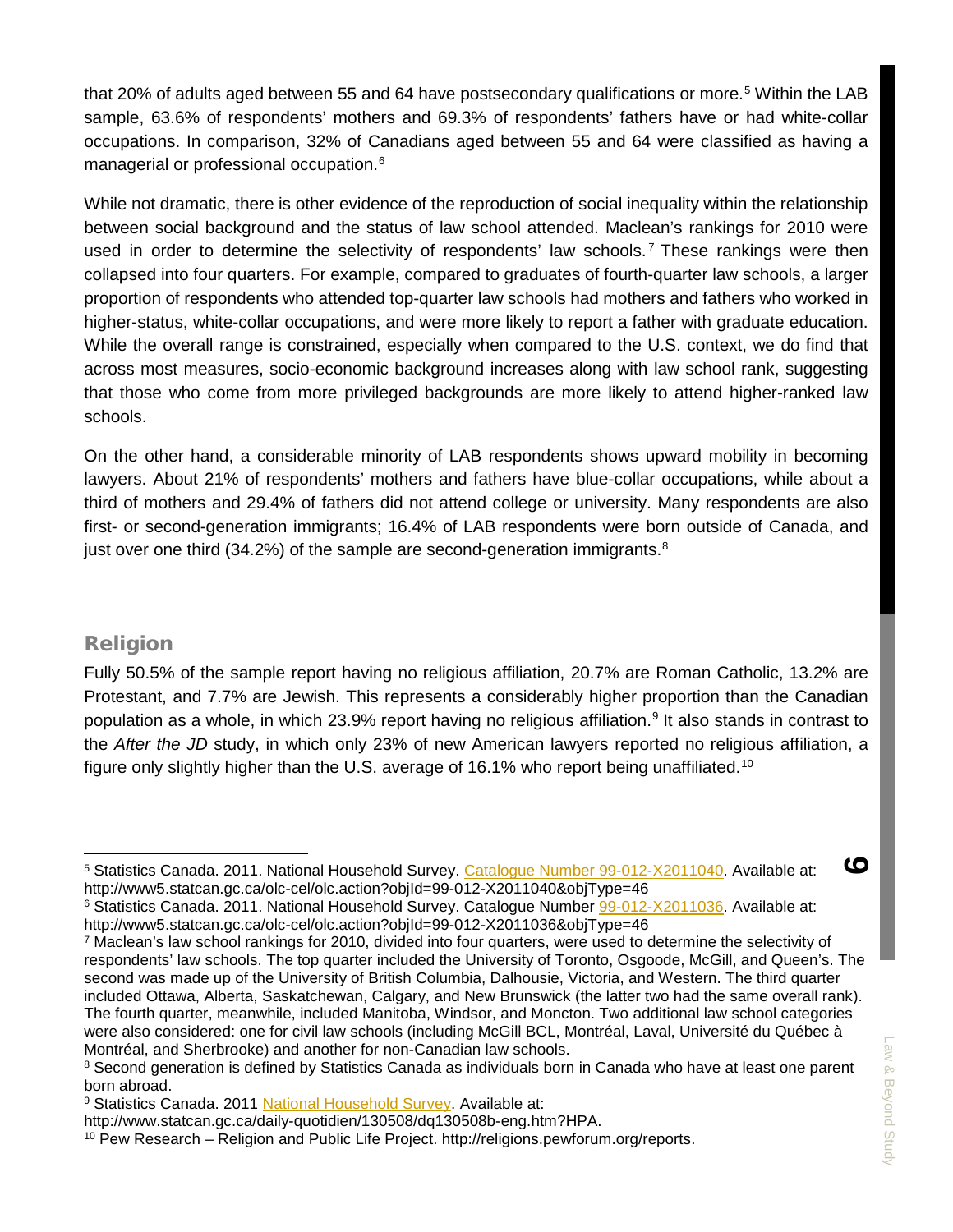that 20% of adults aged between 55 and 64 have postsecondary qualifications or more.[5] Within the LAB sample, 63.6% of respondents' mothers and 69.3% of respondents' fathers have or had white-collar occupations. In comparison, 32% of Canadians aged between 55 and 64 were classified as having a managerial or professional occupation.[6]

While not dramatic, there is other evidence of the reproduction of social inequality within the relationship between social background and the status of law school attended. Maclean's rankings for 2010 were used in order to determine the selectivity of respondents' law schools.[7] These rankings were then collapsed into four quarters. For example, compared to graduates of fourth-quarter law schools, a larger proportion of respondents who attended top-quarter law schools had mothers and fathers who worked in higher-status, white-collar occupations, and were more likely to report a father with graduate education. While the overall range is constrained, especially when compared to the U.S. context, we do find that across most measures, socio-economic background increases along with law school rank, suggesting that those who come from more privileged backgrounds are more likely to attend higher-ranked law schools.

On the other hand, a considerable minority of LAB respondents shows upward mobility in becoming lawyers. About 21% of respondents' mothers and fathers have blue-collar occupations, while about a third of mothers and 29.4% of fathers did not attend college or university. Many respondents are also first- or second-generation immigrants; 16.4% of LAB respondents were born outside of Canada, and just over one third (34.2%) of the sample are second-generation immigrants.[8]

## Religion

Fully 50.5% of the sample report having no religious affiliation, 20.7% are Roman Catholic, 13.2% are Protestant, and 7.7% are Jewish. This represents a considerably higher proportion than the Canadian population as a whole, in which 23.9% report having no religious affiliation.[9] It also stands in contrast to the *After the JD* study, in which only 23% of new American lawyers reported no religious affiliation, a figure only slightly higher than the U.S. average of 16.1% who report being unaffiliated.[10]

---

[5] Statistics Canada. 2011. National Household Survey. Catalogue Number 99-012-X2011040. Available at: http://www5.statcan.gc.ca/olc-cel/olc.action?objId=99-012-X2011040&objType=46

[6] Statistics Canada. 2011. National Household Survey. Catalogue Number 99-012-X2011036. Available at: http://www5.statcan.gc.ca/olc-cel/olc.action?objId=99-012-X2011036&objType=46

[7] Maclean's law school rankings for 2010, divided into four quarters, were used to determine the selectivity of respondents' law schools. The top quarter included the University of Toronto, Osgoode, McGill, and Queen's. The second was made up of the University of British Columbia, Dalhousie, Victoria, and Western. The third quarter included Ottawa, Alberta, Saskatchewan, Calgary, and New Brunswick (the latter two had the same overall rank). The fourth quarter, meanwhile, included Manitoba, Windsor, and Moncton. Two additional law school categories were also considered: one for civil law schools (including McGill BCL, Montréal, Laval, Université du Québec à Montréal, and Sherbrooke) and another for non-Canadian law schools.

[8] Second generation is defined by Statistics Canada as individuals born in Canada who have at least one parent born abroad.

[9] Statistics Canada. 2011 National Household Survey. Available at: http://www.statcan.gc.ca/daily-quotidien/130508/dq130508b-eng.htm?HPA.

[10] Pew Research – Religion and Public Life Project. http://religions.pewforum.org/reports.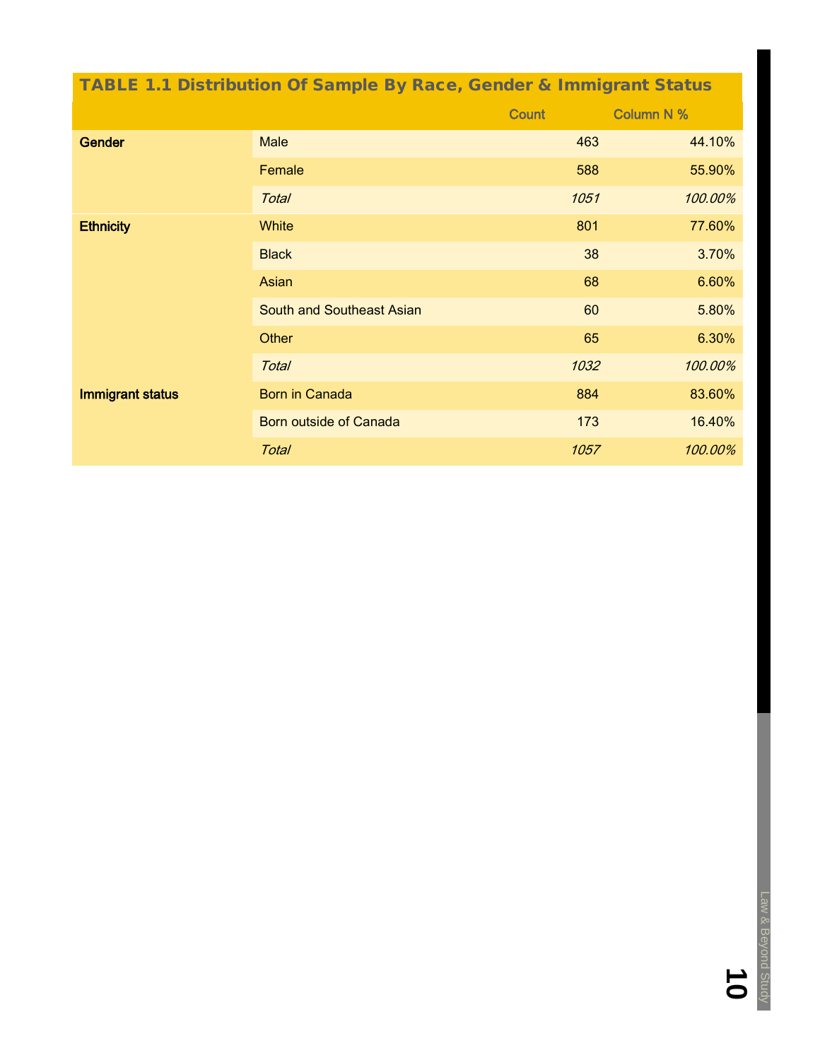## TABLE 1.1 Distribution Of Sample By Race, Gender & Immigrant Status

| | | Count | Column N % |
|---|---|---|---|
| **Gender** | Male | 463 | 44.10% |
| | Female | 588 | 55.90% |
| | *Total* | *1051* | *100.00%* |
| **Ethnicity** | White | 801 | 77.60% |
| | Black | 38 | 3.70% |
| | Asian | 68 | 6.60% |
| | South and Southeast Asian | 60 | 5.80% |
| | Other | 65 | 6.30% |
| | *Total* | *1032* | *100.00%* |
| **Immigrant status** | Born in Canada | 884 | 83.60% |
| | Born outside of Canada | 173 | 16.40% |
| | *Total* | *1057* | *100.00%* |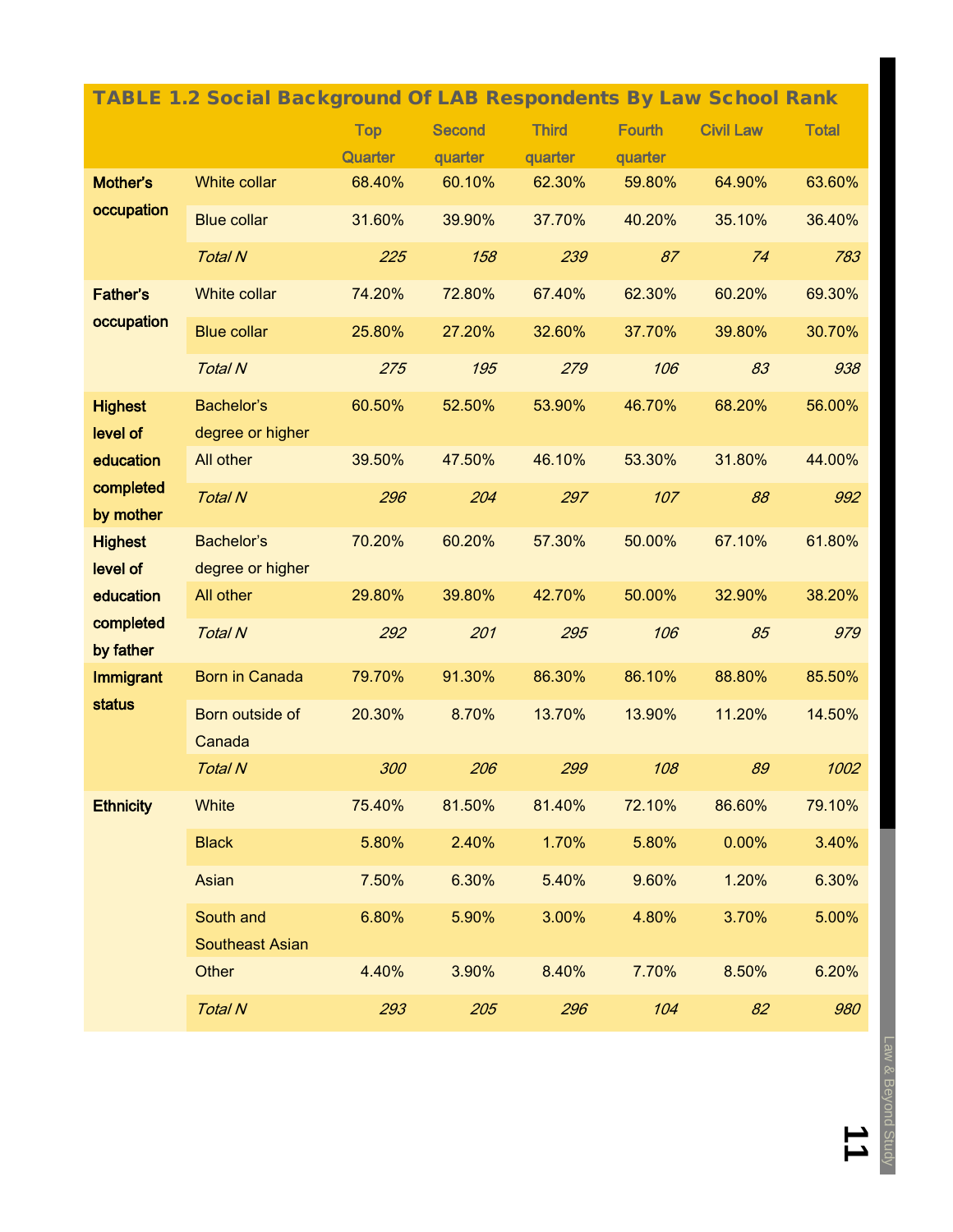**TABLE 1.2 Social Background Of LAB Respondents By Law School Rank**

| | | Top Quarter | Second quarter | Third quarter | Fourth quarter | Civil Law | Total |
|---|---|---|---|---|---|---|---|
| **Mother's occupation** | White collar | 68.40% | 60.10% | 62.30% | 59.80% | 64.90% | 63.60% |
| | Blue collar | 31.60% | 39.90% | 37.70% | 40.20% | 35.10% | 36.40% |
| | *Total N* | *225* | *158* | *239* | *87* | *74* | *783* |
| **Father's occupation** | White collar | 74.20% | 72.80% | 67.40% | 62.30% | 60.20% | 69.30% |
| | Blue collar | 25.80% | 27.20% | 32.60% | 37.70% | 39.80% | 30.70% |
| | *Total N* | *275* | *195* | *279* | *106* | *83* | *938* |
| **Highest level of education completed by mother** | Bachelor's degree or higher | 60.50% | 52.50% | 53.90% | 46.70% | 68.20% | 56.00% |
| | All other | 39.50% | 47.50% | 46.10% | 53.30% | 31.80% | 44.00% |
| | *Total N* | *296* | *204* | *297* | *107* | *88* | *992* |
| **Highest level of education completed by father** | Bachelor's degree or higher | 70.20% | 60.20% | 57.30% | 50.00% | 67.10% | 61.80% |
| | All other | 29.80% | 39.80% | 42.70% | 50.00% | 32.90% | 38.20% |
| | *Total N* | *292* | *201* | *295* | *106* | *85* | *979* |
| **Immigrant status** | Born in Canada | 79.70% | 91.30% | 86.30% | 86.10% | 88.80% | 85.50% |
| | Born outside of Canada | 20.30% | 8.70% | 13.70% | 13.90% | 11.20% | 14.50% |
| | *Total N* | *300* | *206* | *299* | *108* | *89* | *1002* |
| **Ethnicity** | White | 75.40% | 81.50% | 81.40% | 72.10% | 86.60% | 79.10% |
| | Black | 5.80% | 2.40% | 1.70% | 5.80% | 0.00% | 3.40% |
| | Asian | 7.50% | 6.30% | 5.40% | 9.60% | 1.20% | 6.30% |
| | South and Southeast Asian | 6.80% | 5.90% | 3.00% | 4.80% | 3.70% | 5.00% |
| | Other | 4.40% | 3.90% | 8.40% | 7.70% | 8.50% | 6.20% |
| | *Total N* | *293* | *205* | *296* | *104* | *82* | *980* |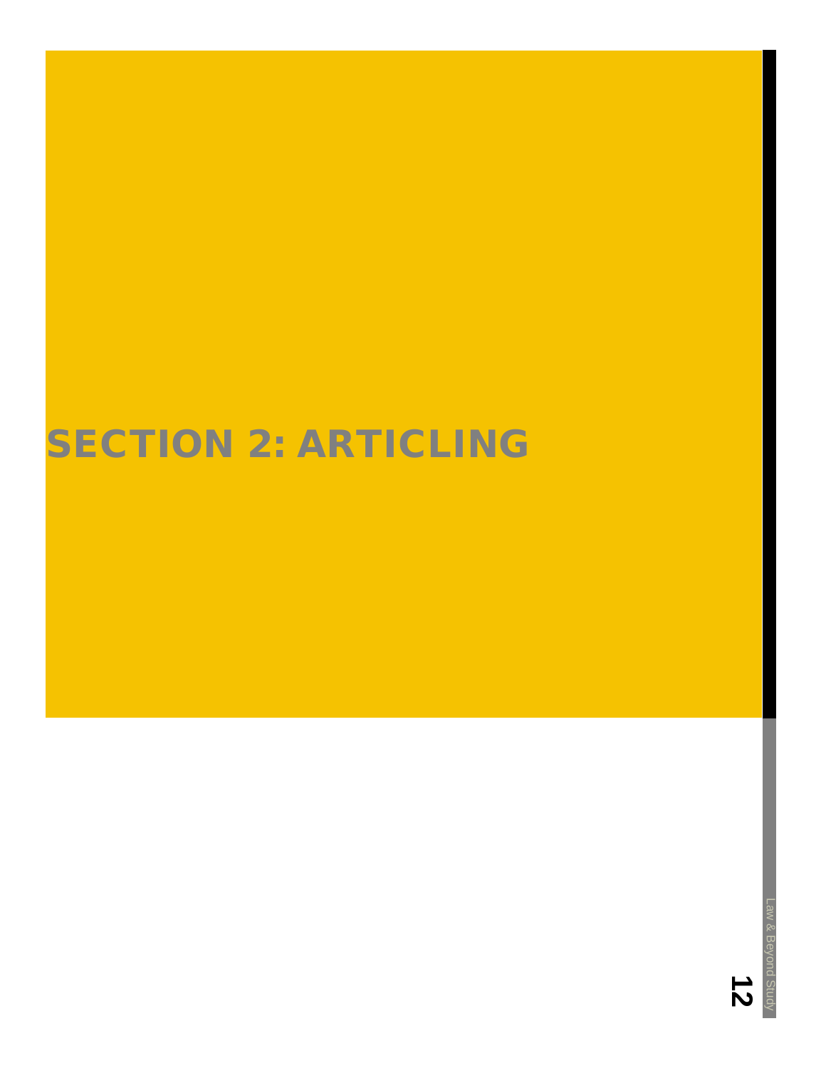# SECTION 2: ARTICLING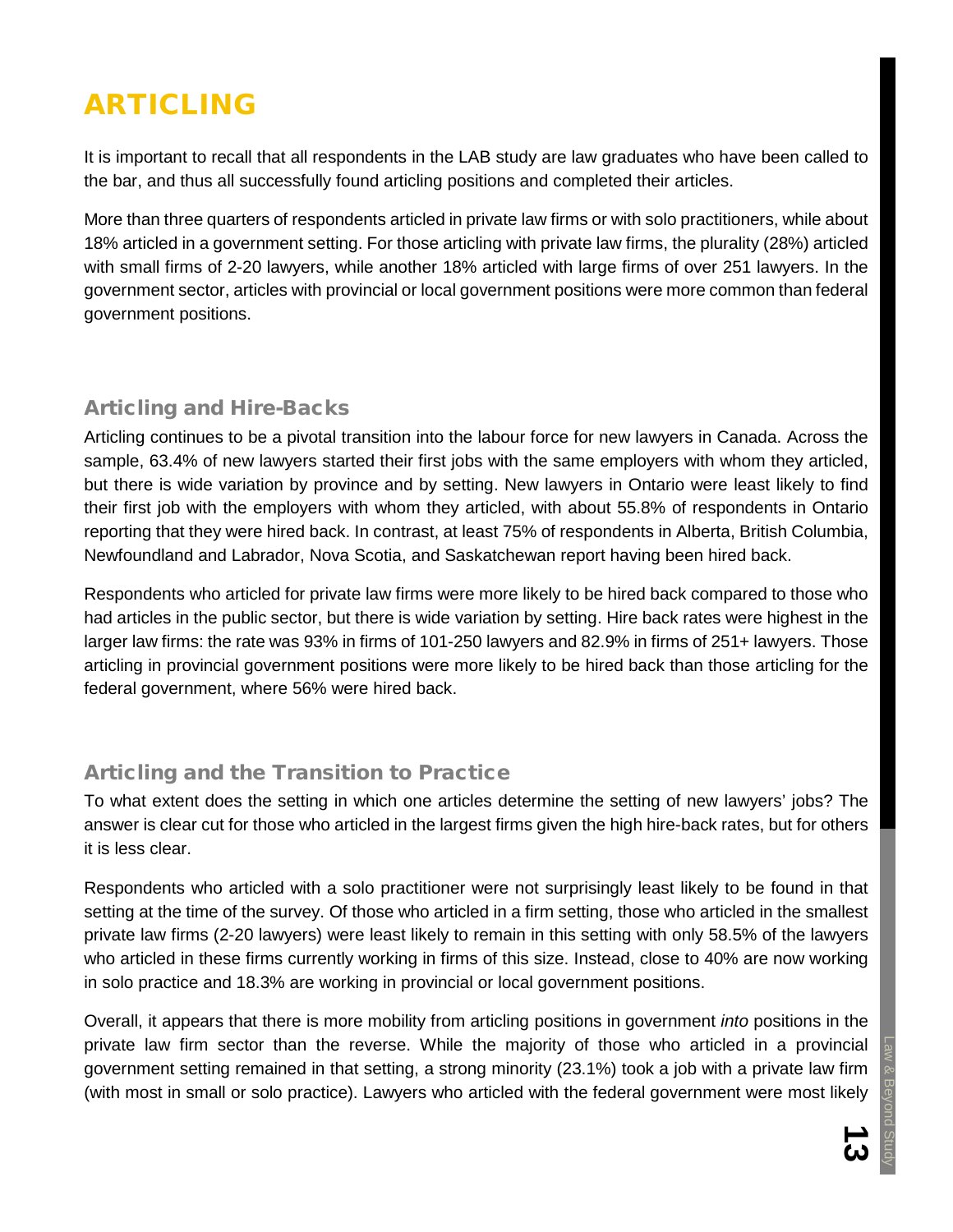# ARTICLING

It is important to recall that all respondents in the LAB study are law graduates who have been called to the bar, and thus all successfully found articling positions and completed their articles.

More than three quarters of respondents articled in private law firms or with solo practitioners, while about 18% articled in a government setting. For those articling with private law firms, the plurality (28%) articled with small firms of 2-20 lawyers, while another 18% articled with large firms of over 251 lawyers. In the government sector, articles with provincial or local government positions were more common than federal government positions.

## Articling and Hire-Backs

Articling continues to be a pivotal transition into the labour force for new lawyers in Canada. Across the sample, 63.4% of new lawyers started their first jobs with the same employers with whom they articled, but there is wide variation by province and by setting. New lawyers in Ontario were least likely to find their first job with the employers with whom they articled, with about 55.8% of respondents in Ontario reporting that they were hired back. In contrast, at least 75% of respondents in Alberta, British Columbia, Newfoundland and Labrador, Nova Scotia, and Saskatchewan report having been hired back.

Respondents who articled for private law firms were more likely to be hired back compared to those who had articles in the public sector, but there is wide variation by setting. Hire back rates were highest in the larger law firms: the rate was 93% in firms of 101-250 lawyers and 82.9% in firms of 251+ lawyers. Those articling in provincial government positions were more likely to be hired back than those articling for the federal government, where 56% were hired back.

## Articling and the Transition to Practice

To what extent does the setting in which one articles determine the setting of new lawyers' jobs? The answer is clear cut for those who articled in the largest firms given the high hire-back rates, but for others it is less clear.

Respondents who articled with a solo practitioner were not surprisingly least likely to be found in that setting at the time of the survey. Of those who articled in a firm setting, those who articled in the smallest private law firms (2-20 lawyers) were least likely to remain in this setting with only 58.5% of the lawyers who articled in these firms currently working in firms of this size. Instead, close to 40% are now working in solo practice and 18.3% are working in provincial or local government positions.

Overall, it appears that there is more mobility from articling positions in government *into* positions in the private law firm sector than the reverse. While the majority of those who articled in a provincial government setting remained in that setting, a strong minority (23.1%) took a job with a private law firm (with most in small or solo practice). Lawyers who articled with the federal government were most likely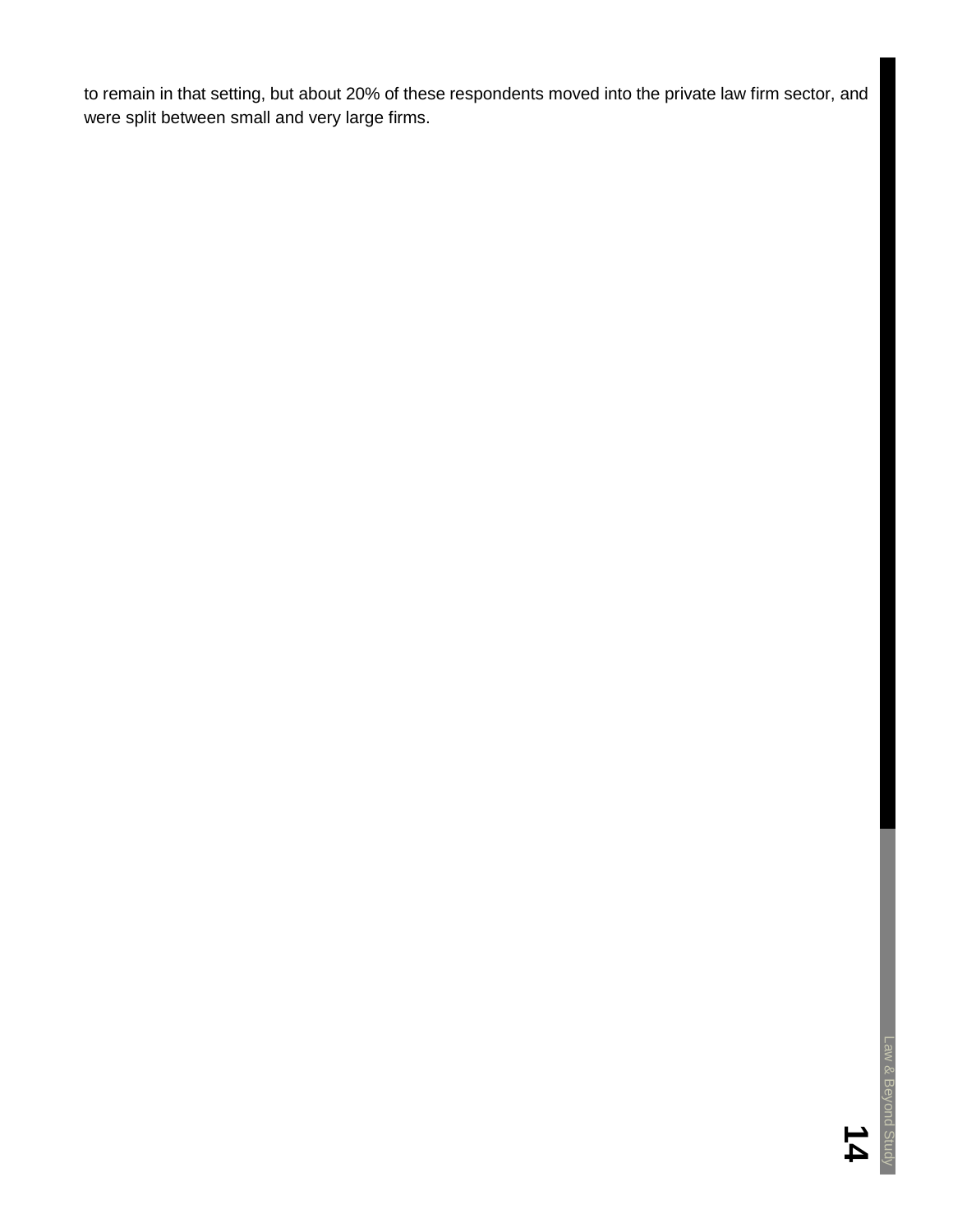to remain in that setting, but about 20% of these respondents moved into the private law firm sector, and were split between small and very large firms.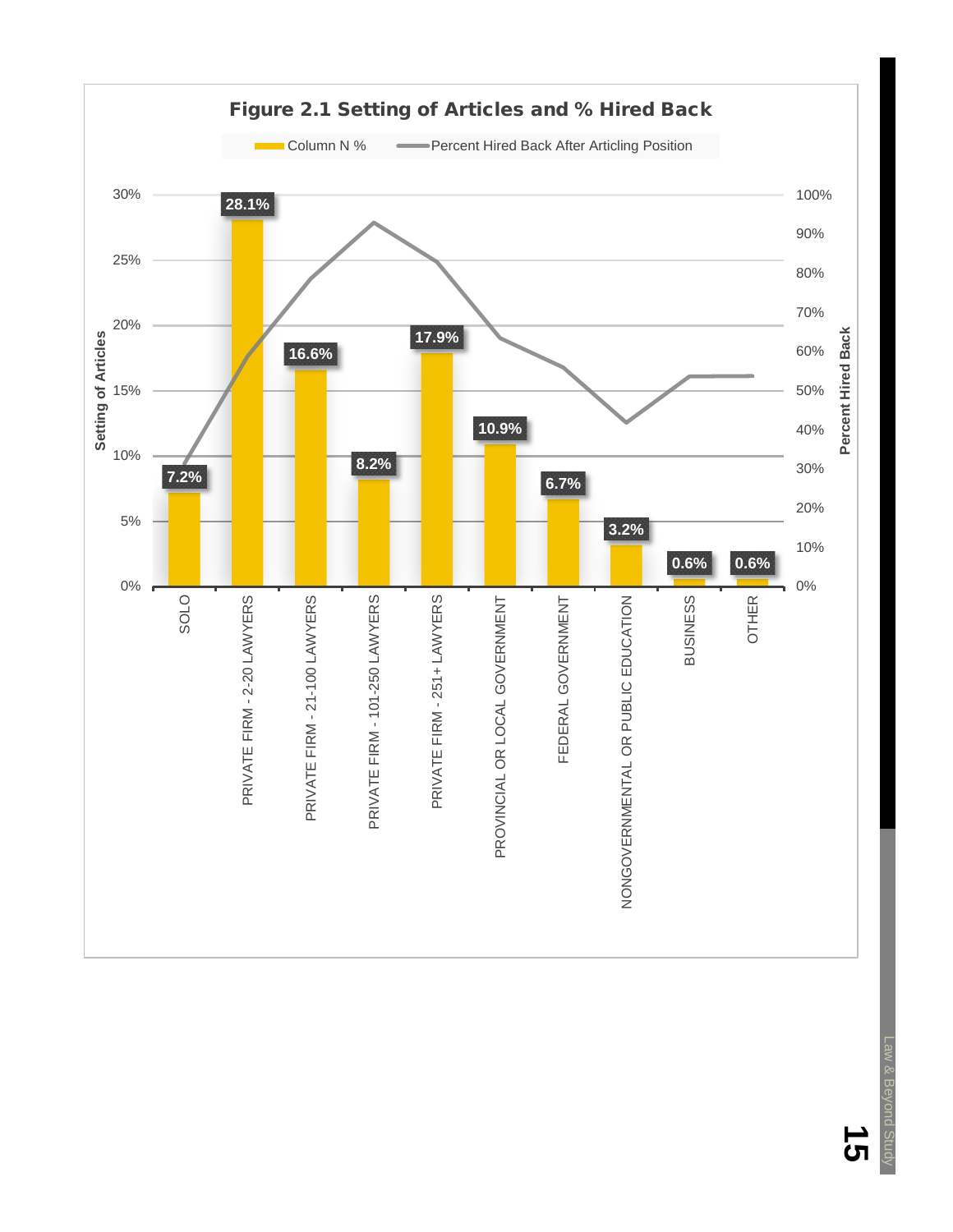**Figure 2.1 Setting of Articles and % Hired Back**

| Setting of Articles | Column N % |
|---|---|
| SOLO | 7.2% |
| PRIVATE FIRM - 2-20 LAWYERS | 28.1% |
| PRIVATE FIRM - 21-100 LAWYERS | 16.6% |
| PRIVATE FIRM - 101-250 LAWYERS | 8.2% |
| PRIVATE FIRM - 251+ LAWYERS | 17.9% |
| PROVINCIAL OR LOCAL GOVERNMENT | 10.9% |
| FEDERAL GOVERNMENT | 6.7% |
| NONGOVERNMENTAL OR PUBLIC EDUCATION | 3.2% |
| BUSINESS | 0.6% |
| OTHER | 0.6% |

Legend: Column N % ; Percent Hired Back After Articling Position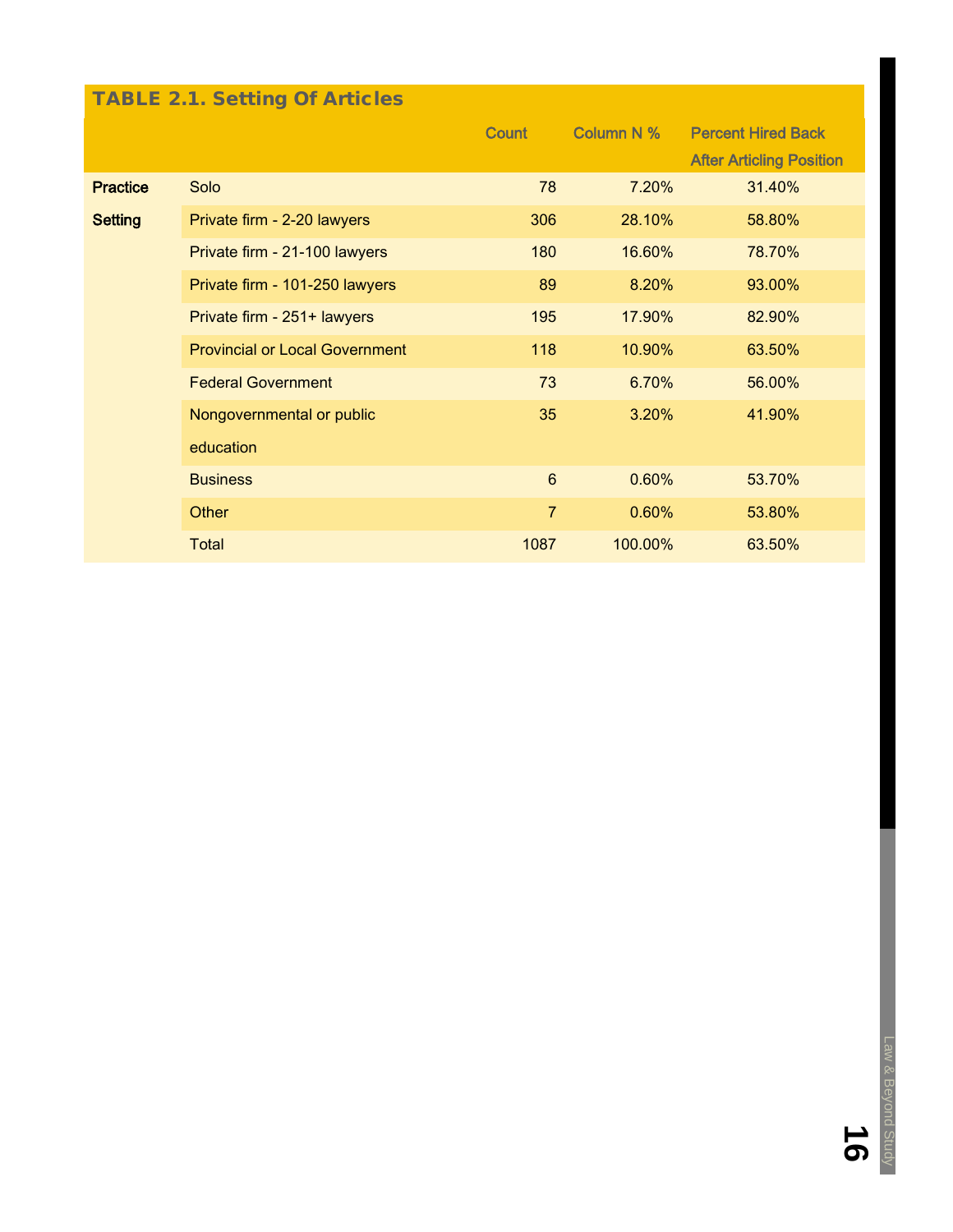**TABLE 2.1. Setting Of Articles**

| | | Count | Column N % | Percent Hired Back After Articling Position |
|---|---|---|---|---|
| Practice Setting | Solo | 78 | 7.20% | 31.40% |
| | Private firm - 2-20 lawyers | 306 | 28.10% | 58.80% |
| | Private firm - 21-100 lawyers | 180 | 16.60% | 78.70% |
| | Private firm - 101-250 lawyers | 89 | 8.20% | 93.00% |
| | Private firm - 251+ lawyers | 195 | 17.90% | 82.90% |
| | Provincial or Local Government | 118 | 10.90% | 63.50% |
| | Federal Government | 73 | 6.70% | 56.00% |
| | Nongovernmental or public education | 35 | 3.20% | 41.90% |
| | Business | 6 | 0.60% | 53.70% |
| | Other | 7 | 0.60% | 53.80% |
| | Total | 1087 | 100.00% | 63.50% |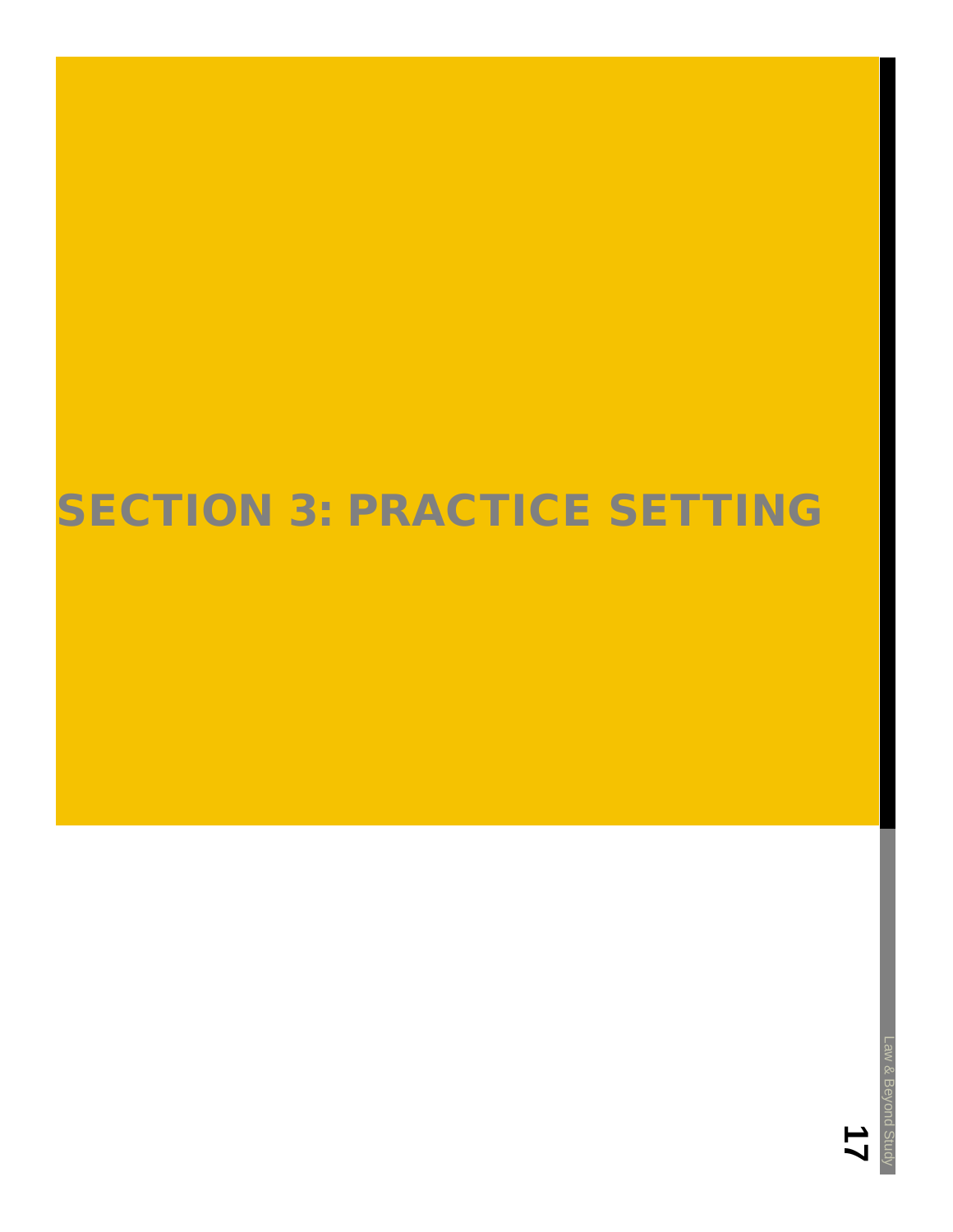# SECTION 3: PRACTICE SETTING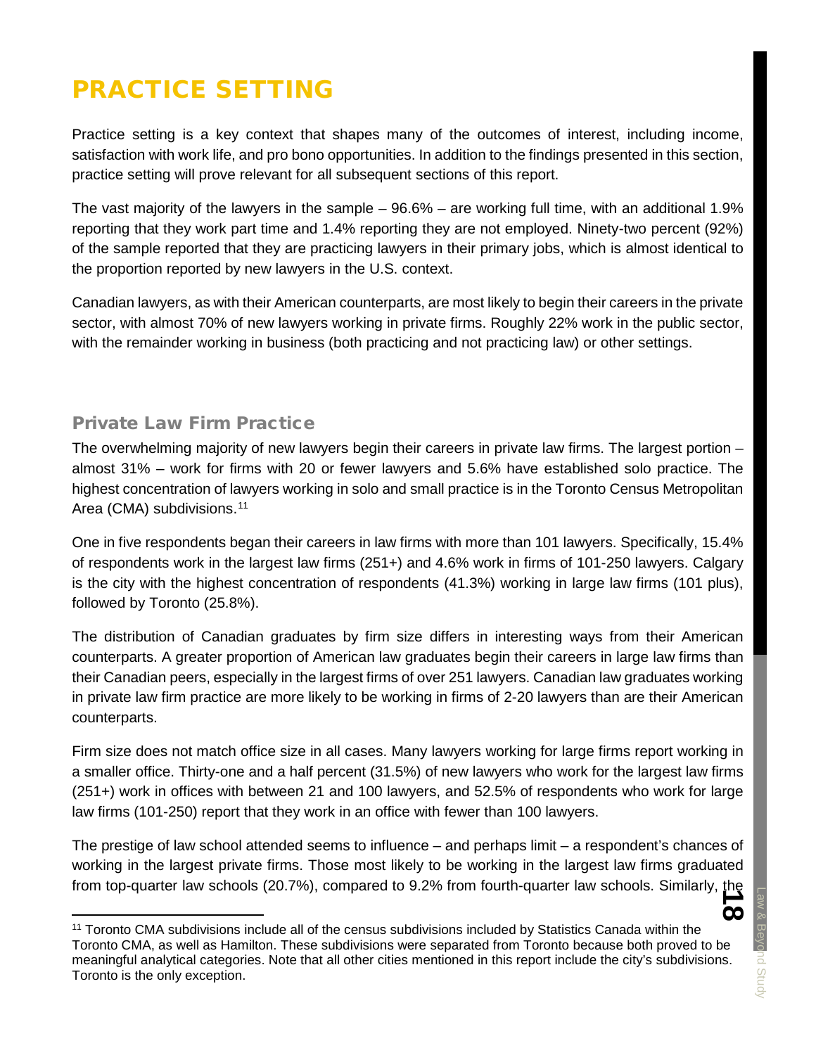# PRACTICE SETTING

Practice setting is a key context that shapes many of the outcomes of interest, including income, satisfaction with work life, and pro bono opportunities. In addition to the findings presented in this section, practice setting will prove relevant for all subsequent sections of this report.

The vast majority of the lawyers in the sample – 96.6% – are working full time, with an additional 1.9% reporting that they work part time and 1.4% reporting they are not employed. Ninety-two percent (92%) of the sample reported that they are practicing lawyers in their primary jobs, which is almost identical to the proportion reported by new lawyers in the U.S. context.

Canadian lawyers, as with their American counterparts, are most likely to begin their careers in the private sector, with almost 70% of new lawyers working in private firms. Roughly 22% work in the public sector, with the remainder working in business (both practicing and not practicing law) or other settings.

## Private Law Firm Practice

The overwhelming majority of new lawyers begin their careers in private law firms. The largest portion – almost 31% – work for firms with 20 or fewer lawyers and 5.6% have established solo practice. The highest concentration of lawyers working in solo and small practice is in the Toronto Census Metropolitan Area (CMA) subdivisions.[11]

One in five respondents began their careers in law firms with more than 101 lawyers. Specifically, 15.4% of respondents work in the largest law firms (251+) and 4.6% work in firms of 101-250 lawyers. Calgary is the city with the highest concentration of respondents (41.3%) working in large law firms (101 plus), followed by Toronto (25.8%).

The distribution of Canadian graduates by firm size differs in interesting ways from their American counterparts. A greater proportion of American law graduates begin their careers in large law firms than their Canadian peers, especially in the largest firms of over 251 lawyers. Canadian law graduates working in private law firm practice are more likely to be working in firms of 2-20 lawyers than are their American counterparts.

Firm size does not match office size in all cases. Many lawyers working for large firms report working in a smaller office. Thirty-one and a half percent (31.5%) of new lawyers who work for the largest law firms (251+) work in offices with between 21 and 100 lawyers, and 52.5% of respondents who work for large law firms (101-250) report that they work in an office with fewer than 100 lawyers.

The prestige of law school attended seems to influence – and perhaps limit – a respondent's chances of working in the largest private firms. Those most likely to be working in the largest law firms graduated from top-quarter law schools (20.7%), compared to 9.2% from fourth-quarter law schools. Similarly, the

[11] Toronto CMA subdivisions include all of the census subdivisions included by Statistics Canada within the Toronto CMA, as well as Hamilton. These subdivisions were separated from Toronto because both proved to be meaningful analytical categories. Note that all other cities mentioned in this report include the city's subdivisions. Toronto is the only exception.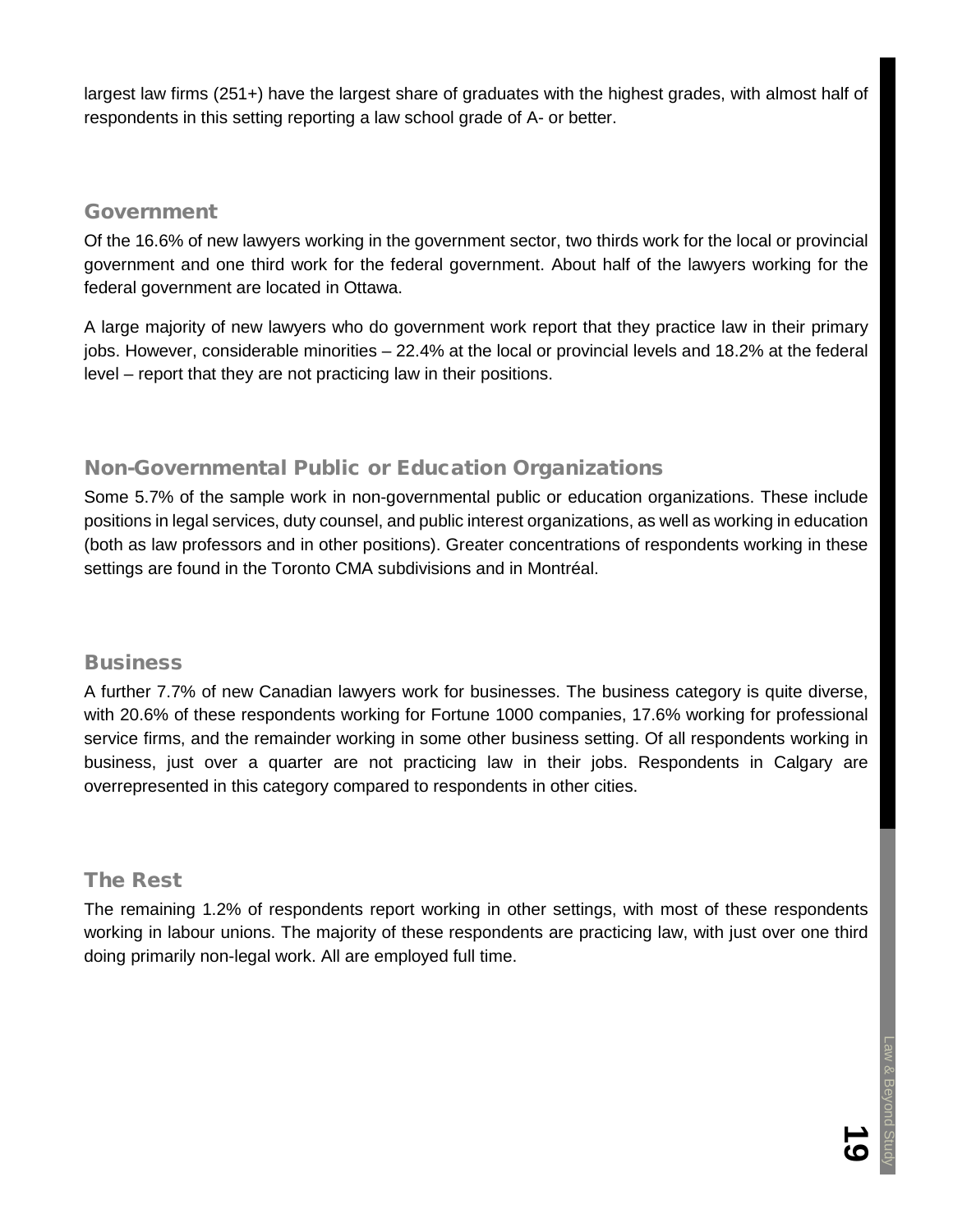largest law firms (251+) have the largest share of graduates with the highest grades, with almost half of respondents in this setting reporting a law school grade of A- or better.

### Government

Of the 16.6% of new lawyers working in the government sector, two thirds work for the local or provincial government and one third work for the federal government. About half of the lawyers working for the federal government are located in Ottawa.

A large majority of new lawyers who do government work report that they practice law in their primary jobs. However, considerable minorities – 22.4% at the local or provincial levels and 18.2% at the federal level – report that they are not practicing law in their positions.

### Non-Governmental Public or Education Organizations

Some 5.7% of the sample work in non-governmental public or education organizations. These include positions in legal services, duty counsel, and public interest organizations, as well as working in education (both as law professors and in other positions). Greater concentrations of respondents working in these settings are found in the Toronto CMA subdivisions and in Montréal.

### Business

A further 7.7% of new Canadian lawyers work for businesses. The business category is quite diverse, with 20.6% of these respondents working for Fortune 1000 companies, 17.6% working for professional service firms, and the remainder working in some other business setting. Of all respondents working in business, just over a quarter are not practicing law in their jobs. Respondents in Calgary are overrepresented in this category compared to respondents in other cities.

### The Rest

The remaining 1.2% of respondents report working in other settings, with most of these respondents working in labour unions. The majority of these respondents are practicing law, with just over one third doing primarily non-legal work. All are employed full time.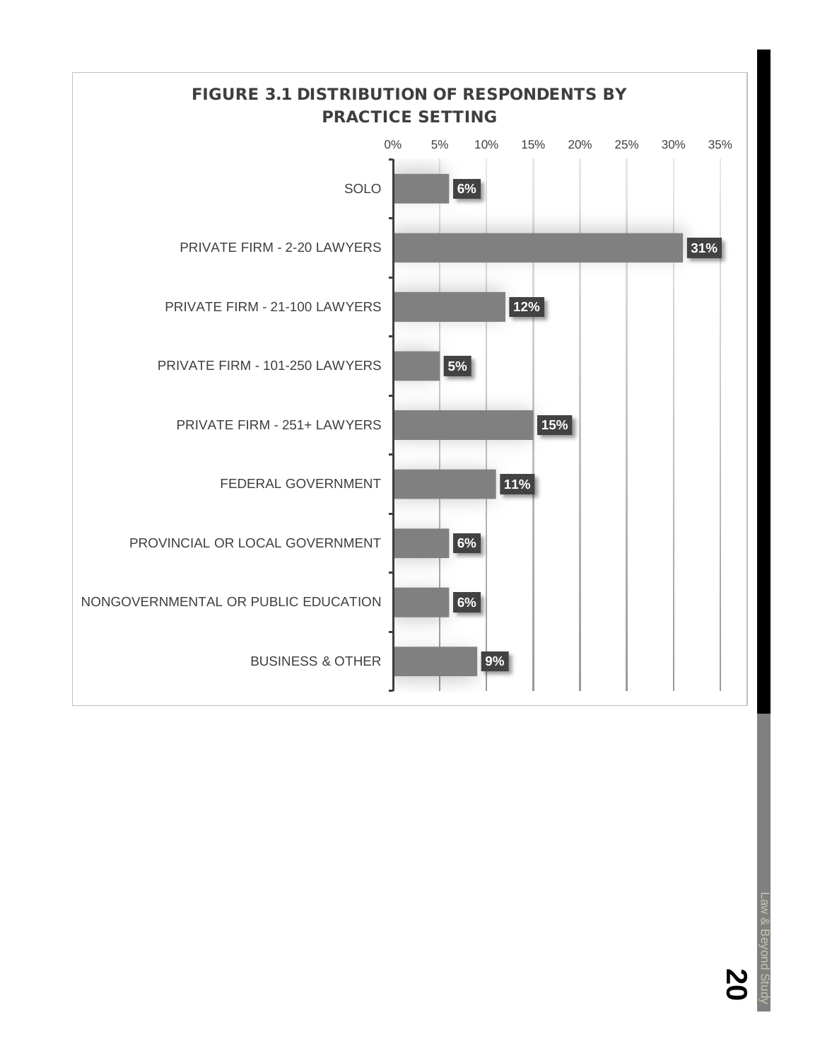**FIGURE 3.1 DISTRIBUTION OF RESPONDENTS BY PRACTICE SETTING**

| Practice Setting | Percentage |
|---|---|
| SOLO | 6% |
| PRIVATE FIRM - 2-20 LAWYERS | 31% |
| PRIVATE FIRM - 21-100 LAWYERS | 12% |
| PRIVATE FIRM - 101-250 LAWYERS | 5% |
| PRIVATE FIRM - 251+ LAWYERS | 15% |
| FEDERAL GOVERNMENT | 11% |
| PROVINCIAL OR LOCAL GOVERNMENT | 6% |
| NONGOVERNMENTAL OR PUBLIC EDUCATION | 6% |
| BUSINESS & OTHER | 9% |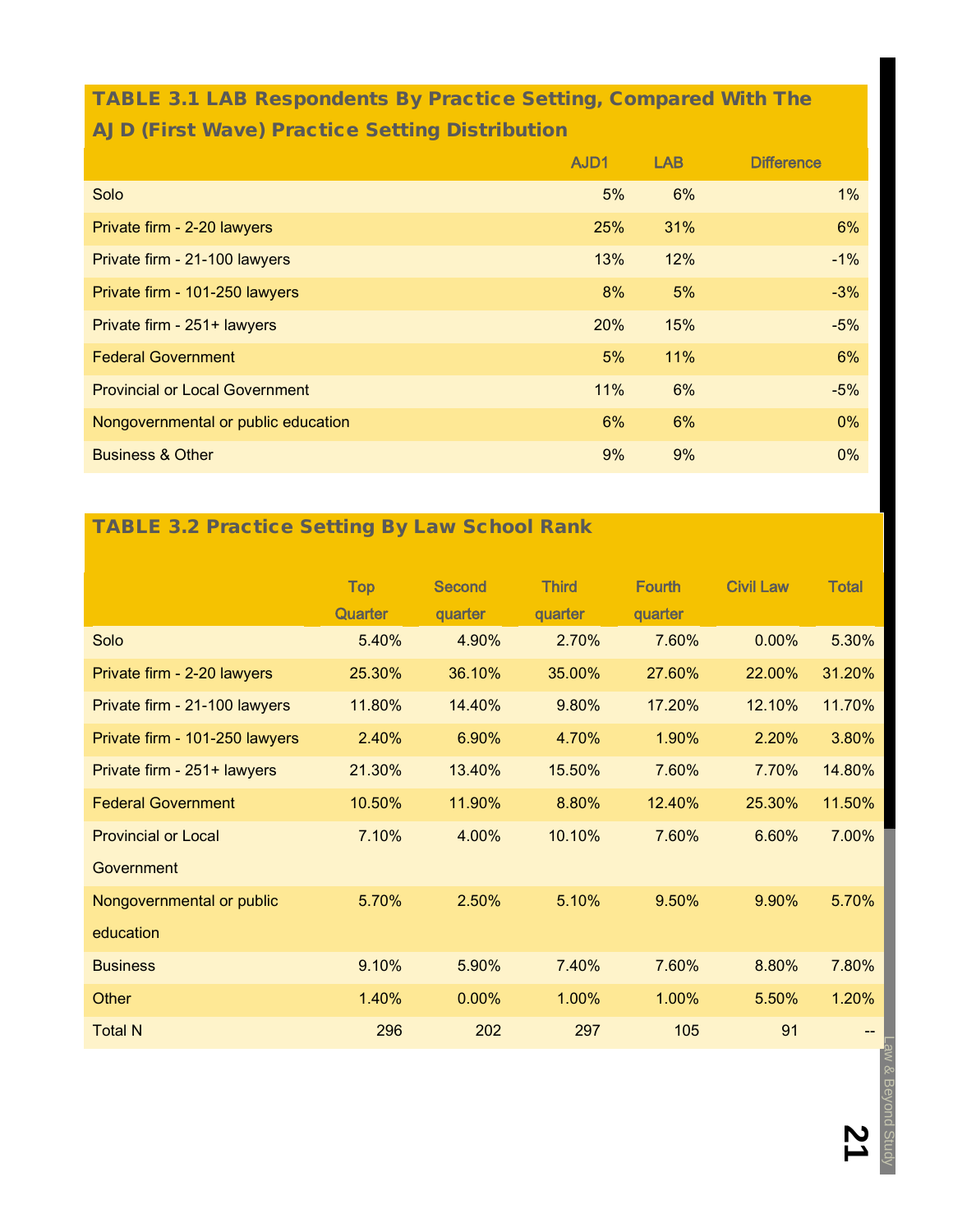## TABLE 3.1 LAB Respondents By Practice Setting, Compared With The AJD (First Wave) Practice Setting Distribution

| | AJD1 | LAB | Difference |
|---|---|---|---|
| Solo | 5% | 6% | 1% |
| Private firm - 2-20 lawyers | 25% | 31% | 6% |
| Private firm - 21-100 lawyers | 13% | 12% | -1% |
| Private firm - 101-250 lawyers | 8% | 5% | -3% |
| Private firm - 251+ lawyers | 20% | 15% | -5% |
| Federal Government | 5% | 11% | 6% |
| Provincial or Local Government | 11% | 6% | -5% |
| Nongovernmental or public education | 6% | 6% | 0% |
| Business & Other | 9% | 9% | 0% |

## TABLE 3.2 Practice Setting By Law School Rank

| | Top Quarter | Second quarter | Third quarter | Fourth quarter | Civil Law | Total |
|---|---|---|---|---|---|---|
| Solo | 5.40% | 4.90% | 2.70% | 7.60% | 0.00% | 5.30% |
| Private firm - 2-20 lawyers | 25.30% | 36.10% | 35.00% | 27.60% | 22.00% | 31.20% |
| Private firm - 21-100 lawyers | 11.80% | 14.40% | 9.80% | 17.20% | 12.10% | 11.70% |
| Private firm - 101-250 lawyers | 2.40% | 6.90% | 4.70% | 1.90% | 2.20% | 3.80% |
| Private firm - 251+ lawyers | 21.30% | 13.40% | 15.50% | 7.60% | 7.70% | 14.80% |
| Federal Government | 10.50% | 11.90% | 8.80% | 12.40% | 25.30% | 11.50% |
| Provincial or Local Government | 7.10% | 4.00% | 10.10% | 7.60% | 6.60% | 7.00% |
| Nongovernmental or public education | 5.70% | 2.50% | 5.10% | 9.50% | 9.90% | 5.70% |
| Business | 9.10% | 5.90% | 7.40% | 7.60% | 8.80% | 7.80% |
| Other | 1.40% | 0.00% | 1.00% | 1.00% | 5.50% | 1.20% |
| Total N | 296 | 202 | 297 | 105 | 91 | -- |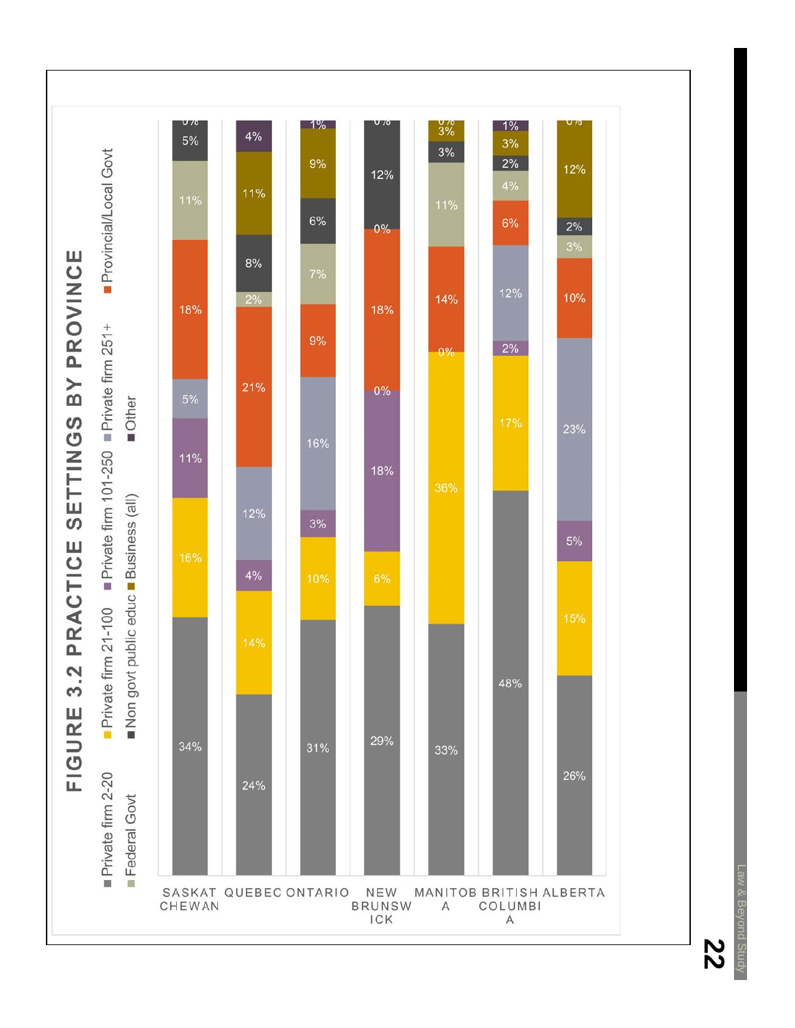# FIGURE 3.2 PRACTICE SETTINGS BY PROVINCE

| Practice setting | Saskatchewan | Quebec | Ontario | New Brunswick | Manitoba | British Columbia | Alberta |
|---|---|---|---|---|---|---|---|
| Private firm 2-20 | 34% | 24% | 31% | 29% | 33% | 48% | 26% |
| Private firm 21-100 | 16% | 14% | 10% | 6% | 36% | 17% | 15% |
| Private firm 101-250 | 11% | 4% | 3% | 18% | 0% | 2% | 5% |
| Private firm 251+ | 5% | 12% | 16% | 0% | | 12% | 23% |
| Provincial/Local Govt | 18% | 21% | 9% | 18% | 14% | 6% | 10% |
| Federal Govt | 11% | 2% | 7% | 0% | 11% | 4% | 3% |
| Non govt public educ | 5% | 8% | 6% | 12% | 3% | 2% | 2% |
| Business (all) | | 11% | 9% | | 3% | 3% | 12% |
| Other | 0% | 4% | 1% | 0% | 0% | 1% | 0% |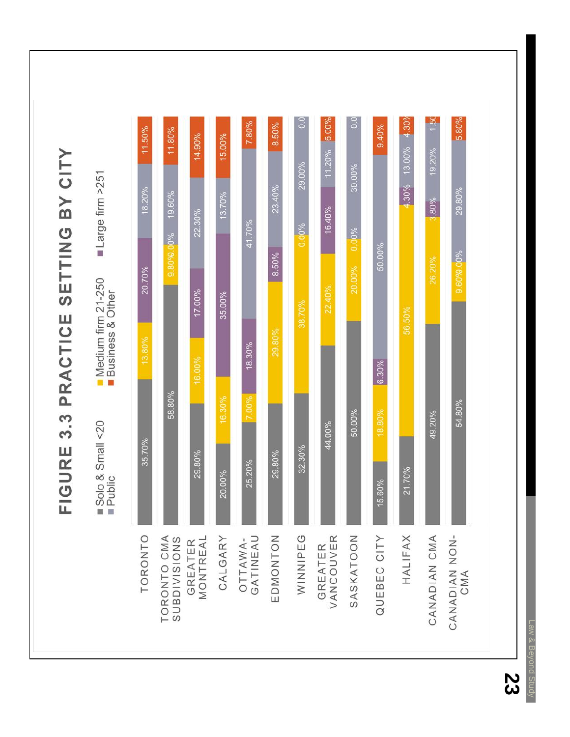# FIGURE 3.3 PRACTICE SETTING BY CITY

| City | Solo & Small <20 | Medium firm 21-250 | Large firm >251 | Public | Business & Other |
|---|---|---|---|---|---|
| TORONTO | 35.70% | 13.80% | 20.70% | 18.20% | 11.50% |
| TORONTO CMA SUBDIVISIONS | 58.80% | 9.80% | 0.00% | 19.60% | 11.80% |
| GREATER MONTREAL | 29.80% | 16.00% | 17.00% | 22.30% | 14.90% |
| CALGARY | 20.00% | 16.30% | 35.00% | 13.70% | 15.00% |
| OTTAWA-GATINEAU | 25.20% | 7.00% | 18.30% | 41.70% | 7.80% |
| EDMONTON | 29.80% | 29.80% | 8.50% | 23.40% | 8.50% |
| WINNIPEG | 32.30% | 38.70% | 0.00% | 29.00% | 0.0 |
| GREATER VANCOUVER | 44.00% | 22.40% | 16.40% | 11.20% | 6.00% |
| SASKATOON | 50.00% | 20.00% | 0.00% | 30.00% | 0.0 |
| QUEBEC CITY | 15.60% | 18.80% | 6.30% | 50.00% | 9.40% |
| HALIFAX | 21.70% | 56.50% | 4.30% | 13.00% | 4.30% |
| CANADIAN CMA | 49.20% | 26.20% | 3.80% | 19.20% | 1.50 |
| CANADIAN NON-CMA | 54.80% | 9.60% | 0.00% | 29.80% | 5.80% |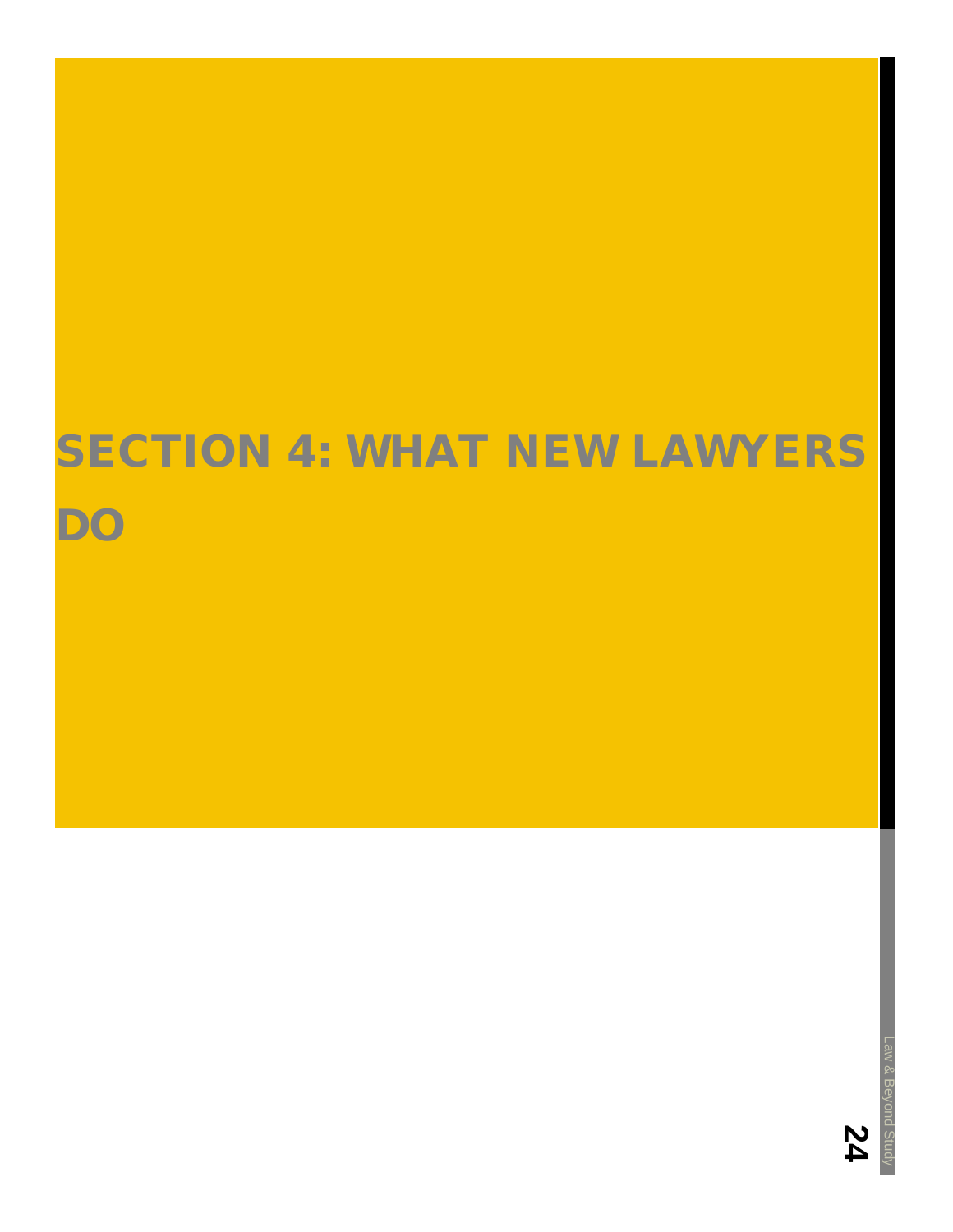# SECTION 4: WHAT NEW LAWYERS DO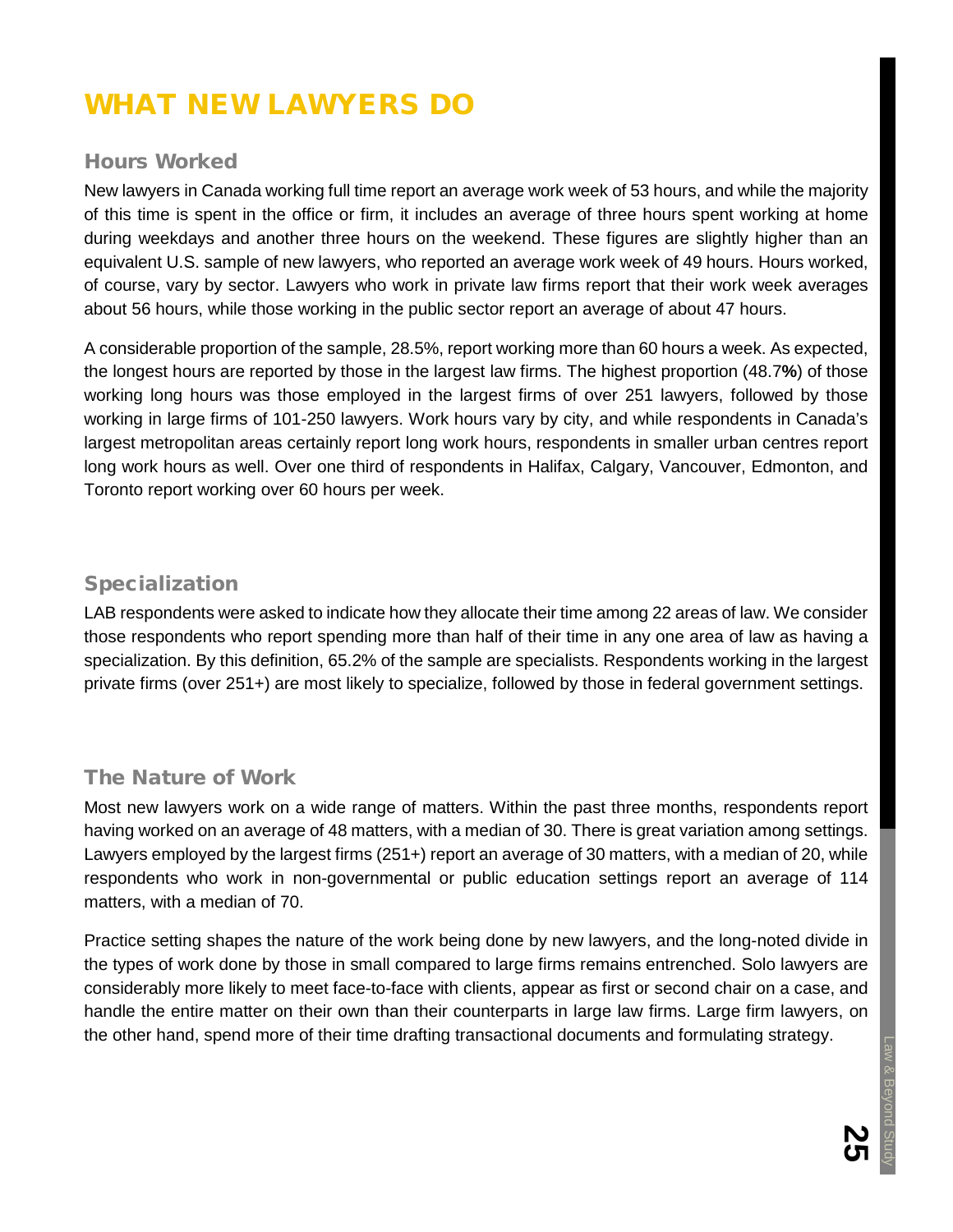# WHAT NEW LAWYERS DO

## Hours Worked

New lawyers in Canada working full time report an average work week of 53 hours, and while the majority of this time is spent in the office or firm, it includes an average of three hours spent working at home during weekdays and another three hours on the weekend. These figures are slightly higher than an equivalent U.S. sample of new lawyers, who reported an average work week of 49 hours. Hours worked, of course, vary by sector. Lawyers who work in private law firms report that their work week averages about 56 hours, while those working in the public sector report an average of about 47 hours.

A considerable proportion of the sample, 28.5%, report working more than 60 hours a week. As expected, the longest hours are reported by those in the largest law firms. The highest proportion (48.7%) of those working long hours was those employed in the largest firms of over 251 lawyers, followed by those working in large firms of 101-250 lawyers. Work hours vary by city, and while respondents in Canada's largest metropolitan areas certainly report long work hours, respondents in smaller urban centres report long work hours as well. Over one third of respondents in Halifax, Calgary, Vancouver, Edmonton, and Toronto report working over 60 hours per week.

## Specialization

LAB respondents were asked to indicate how they allocate their time among 22 areas of law. We consider those respondents who report spending more than half of their time in any one area of law as having a specialization. By this definition, 65.2% of the sample are specialists. Respondents working in the largest private firms (over 251+) are most likely to specialize, followed by those in federal government settings.

## The Nature of Work

Most new lawyers work on a wide range of matters. Within the past three months, respondents report having worked on an average of 48 matters, with a median of 30. There is great variation among settings. Lawyers employed by the largest firms (251+) report an average of 30 matters, with a median of 20, while respondents who work in non-governmental or public education settings report an average of 114 matters, with a median of 70.

Practice setting shapes the nature of the work being done by new lawyers, and the long-noted divide in the types of work done by those in small compared to large firms remains entrenched. Solo lawyers are considerably more likely to meet face-to-face with clients, appear as first or second chair on a case, and handle the entire matter on their own than their counterparts in large law firms. Large firm lawyers, on the other hand, spend more of their time drafting transactional documents and formulating strategy.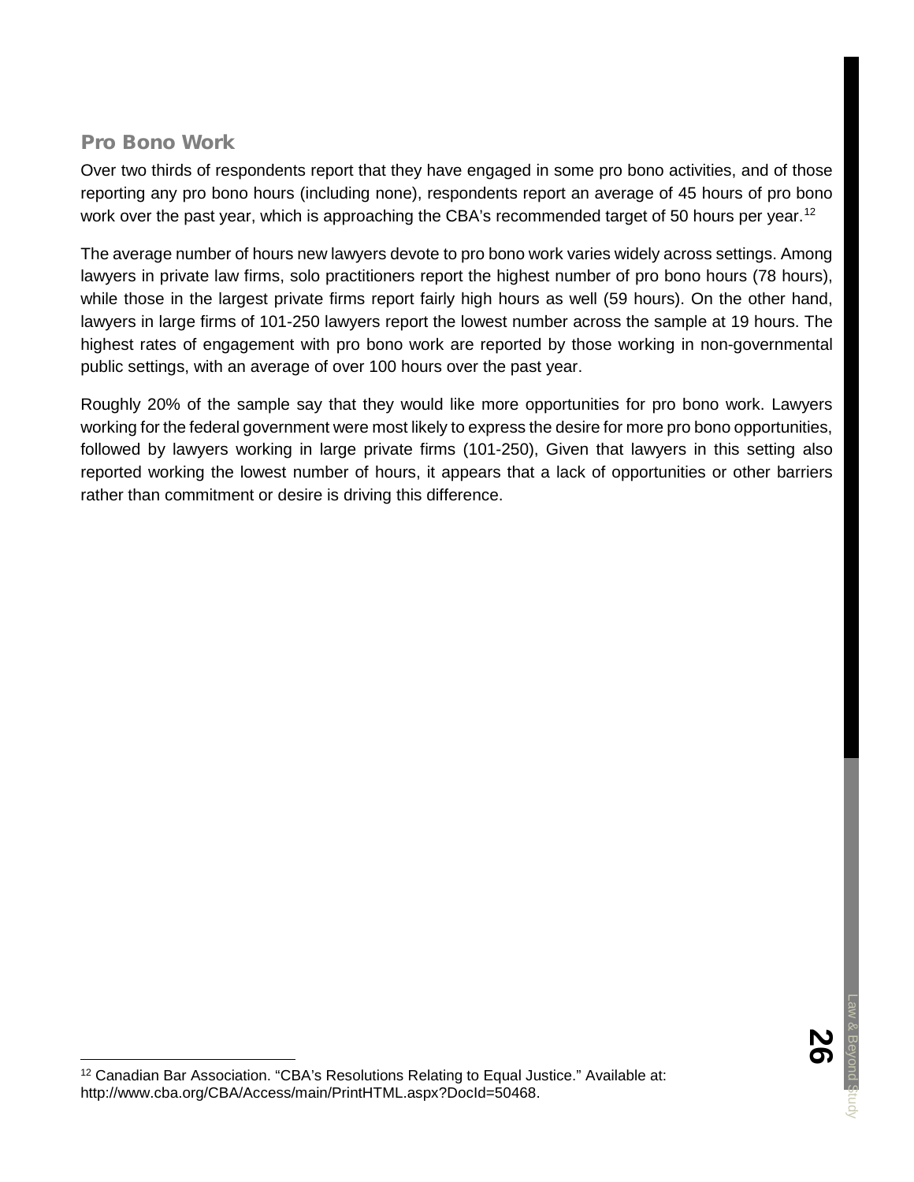## Pro Bono Work

Over two thirds of respondents report that they have engaged in some pro bono activities, and of those reporting any pro bono hours (including none), respondents report an average of 45 hours of pro bono work over the past year, which is approaching the CBA's recommended target of 50 hours per year.[12]

The average number of hours new lawyers devote to pro bono work varies widely across settings. Among lawyers in private law firms, solo practitioners report the highest number of pro bono hours (78 hours), while those in the largest private firms report fairly high hours as well (59 hours). On the other hand, lawyers in large firms of 101-250 lawyers report the lowest number across the sample at 19 hours. The highest rates of engagement with pro bono work are reported by those working in non-governmental public settings, with an average of over 100 hours over the past year.

Roughly 20% of the sample say that they would like more opportunities for pro bono work. Lawyers working for the federal government were most likely to express the desire for more pro bono opportunities, followed by lawyers working in large private firms (101-250), Given that lawyers in this setting also reported working the lowest number of hours, it appears that a lack of opportunities or other barriers rather than commitment or desire is driving this difference.

---

[12] Canadian Bar Association. "CBA's Resolutions Relating to Equal Justice." Available at: http://www.cba.org/CBA/Access/main/PrintHTML.aspx?DocId=50468.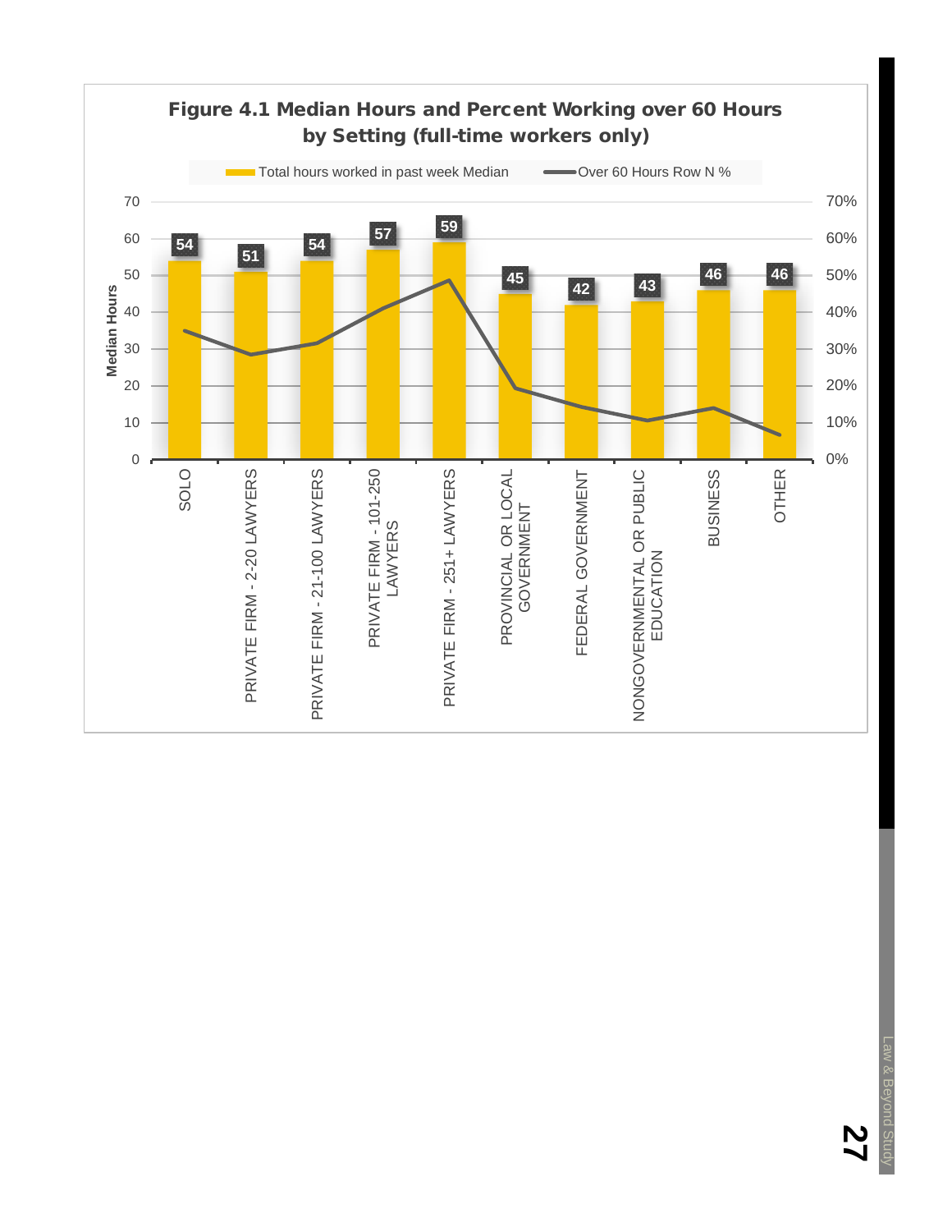**Figure 4.1 Median Hours and Percent Working over 60 Hours by Setting (full-time workers only)**

| Setting | Total hours worked in past week Median |
|---|---|
| SOLO | 54 |
| PRIVATE FIRM - 2-20 LAWYERS | 51 |
| PRIVATE FIRM - 21-100 LAWYERS | 54 |
| PRIVATE FIRM - 101-250 LAWYERS | 57 |
| PRIVATE FIRM - 251+ LAWYERS | 59 |
| PROVINCIAL OR LOCAL GOVERNMENT | 45 |
| FEDERAL GOVERNMENT | 42 |
| NONGOVERNMENTAL OR PUBLIC EDUCATION | 43 |
| BUSINESS | 46 |
| OTHER | 46 |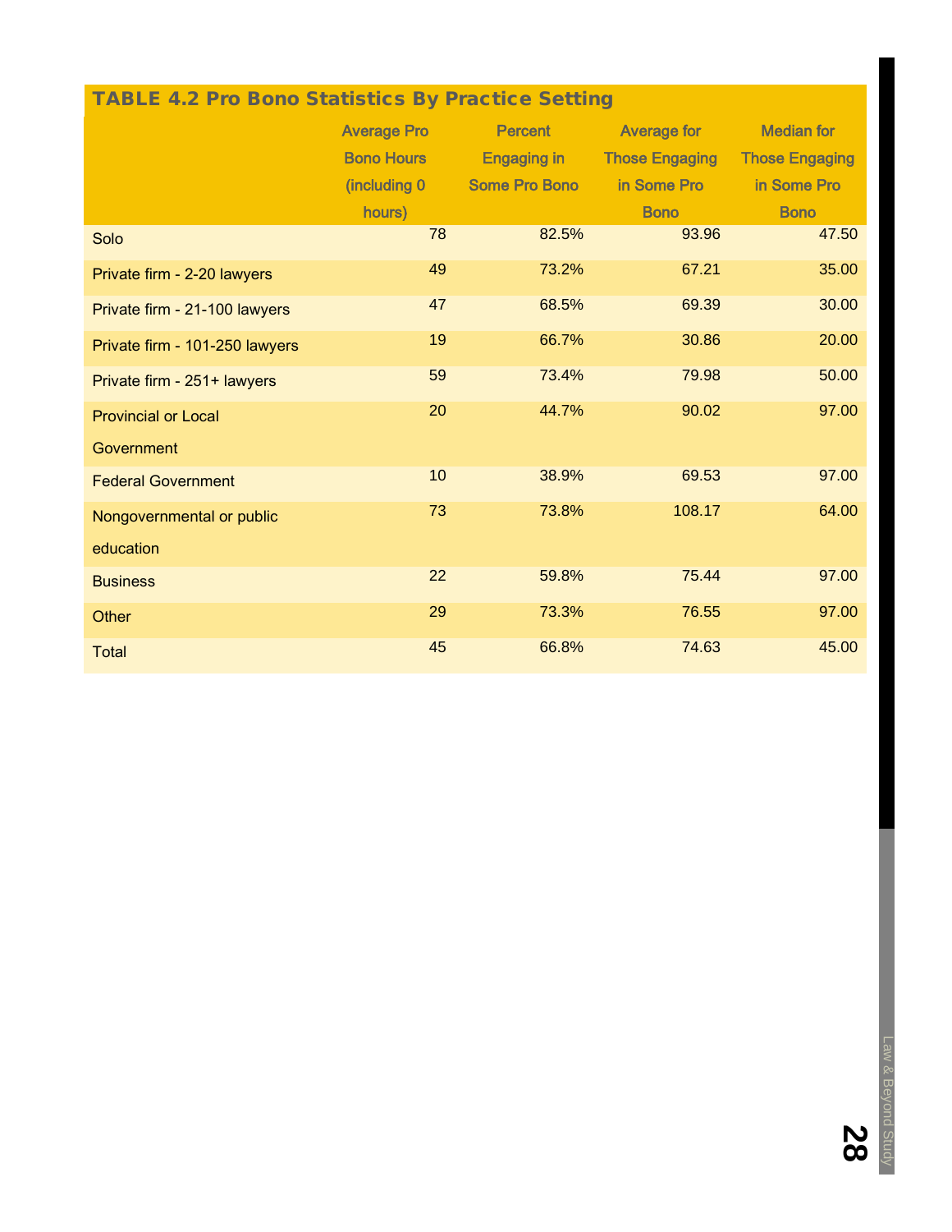**TABLE 4.2 Pro Bono Statistics By Practice Setting**

| | Average Pro Bono Hours (including 0 hours) | Percent Engaging in Some Pro Bono | Average for Those Engaging in Some Pro Bono | Median for Those Engaging in Some Pro Bono |
|---|---|---|---|---|
| Solo | 78 | 82.5% | 93.96 | 47.50 |
| Private firm - 2-20 lawyers | 49 | 73.2% | 67.21 | 35.00 |
| Private firm - 21-100 lawyers | 47 | 68.5% | 69.39 | 30.00 |
| Private firm - 101-250 lawyers | 19 | 66.7% | 30.86 | 20.00 |
| Private firm - 251+ lawyers | 59 | 73.4% | 79.98 | 50.00 |
| Provincial or Local Government | 20 | 44.7% | 90.02 | 97.00 |
| Federal Government | 10 | 38.9% | 69.53 | 97.00 |
| Nongovernmental or public education | 73 | 73.8% | 108.17 | 64.00 |
| Business | 22 | 59.8% | 75.44 | 97.00 |
| Other | 29 | 73.3% | 76.55 | 97.00 |
| Total | 45 | 66.8% | 74.63 | 45.00 |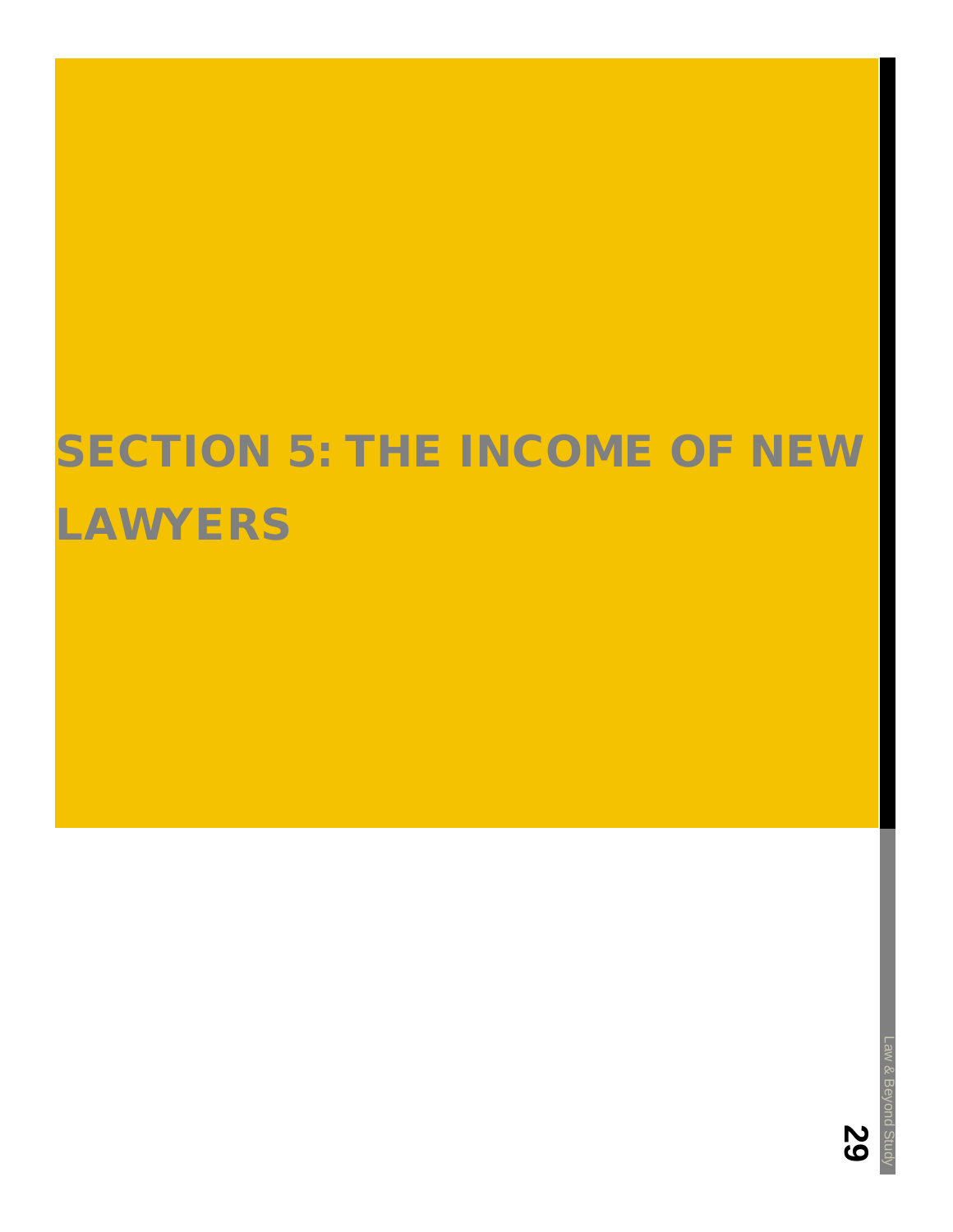# SECTION 5: THE INCOME OF NEW LAWYERS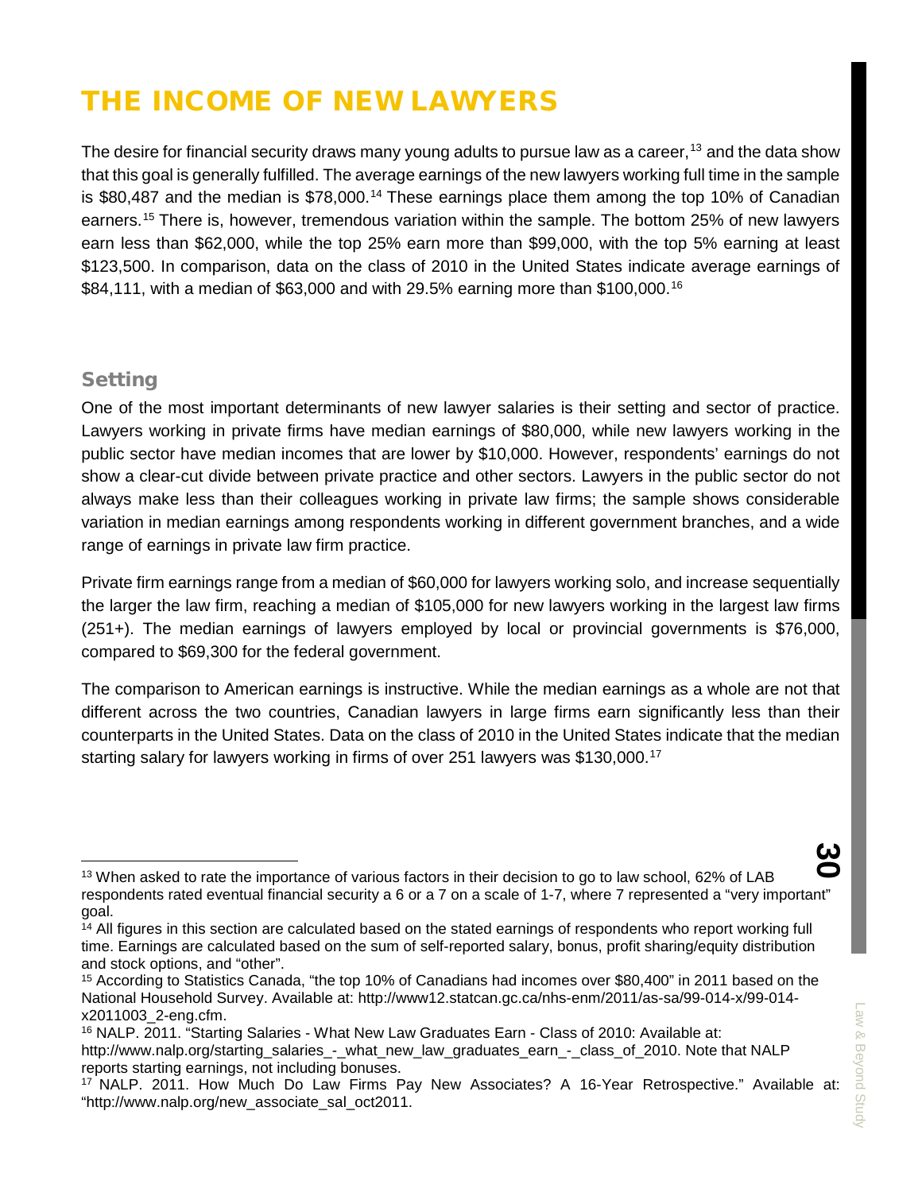# THE INCOME OF NEW LAWYERS

The desire for financial security draws many young adults to pursue law as a career,[13] and the data show that this goal is generally fulfilled. The average earnings of the new lawyers working full time in the sample is $80,487 and the median is $78,000.[14] These earnings place them among the top 10% of Canadian earners.[15] There is, however, tremendous variation within the sample. The bottom 25% of new lawyers earn less than $62,000, while the top 25% earn more than $99,000, with the top 5% earning at least $123,500. In comparison, data on the class of 2010 in the United States indicate average earnings of $84,111, with a median of $63,000 and with 29.5% earning more than $100,000.[16]

## Setting

One of the most important determinants of new lawyer salaries is their setting and sector of practice. Lawyers working in private firms have median earnings of $80,000, while new lawyers working in the public sector have median incomes that are lower by $10,000. However, respondents' earnings do not show a clear-cut divide between private practice and other sectors. Lawyers in the public sector do not always make less than their colleagues working in private law firms; the sample shows considerable variation in median earnings among respondents working in different government branches, and a wide range of earnings in private law firm practice.

Private firm earnings range from a median of $60,000 for lawyers working solo, and increase sequentially the larger the law firm, reaching a median of $105,000 for new lawyers working in the largest law firms (251+). The median earnings of lawyers employed by local or provincial governments is $76,000, compared to $69,300 for the federal government.

The comparison to American earnings is instructive. While the median earnings as a whole are not that different across the two countries, Canadian lawyers in large firms earn significantly less than their counterparts in the United States. Data on the class of 2010 in the United States indicate that the median starting salary for lawyers working in firms of over 251 lawyers was $130,000.[17]

---

[13] When asked to rate the importance of various factors in their decision to go to law school, 62% of LAB respondents rated eventual financial security a 6 or a 7 on a scale of 1-7, where 7 represented a "very important" goal.

[14] All figures in this section are calculated based on the stated earnings of respondents who report working full time. Earnings are calculated based on the sum of self-reported salary, bonus, profit sharing/equity distribution and stock options, and "other".

[15] According to Statistics Canada, "the top 10% of Canadians had incomes over $80,400" in 2011 based on the National Household Survey. Available at: http://www12.statcan.gc.ca/nhs-enm/2011/as-sa/99-014-x/99-014-x2011003_2-eng.cfm.

[16] NALP. 2011. "Starting Salaries - What New Law Graduates Earn - Class of 2010: Available at: http://www.nalp.org/starting_salaries_-_what_new_law_graduates_earn_-_class_of_2010. Note that NALP reports starting earnings, not including bonuses.

[17] NALP. 2011. How Much Do Law Firms Pay New Associates? A 16-Year Retrospective." Available at: "http://www.nalp.org/new_associate_sal_oct2011.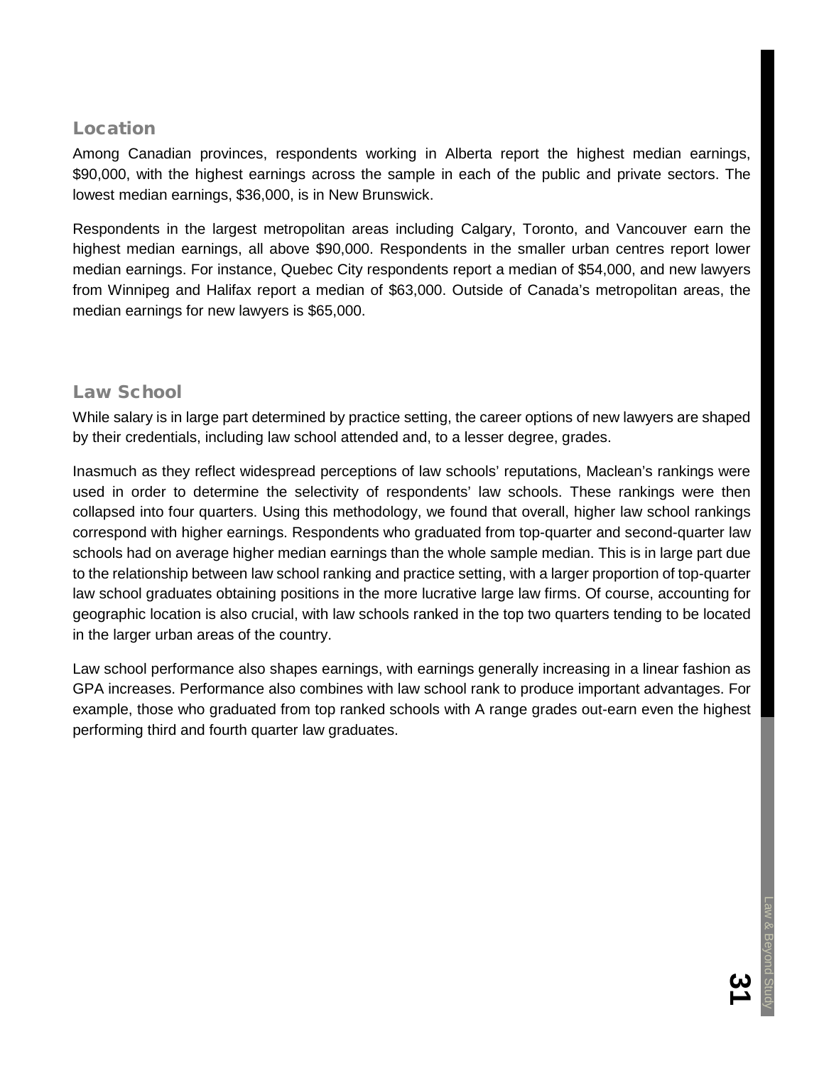## Location

Among Canadian provinces, respondents working in Alberta report the highest median earnings, $90,000, with the highest earnings across the sample in each of the public and private sectors. The lowest median earnings, $36,000, is in New Brunswick.

Respondents in the largest metropolitan areas including Calgary, Toronto, and Vancouver earn the highest median earnings, all above $90,000. Respondents in the smaller urban centres report lower median earnings. For instance, Quebec City respondents report a median of $54,000, and new lawyers from Winnipeg and Halifax report a median of $63,000. Outside of Canada's metropolitan areas, the median earnings for new lawyers is $65,000.

## Law School

While salary is in large part determined by practice setting, the career options of new lawyers are shaped by their credentials, including law school attended and, to a lesser degree, grades.

Inasmuch as they reflect widespread perceptions of law schools' reputations, Maclean's rankings were used in order to determine the selectivity of respondents' law schools. These rankings were then collapsed into four quarters. Using this methodology, we found that overall, higher law school rankings correspond with higher earnings. Respondents who graduated from top-quarter and second-quarter law schools had on average higher median earnings than the whole sample median. This is in large part due to the relationship between law school ranking and practice setting, with a larger proportion of top-quarter law school graduates obtaining positions in the more lucrative large law firms. Of course, accounting for geographic location is also crucial, with law schools ranked in the top two quarters tending to be located in the larger urban areas of the country.

Law school performance also shapes earnings, with earnings generally increasing in a linear fashion as GPA increases. Performance also combines with law school rank to produce important advantages. For example, those who graduated from top ranked schools with A range grades out-earn even the highest performing third and fourth quarter law graduates.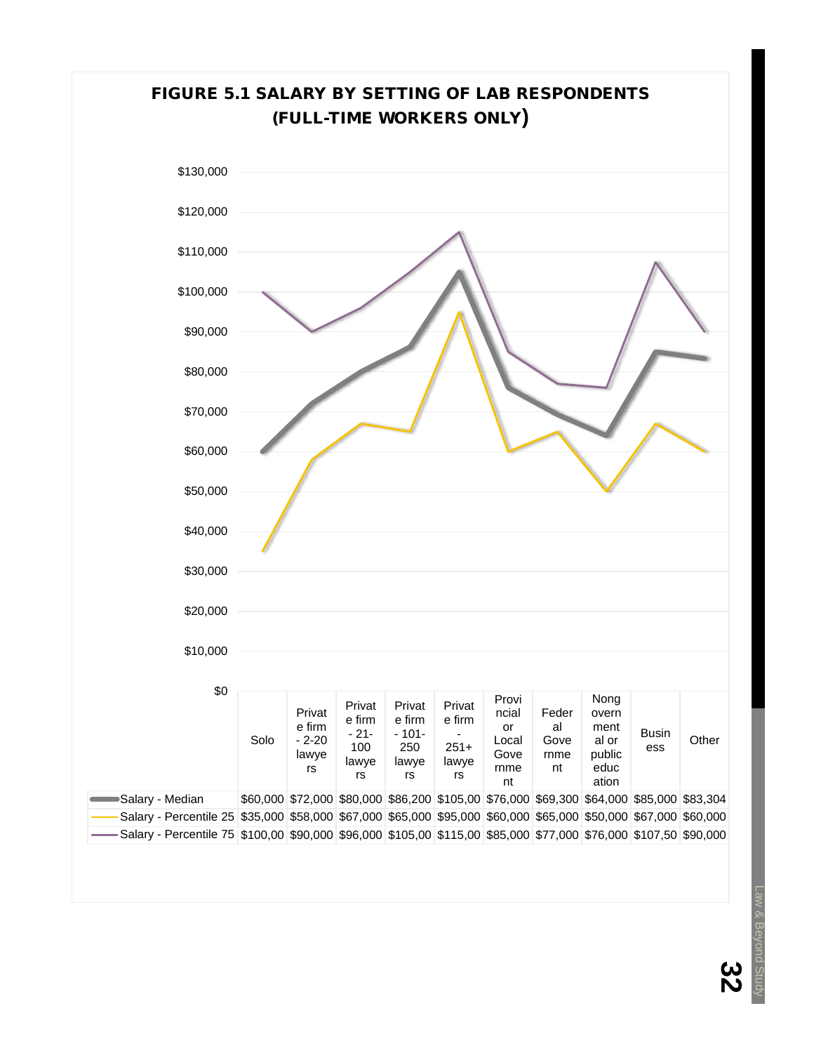# FIGURE 5.1 SALARY BY SETTING OF LAB RESPONDENTS (FULL-TIME WORKERS ONLY)

| | Solo | Private firm - 2-20 lawyers | Private firm - 21-100 lawyers | Private firm - 101-250 lawyers | Private firm - 251+ lawyers | Provincial or Local Government | Federal Government | Nongovernmental or public education | Business | Other |
|---|---|---|---|---|---|---|---|---|---|---|
| Salary - Median | $60,000 | $72,000 | $80,000 | $86,200 | $105,00 | $76,000 | $69,300 | $64,000 | $85,000 | $83,304 |
| Salary - Percentile 25 | $35,000 | $58,000 | $67,000 | $65,000 | $95,000 | $60,000 | $65,000 | $50,000 | $67,000 | $60,000 |
| Salary - Percentile 75 | $100,00 | $90,000 | $96,000 | $105,00 | $115,00 | $85,000 | $77,000 | $76,000 | $107,50 | $90,000 |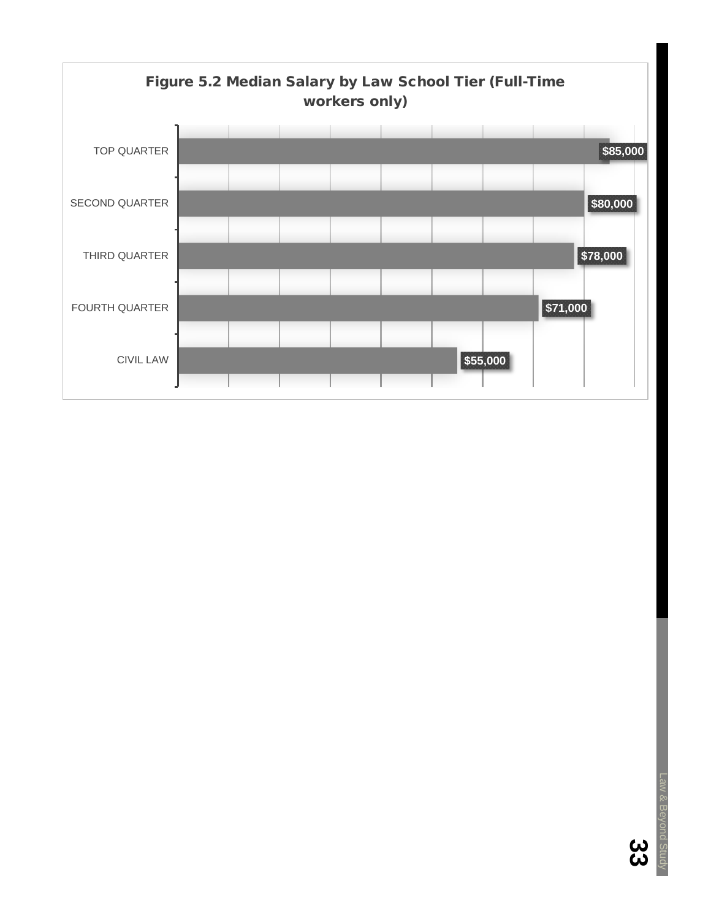**Figure 5.2 Median Salary by Law School Tier (Full-Time workers only)**

| Tier | Median Salary |
|---|---|
| TOP QUARTER | $85,000 |
| SECOND QUARTER | $80,000 |
| THIRD QUARTER | $78,000 |
| FOURTH QUARTER | $71,000 |
| CIVIL LAW | $55,000 |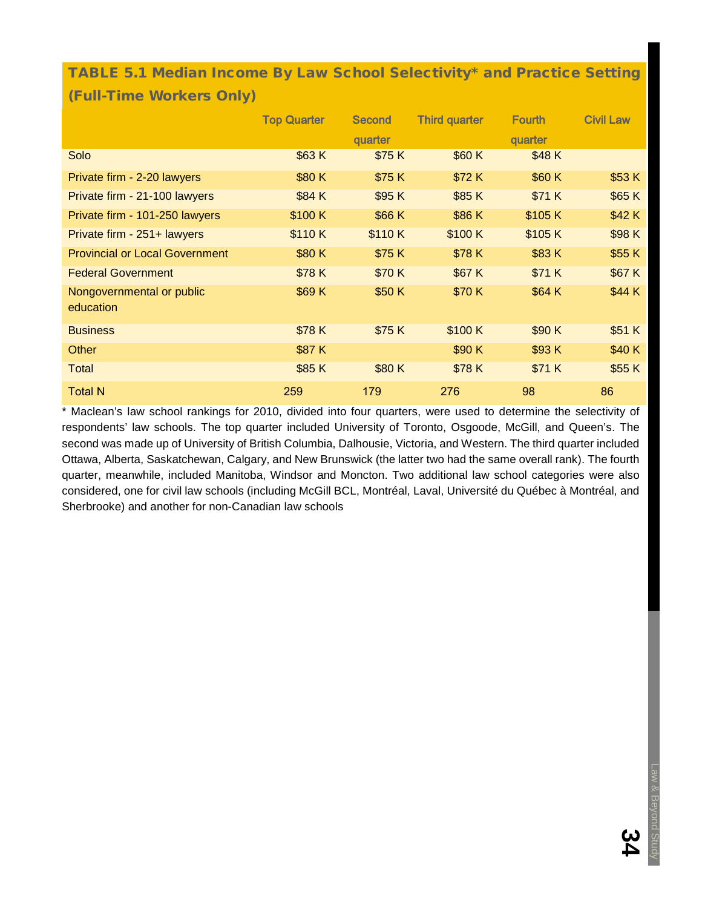**TABLE 5.1 Median Income By Law School Selectivity* and Practice Setting (Full-Time Workers Only)**

| | Top Quarter | Second quarter | Third quarter | Fourth quarter | Civil Law |
|---|---|---|---|---|---|
| Solo | $63 K | $75 K | $60 K | $48 K | |
| Private firm - 2-20 lawyers | $80 K | $75 K | $72 K | $60 K | $53 K |
| Private firm - 21-100 lawyers | $84 K | $95 K | $85 K | $71 K | $65 K |
| Private firm - 101-250 lawyers | $100 K | $66 K | $86 K | $105 K | $42 K |
| Private firm - 251+ lawyers | $110 K | $110 K | $100 K | $105 K | $98 K |
| Provincial or Local Government | $80 K | $75 K | $78 K | $83 K | $55 K |
| Federal Government | $78 K | $70 K | $67 K | $71 K | $67 K |
| Nongovernmental or public education | $69 K | $50 K | $70 K | $64 K | $44 K |
| Business | $78 K | $75 K | $100 K | $90 K | $51 K |
| Other | $87 K | | $90 K | $93 K | $40 K |
| Total | $85 K | $80 K | $78 K | $71 K | $55 K |
| Total N | 259 | 179 | 276 | 98 | 86 |

* Maclean's law school rankings for 2010, divided into four quarters, were used to determine the selectivity of respondents' law schools. The top quarter included University of Toronto, Osgoode, McGill, and Queen's. The second was made up of University of British Columbia, Dalhousie, Victoria, and Western. The third quarter included Ottawa, Alberta, Saskatchewan, Calgary, and New Brunswick (the latter two had the same overall rank). The fourth quarter, meanwhile, included Manitoba, Windsor and Moncton. Two additional law school categories were also considered, one for civil law schools (including McGill BCL, Montréal, Laval, Université du Québec à Montréal, and Sherbrooke) and another for non-Canadian law schools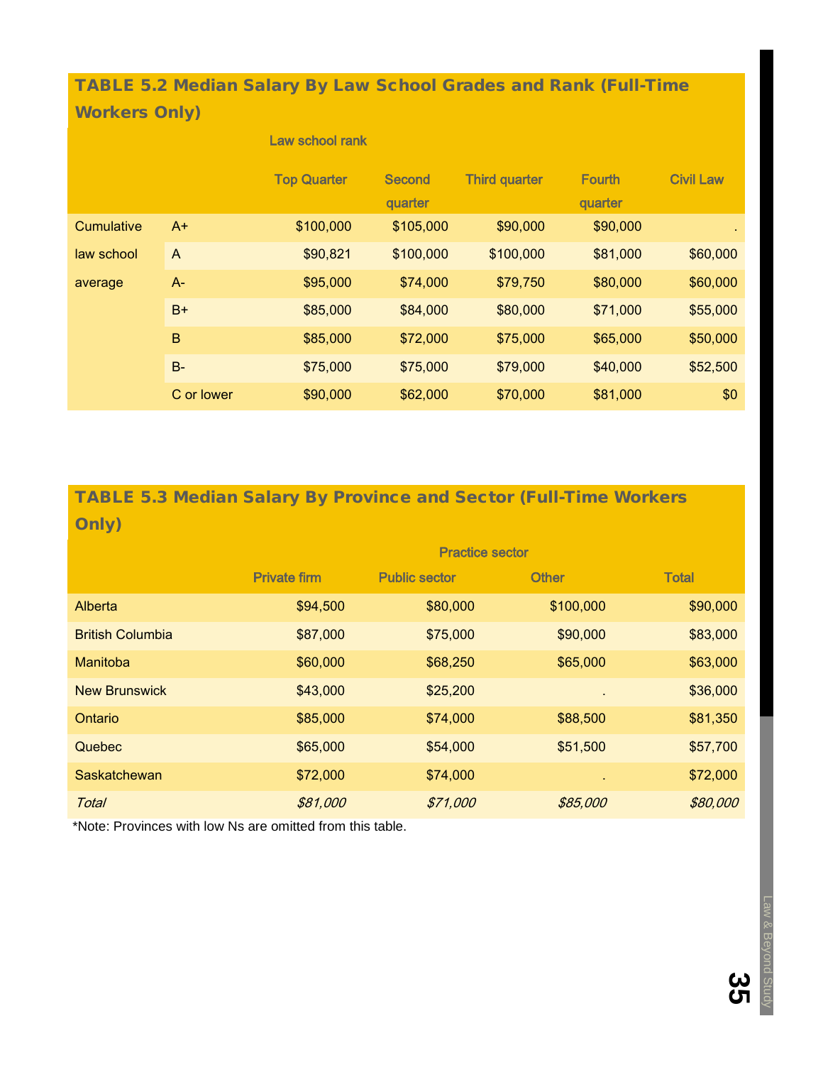## TABLE 5.2 Median Salary By Law School Grades and Rank (Full-Time Workers Only)

| | | Law school rank | | | | |
|---|---|---|---|---|---|---|
| | | Top Quarter | Second quarter | Third quarter | Fourth quarter | Civil Law |
| Cumulative law school average | A+ | $100,000 | $105,000 | $90,000 | $90,000 | . |
| | A | $90,821 | $100,000 | $100,000 | $81,000 | $60,000 |
| | A- | $95,000 | $74,000 | $79,750 | $80,000 | $60,000 |
| | B+ | $85,000 | $84,000 | $80,000 | $71,000 | $55,000 |
| | B | $85,000 | $72,000 | $75,000 | $65,000 | $50,000 |
| | B- | $75,000 | $75,000 | $79,000 | $40,000 | $52,500 |
| | C or lower | $90,000 | $62,000 | $70,000 | $81,000 | $0 |

## TABLE 5.3 Median Salary By Province and Sector (Full-Time Workers Only)

| | Practice sector | | | |
|---|---|---|---|---|
| | Private firm | Public sector | Other | Total |
| Alberta | $94,500 | $80,000 | $100,000 | $90,000 |
| British Columbia | $87,000 | $75,000 | $90,000 | $83,000 |
| Manitoba | $60,000 | $68,250 | $65,000 | $63,000 |
| New Brunswick | $43,000 | $25,200 | . | $36,000 |
| Ontario | $85,000 | $74,000 | $88,500 | $81,350 |
| Quebec | $65,000 | $54,000 | $51,500 | $57,700 |
| Saskatchewan | $72,000 | $74,000 | . | $72,000 |
| *Total* | *$81,000* | *$71,000* | *$85,000* | *$80,000* |

*Note: Provinces with low Ns are omitted from this table.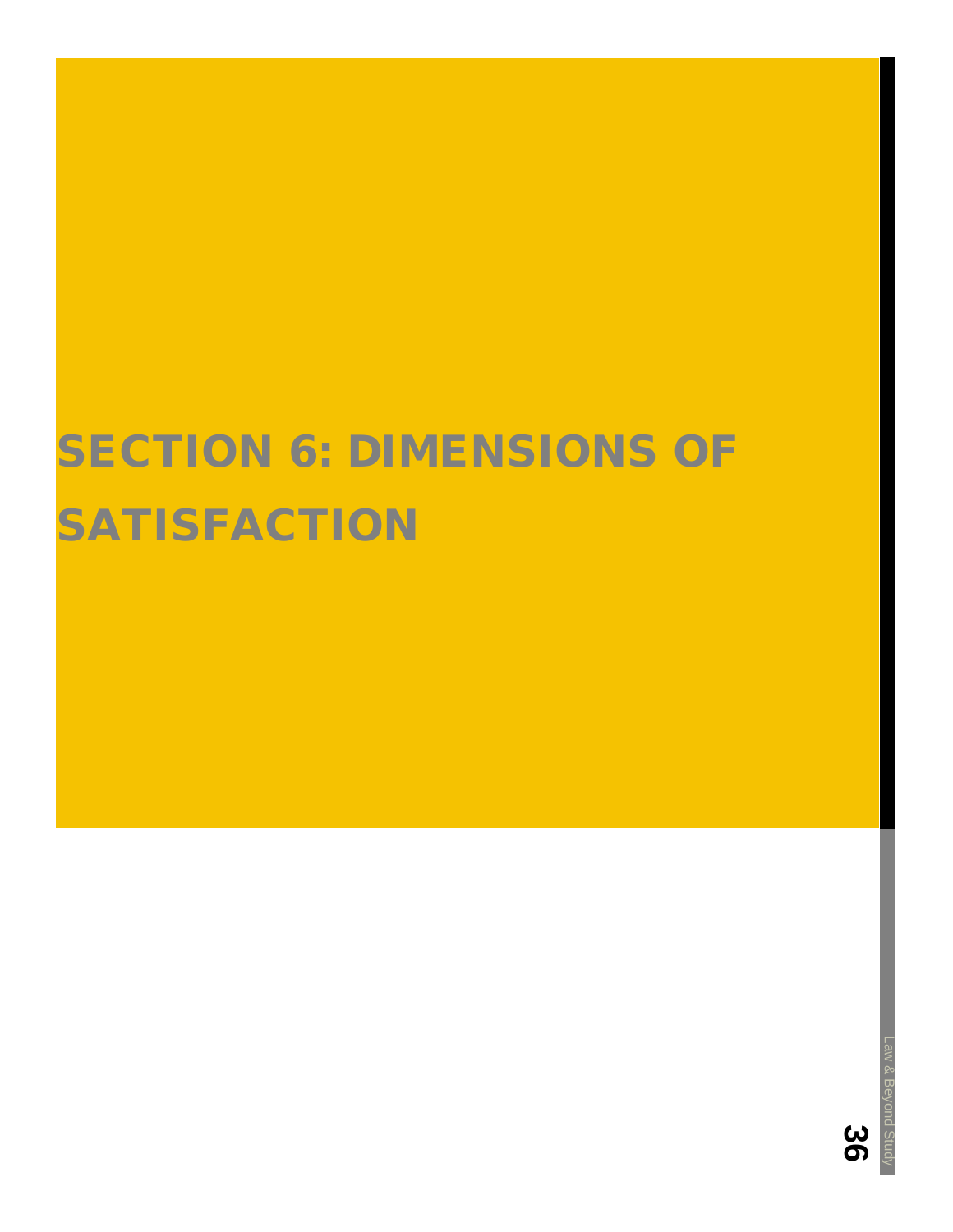# SECTION 6: DIMENSIONS OF SATISFACTION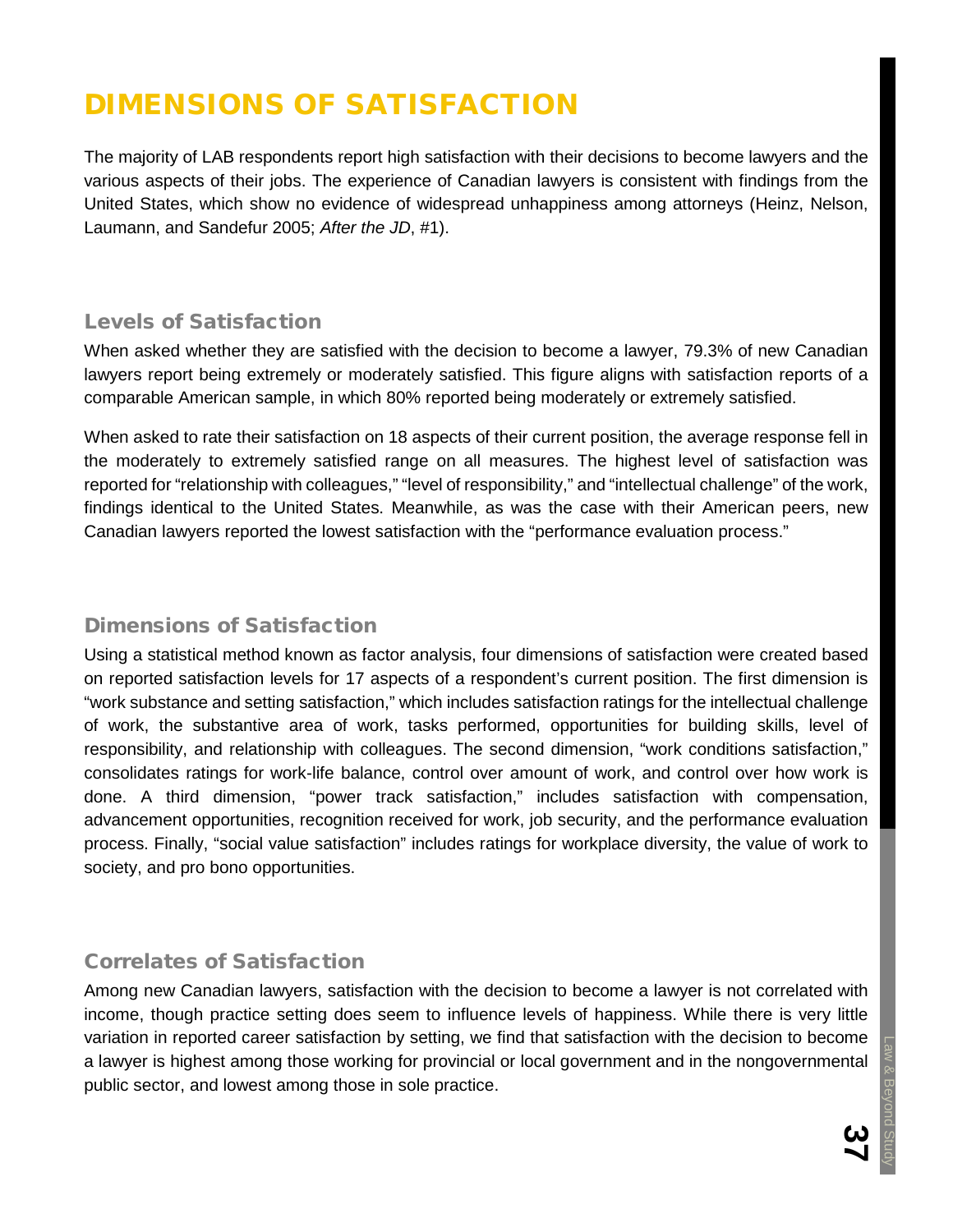# DIMENSIONS OF SATISFACTION

The majority of LAB respondents report high satisfaction with their decisions to become lawyers and the various aspects of their jobs. The experience of Canadian lawyers is consistent with findings from the United States, which show no evidence of widespread unhappiness among attorneys (Heinz, Nelson, Laumann, and Sandefur 2005; *After the JD*, #1).

## Levels of Satisfaction

When asked whether they are satisfied with the decision to become a lawyer, 79.3% of new Canadian lawyers report being extremely or moderately satisfied. This figure aligns with satisfaction reports of a comparable American sample, in which 80% reported being moderately or extremely satisfied.

When asked to rate their satisfaction on 18 aspects of their current position, the average response fell in the moderately to extremely satisfied range on all measures. The highest level of satisfaction was reported for "relationship with colleagues," "level of responsibility," and "intellectual challenge" of the work, findings identical to the United States. Meanwhile, as was the case with their American peers, new Canadian lawyers reported the lowest satisfaction with the "performance evaluation process."

## Dimensions of Satisfaction

Using a statistical method known as factor analysis, four dimensions of satisfaction were created based on reported satisfaction levels for 17 aspects of a respondent's current position. The first dimension is "work substance and setting satisfaction," which includes satisfaction ratings for the intellectual challenge of work, the substantive area of work, tasks performed, opportunities for building skills, level of responsibility, and relationship with colleagues. The second dimension, "work conditions satisfaction," consolidates ratings for work-life balance, control over amount of work, and control over how work is done. A third dimension, "power track satisfaction," includes satisfaction with compensation, advancement opportunities, recognition received for work, job security, and the performance evaluation process. Finally, "social value satisfaction" includes ratings for workplace diversity, the value of work to society, and pro bono opportunities.

## Correlates of Satisfaction

Among new Canadian lawyers, satisfaction with the decision to become a lawyer is not correlated with income, though practice setting does seem to influence levels of happiness. While there is very little variation in reported career satisfaction by setting, we find that satisfaction with the decision to become a lawyer is highest among those working for provincial or local government and in the nongovernmental public sector, and lowest among those in sole practice.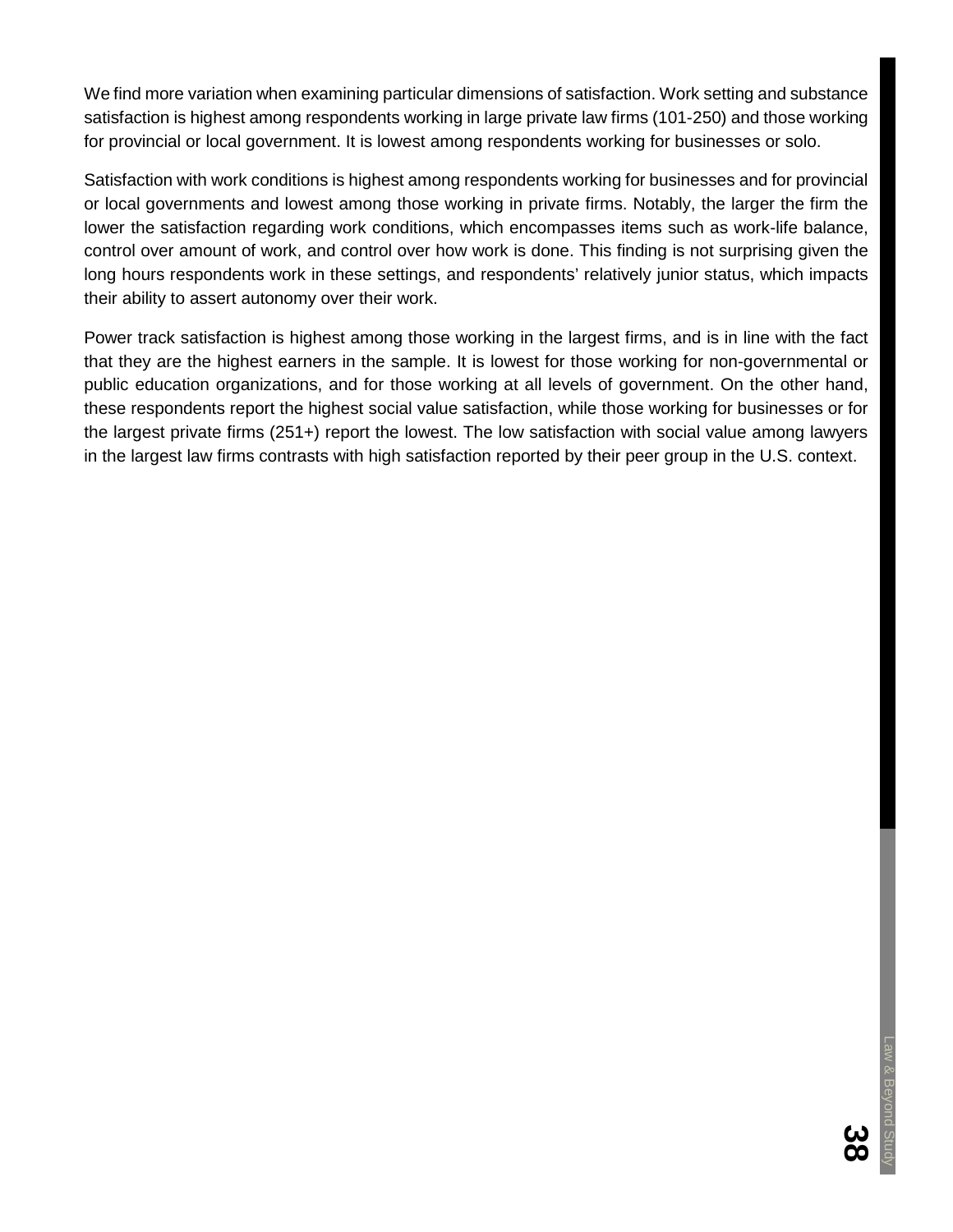We find more variation when examining particular dimensions of satisfaction. Work setting and substance satisfaction is highest among respondents working in large private law firms (101-250) and those working for provincial or local government. It is lowest among respondents working for businesses or solo.

Satisfaction with work conditions is highest among respondents working for businesses and for provincial or local governments and lowest among those working in private firms. Notably, the larger the firm the lower the satisfaction regarding work conditions, which encompasses items such as work-life balance, control over amount of work, and control over how work is done. This finding is not surprising given the long hours respondents work in these settings, and respondents' relatively junior status, which impacts their ability to assert autonomy over their work.

Power track satisfaction is highest among those working in the largest firms, and is in line with the fact that they are the highest earners in the sample. It is lowest for those working for non-governmental or public education organizations, and for those working at all levels of government. On the other hand, these respondents report the highest social value satisfaction, while those working for businesses or for the largest private firms (251+) report the lowest. The low satisfaction with social value among lawyers in the largest law firms contrasts with high satisfaction reported by their peer group in the U.S. context.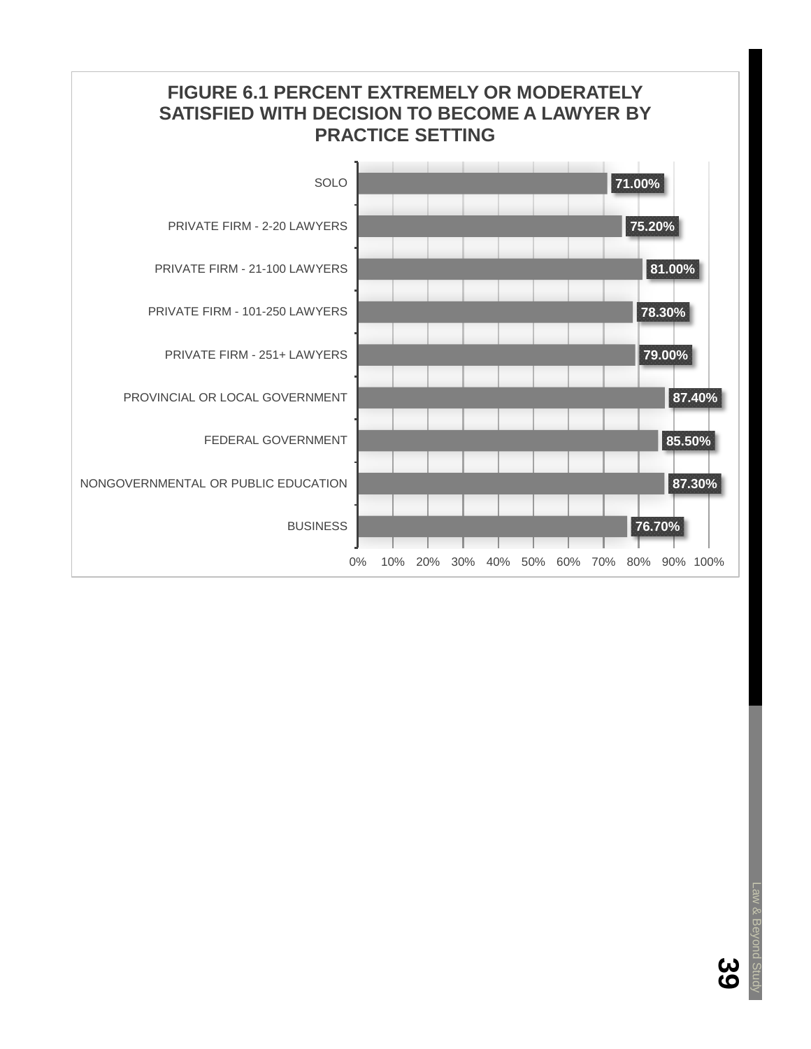**FIGURE 6.1 PERCENT EXTREMELY OR MODERATELY SATISFIED WITH DECISION TO BECOME A LAWYER BY PRACTICE SETTING**

| Practice Setting | Percent |
|---|---|
| SOLO | 71.00% |
| PRIVATE FIRM - 2-20 LAWYERS | 75.20% |
| PRIVATE FIRM - 21-100 LAWYERS | 81.00% |
| PRIVATE FIRM - 101-250 LAWYERS | 78.30% |
| PRIVATE FIRM - 251+ LAWYERS | 79.00% |
| PROVINCIAL OR LOCAL GOVERNMENT | 87.40% |
| FEDERAL GOVERNMENT | 85.50% |
| NONGOVERNMENTAL OR PUBLIC EDUCATION | 87.30% |
| BUSINESS | 76.70% |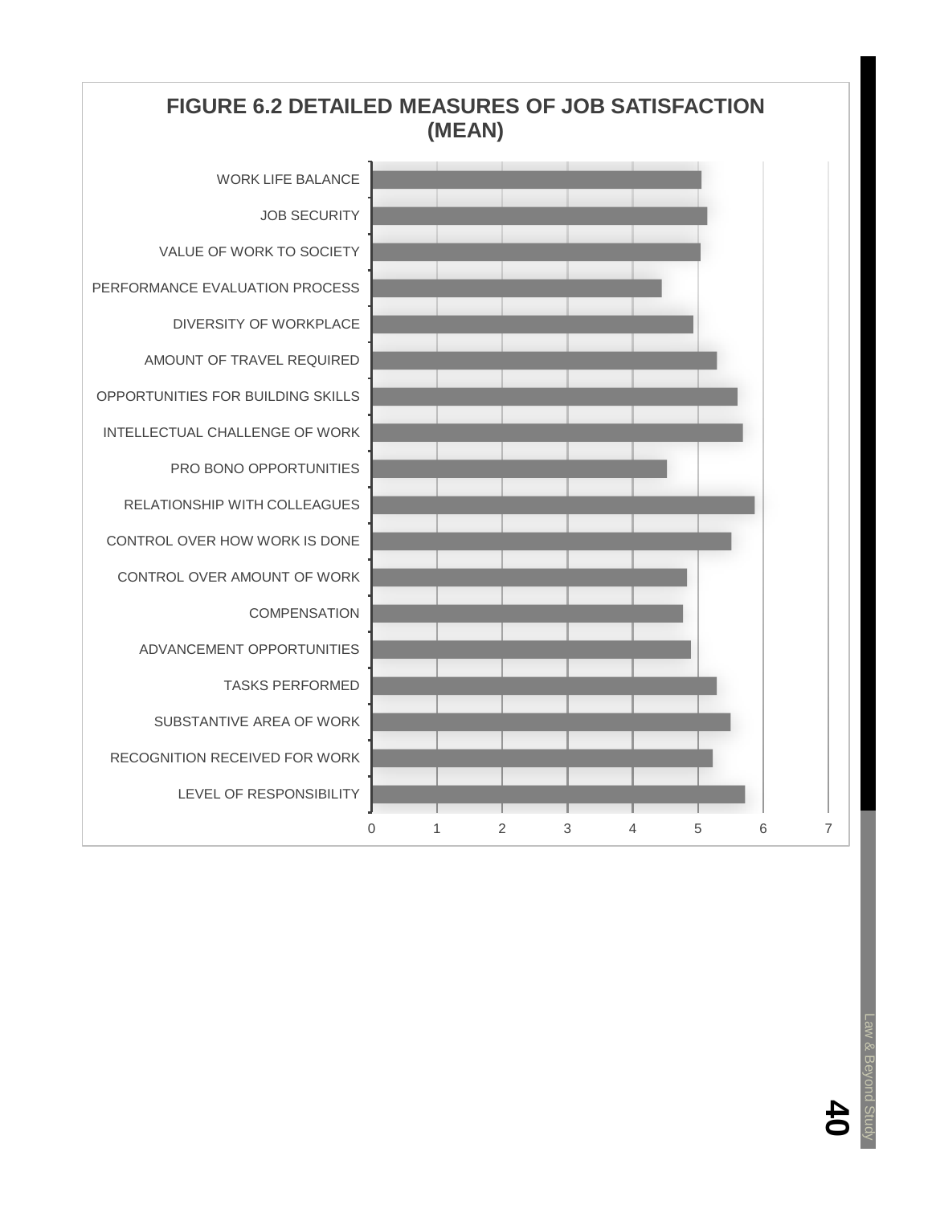**FIGURE 6.2 DETAILED MEASURES OF JOB SATISFACTION (MEAN)**

| Measure | Mean (approx.) |
|---|---|
| WORK LIFE BALANCE | 5.05 |
| JOB SECURITY | 5.15 |
| VALUE OF WORK TO SOCIETY | 5.05 |
| PERFORMANCE EVALUATION PROCESS | 4.45 |
| DIVERSITY OF WORKPLACE | 4.95 |
| AMOUNT OF TRAVEL REQUIRED | 5.3 |
| OPPORTUNITIES FOR BUILDING SKILLS | 5.6 |
| INTELLECTUAL CHALLENGE OF WORK | 5.7 |
| PRO BONO OPPORTUNITIES | 4.5 |
| RELATIONSHIP WITH COLLEAGUES | 5.85 |
| CONTROL OVER HOW WORK IS DONE | 5.5 |
| CONTROL OVER AMOUNT OF WORK | 4.85 |
| COMPENSATION | 4.75 |
| ADVANCEMENT OPPORTUNITIES | 4.9 |
| TASKS PERFORMED | 5.3 |
| SUBSTANTIVE AREA OF WORK | 5.5 |
| RECOGNITION RECEIVED FOR WORK | 5.2 |
| LEVEL OF RESPONSIBILITY | 5.7 |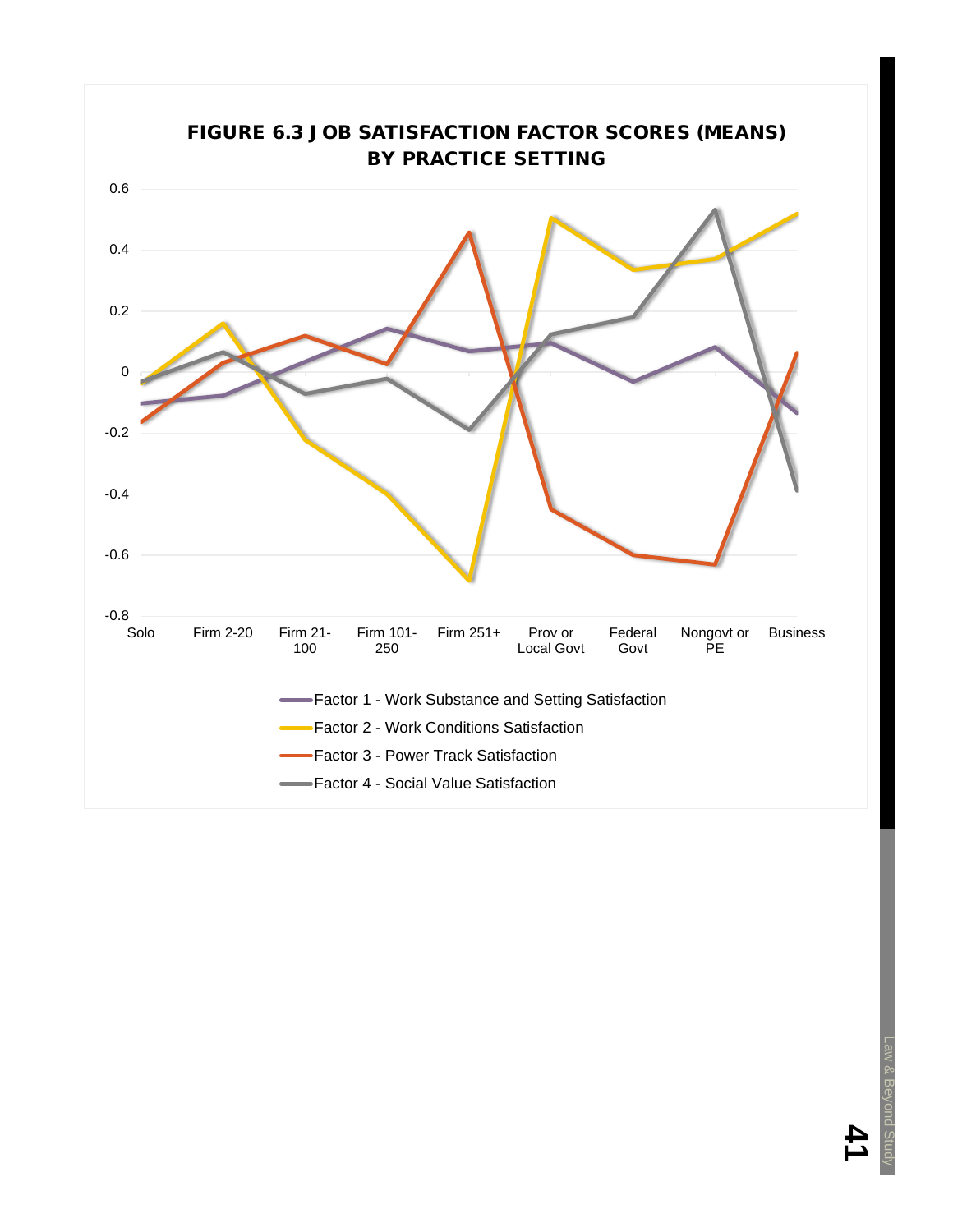**FIGURE 6.3 JOB SATISFACTION FACTOR SCORES (MEANS) BY PRACTICE SETTING**

0.6

0.4

0.2

0

-0.2

-0.4

-0.6

-0.8

Solo | Firm 2-20 | Firm 21-100 | Firm 101-250 | Firm 251+ | Prov or Local Govt | Federal Govt | Nongovt or PE | Business

- Factor 1 - Work Substance and Setting Satisfaction
- Factor 2 - Work Conditions Satisfaction
- Factor 3 - Power Track Satisfaction
- Factor 4 - Social Value Satisfaction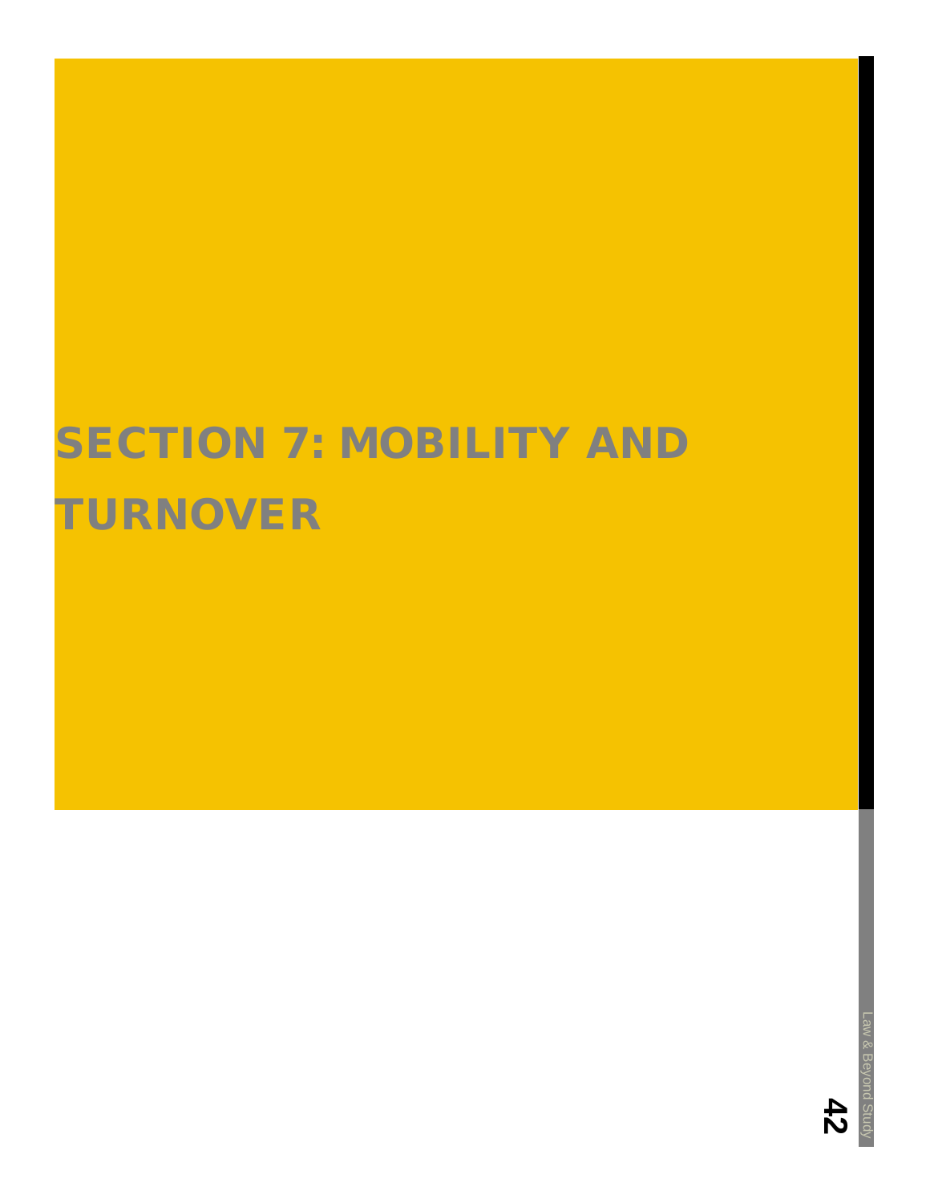# SECTION 7: MOBILITY AND TURNOVER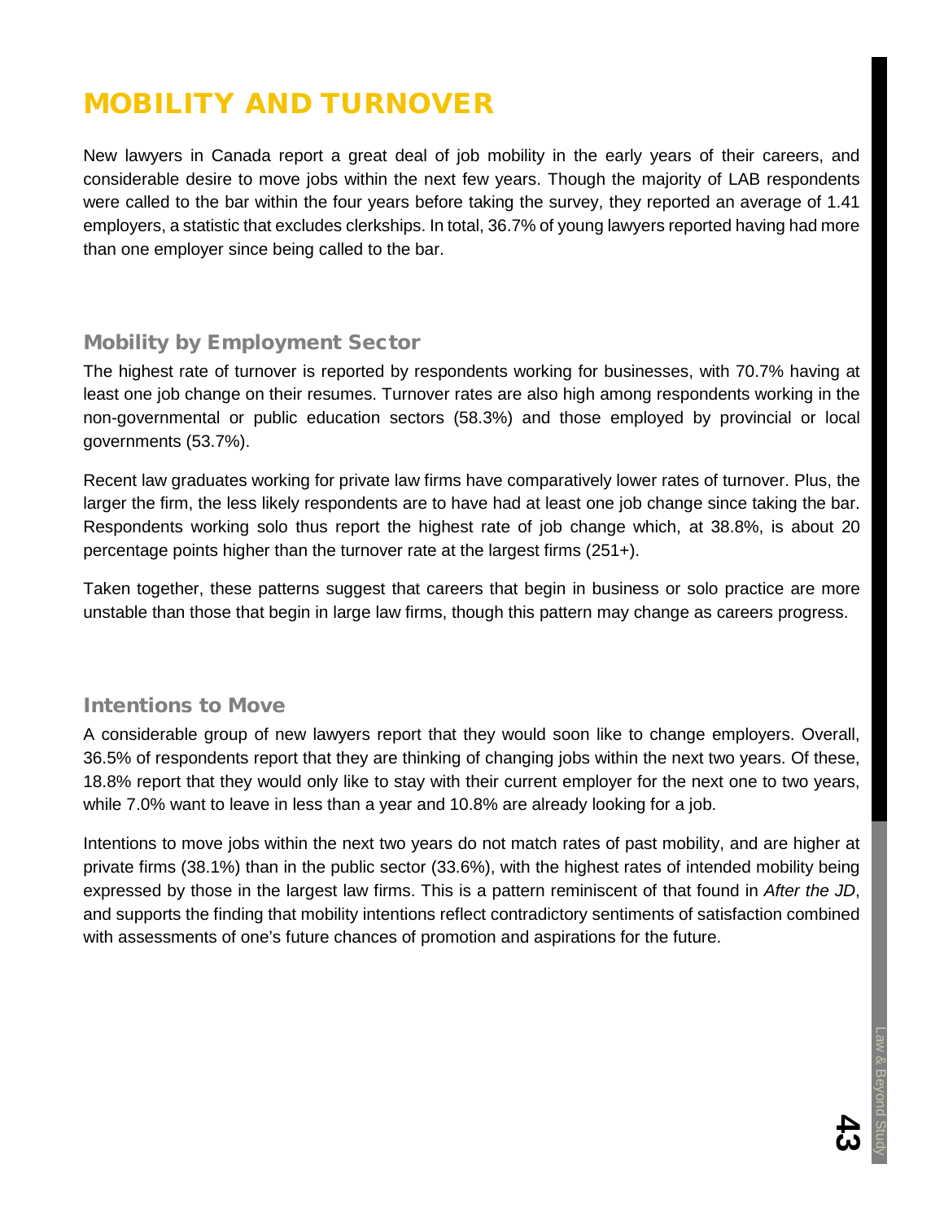# MOBILITY AND TURNOVER

New lawyers in Canada report a great deal of job mobility in the early years of their careers, and considerable desire to move jobs within the next few years. Though the majority of LAB respondents were called to the bar within the four years before taking the survey, they reported an average of 1.41 employers, a statistic that excludes clerkships. In total, 36.7% of young lawyers reported having had more than one employer since being called to the bar.

## Mobility by Employment Sector

The highest rate of turnover is reported by respondents working for businesses, with 70.7% having at least one job change on their resumes. Turnover rates are also high among respondents working in the non-governmental or public education sectors (58.3%) and those employed by provincial or local governments (53.7%).

Recent law graduates working for private law firms have comparatively lower rates of turnover. Plus, the larger the firm, the less likely respondents are to have had at least one job change since taking the bar. Respondents working solo thus report the highest rate of job change which, at 38.8%, is about 20 percentage points higher than the turnover rate at the largest firms (251+).

Taken together, these patterns suggest that careers that begin in business or solo practice are more unstable than those that begin in large law firms, though this pattern may change as careers progress.

## Intentions to Move

A considerable group of new lawyers report that they would soon like to change employers. Overall, 36.5% of respondents report that they are thinking of changing jobs within the next two years. Of these, 18.8% report that they would only like to stay with their current employer for the next one to two years, while 7.0% want to leave in less than a year and 10.8% are already looking for a job.

Intentions to move jobs within the next two years do not match rates of past mobility, and are higher at private firms (38.1%) than in the public sector (33.6%), with the highest rates of intended mobility being expressed by those in the largest law firms. This is a pattern reminiscent of that found in *After the JD*, and supports the finding that mobility intentions reflect contradictory sentiments of satisfaction combined with assessments of one's future chances of promotion and aspirations for the future.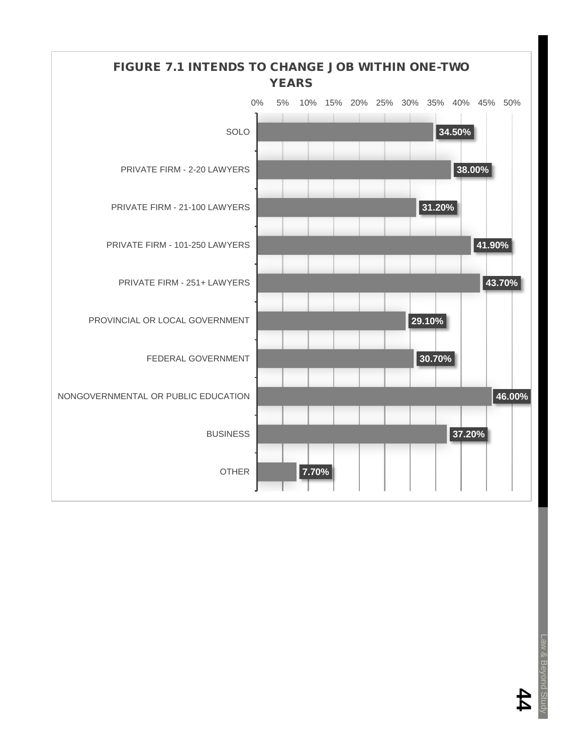**FIGURE 7.1 INTENDS TO CHANGE JOB WITHIN ONE-TWO YEARS**

| Category | Percentage |
| --- | --- |
| SOLO | 34.50% |
| PRIVATE FIRM - 2-20 LAWYERS | 38.00% |
| PRIVATE FIRM - 21-100 LAWYERS | 31.20% |
| PRIVATE FIRM - 101-250 LAWYERS | 41.90% |
| PRIVATE FIRM - 251+ LAWYERS | 43.70% |
| PROVINCIAL OR LOCAL GOVERNMENT | 29.10% |
| FEDERAL GOVERNMENT | 30.70% |
| NONGOVERNMENTAL OR PUBLIC EDUCATION | 46.00% |
| BUSINESS | 37.20% |
| OTHER | 7.70% |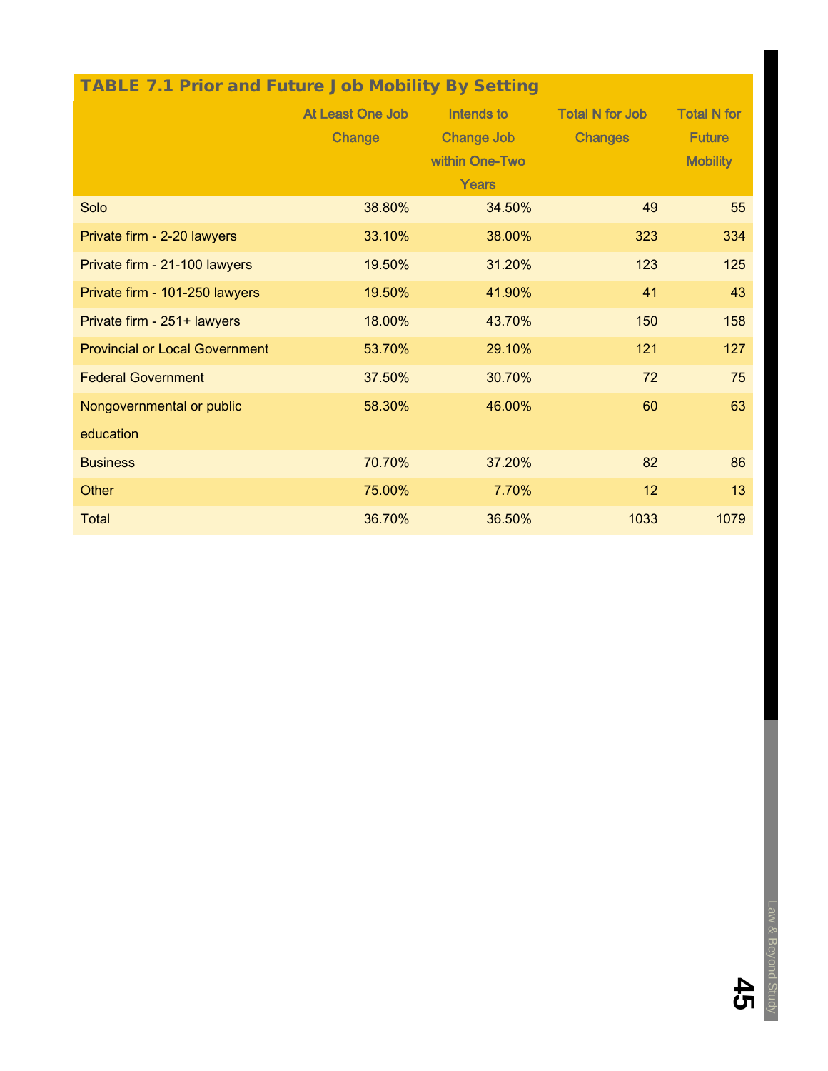**TABLE 7.1 Prior and Future Job Mobility By Setting**

| | At Least One Job Change | Intends to Change Job within One-Two Years | Total N for Job Changes | Total N for Future Mobility |
|---|---|---|---|---|
| Solo | 38.80% | 34.50% | 49 | 55 |
| Private firm - 2-20 lawyers | 33.10% | 38.00% | 323 | 334 |
| Private firm - 21-100 lawyers | 19.50% | 31.20% | 123 | 125 |
| Private firm - 101-250 lawyers | 19.50% | 41.90% | 41 | 43 |
| Private firm - 251+ lawyers | 18.00% | 43.70% | 150 | 158 |
| Provincial or Local Government | 53.70% | 29.10% | 121 | 127 |
| Federal Government | 37.50% | 30.70% | 72 | 75 |
| Nongovernmental or public education | 58.30% | 46.00% | 60 | 63 |
| Business | 70.70% | 37.20% | 82 | 86 |
| Other | 75.00% | 7.70% | 12 | 13 |
| Total | 36.70% | 36.50% | 1033 | 1079 |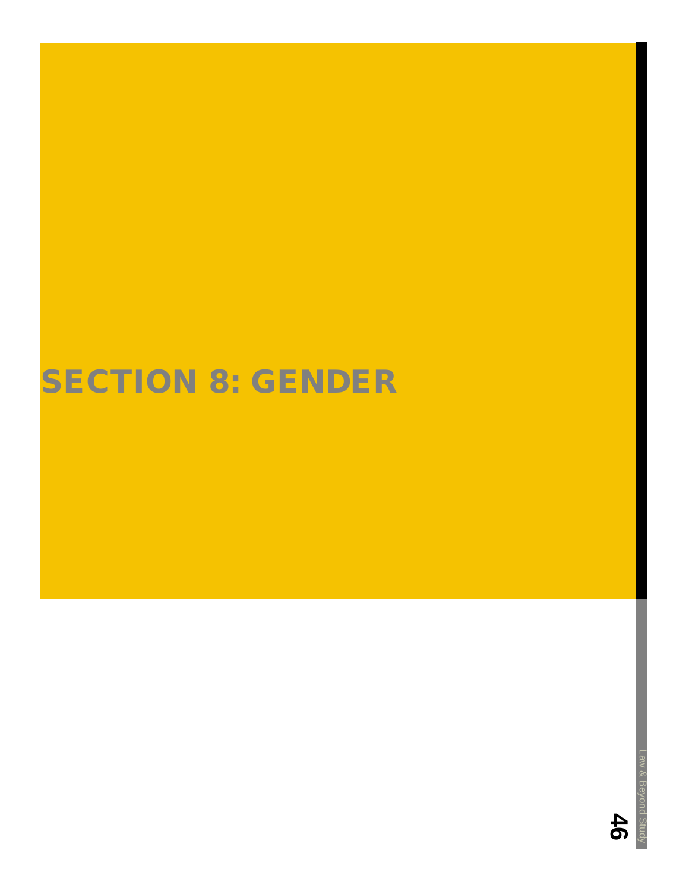# SECTION 8: GENDER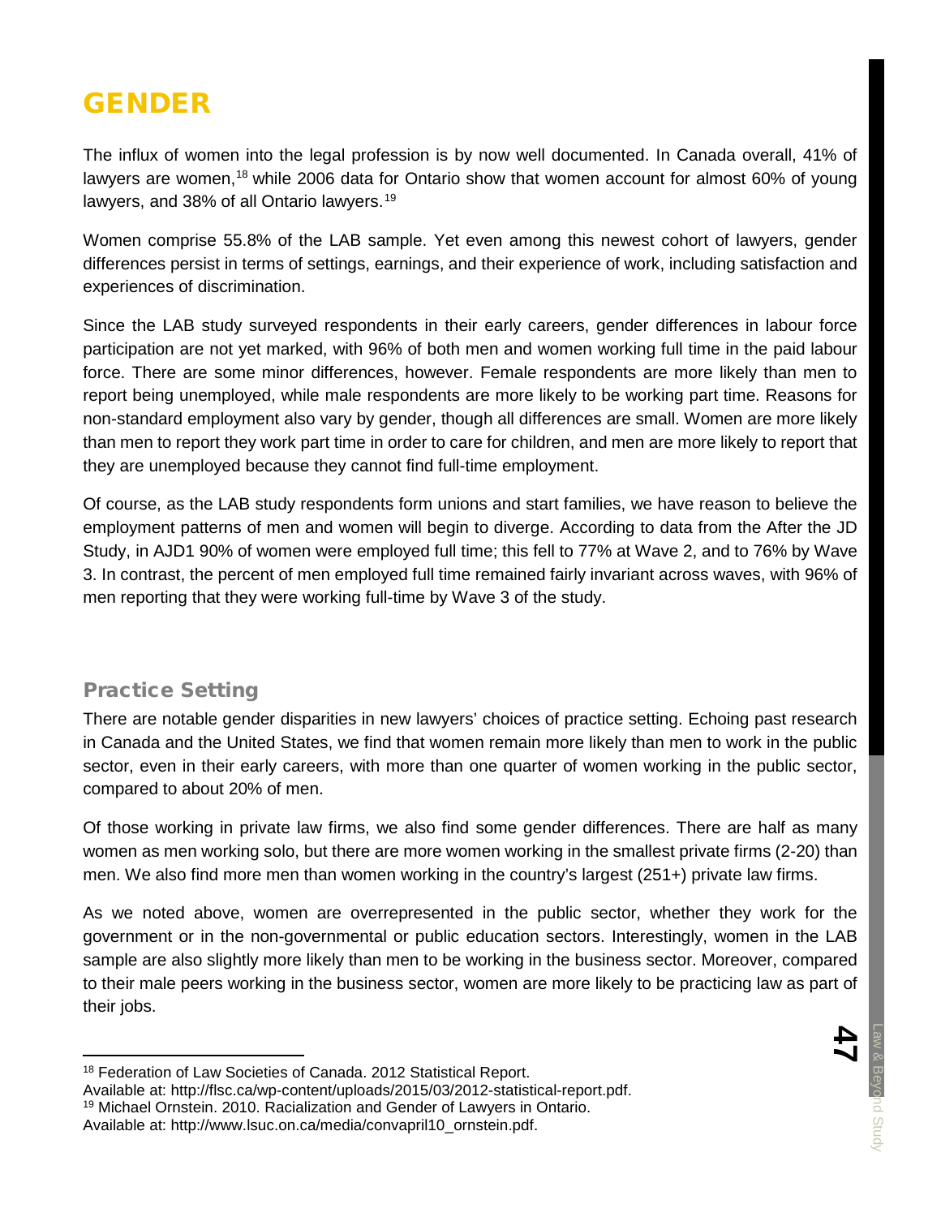# GENDER

The influx of women into the legal profession is by now well documented. In Canada overall, 41% of lawyers are women,[18] while 2006 data for Ontario show that women account for almost 60% of young lawyers, and 38% of all Ontario lawyers.[19]

Women comprise 55.8% of the LAB sample. Yet even among this newest cohort of lawyers, gender differences persist in terms of settings, earnings, and their experience of work, including satisfaction and experiences of discrimination.

Since the LAB study surveyed respondents in their early careers, gender differences in labour force participation are not yet marked, with 96% of both men and women working full time in the paid labour force. There are some minor differences, however. Female respondents are more likely than men to report being unemployed, while male respondents are more likely to be working part time. Reasons for non-standard employment also vary by gender, though all differences are small. Women are more likely than men to report they work part time in order to care for children, and men are more likely to report that they are unemployed because they cannot find full-time employment.

Of course, as the LAB study respondents form unions and start families, we have reason to believe the employment patterns of men and women will begin to diverge. According to data from the After the JD Study, in AJD1 90% of women were employed full time; this fell to 77% at Wave 2, and to 76% by Wave 3. In contrast, the percent of men employed full time remained fairly invariant across waves, with 96% of men reporting that they were working full-time by Wave 3 of the study.

## Practice Setting

There are notable gender disparities in new lawyers' choices of practice setting. Echoing past research in Canada and the United States, we find that women remain more likely than men to work in the public sector, even in their early careers, with more than one quarter of women working in the public sector, compared to about 20% of men.

Of those working in private law firms, we also find some gender differences. There are half as many women as men working solo, but there are more women working in the smallest private firms (2-20) than men. We also find more men than women working in the country's largest (251+) private law firms.

As we noted above, women are overrepresented in the public sector, whether they work for the government or in the non-governmental or public education sectors. Interestingly, women in the LAB sample are also slightly more likely than men to be working in the business sector. Moreover, compared to their male peers working in the business sector, women are more likely to be practicing law as part of their jobs.

---

[18] Federation of Law Societies of Canada. 2012 Statistical Report. Available at: http://flsc.ca/wp-content/uploads/2015/03/2012-statistical-report.pdf.

[19] Michael Ornstein. 2010. Racialization and Gender of Lawyers in Ontario. Available at: http://www.lsuc.on.ca/media/convapril10_ornstein.pdf.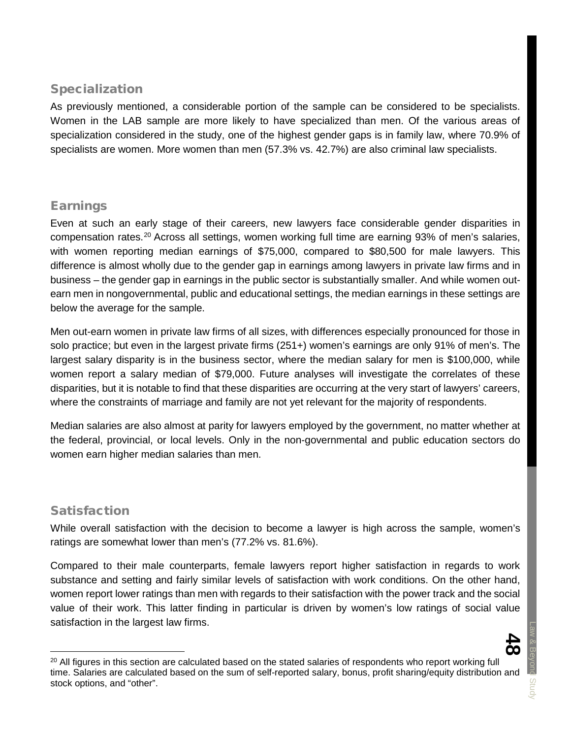## Specialization

As previously mentioned, a considerable portion of the sample can be considered to be specialists. Women in the LAB sample are more likely to have specialized than men. Of the various areas of specialization considered in the study, one of the highest gender gaps is in family law, where 70.9% of specialists are women. More women than men (57.3% vs. 42.7%) are also criminal law specialists.

## Earnings

Even at such an early stage of their careers, new lawyers face considerable gender disparities in compensation rates.[20] Across all settings, women working full time are earning 93% of men's salaries, with women reporting median earnings of $75,000, compared to $80,500 for male lawyers. This difference is almost wholly due to the gender gap in earnings among lawyers in private law firms and in business – the gender gap in earnings in the public sector is substantially smaller. And while women out-earn men in nongovernmental, public and educational settings, the median earnings in these settings are below the average for the sample.

Men out-earn women in private law firms of all sizes, with differences especially pronounced for those in solo practice; but even in the largest private firms (251+) women's earnings are only 91% of men's. The largest salary disparity is in the business sector, where the median salary for men is $100,000, while women report a salary median of $79,000. Future analyses will investigate the correlates of these disparities, but it is notable to find that these disparities are occurring at the very start of lawyers' careers, where the constraints of marriage and family are not yet relevant for the majority of respondents.

Median salaries are also almost at parity for lawyers employed by the government, no matter whether at the federal, provincial, or local levels. Only in the non-governmental and public education sectors do women earn higher median salaries than men.

## Satisfaction

While overall satisfaction with the decision to become a lawyer is high across the sample, women's ratings are somewhat lower than men's (77.2% vs. 81.6%).

Compared to their male counterparts, female lawyers report higher satisfaction in regards to work substance and setting and fairly similar levels of satisfaction with work conditions. On the other hand, women report lower ratings than men with regards to their satisfaction with the power track and the social value of their work. This latter finding in particular is driven by women's low ratings of social value satisfaction in the largest law firms.

---

[20] All figures in this section are calculated based on the stated salaries of respondents who report working full time. Salaries are calculated based on the sum of self-reported salary, bonus, profit sharing/equity distribution and stock options, and "other".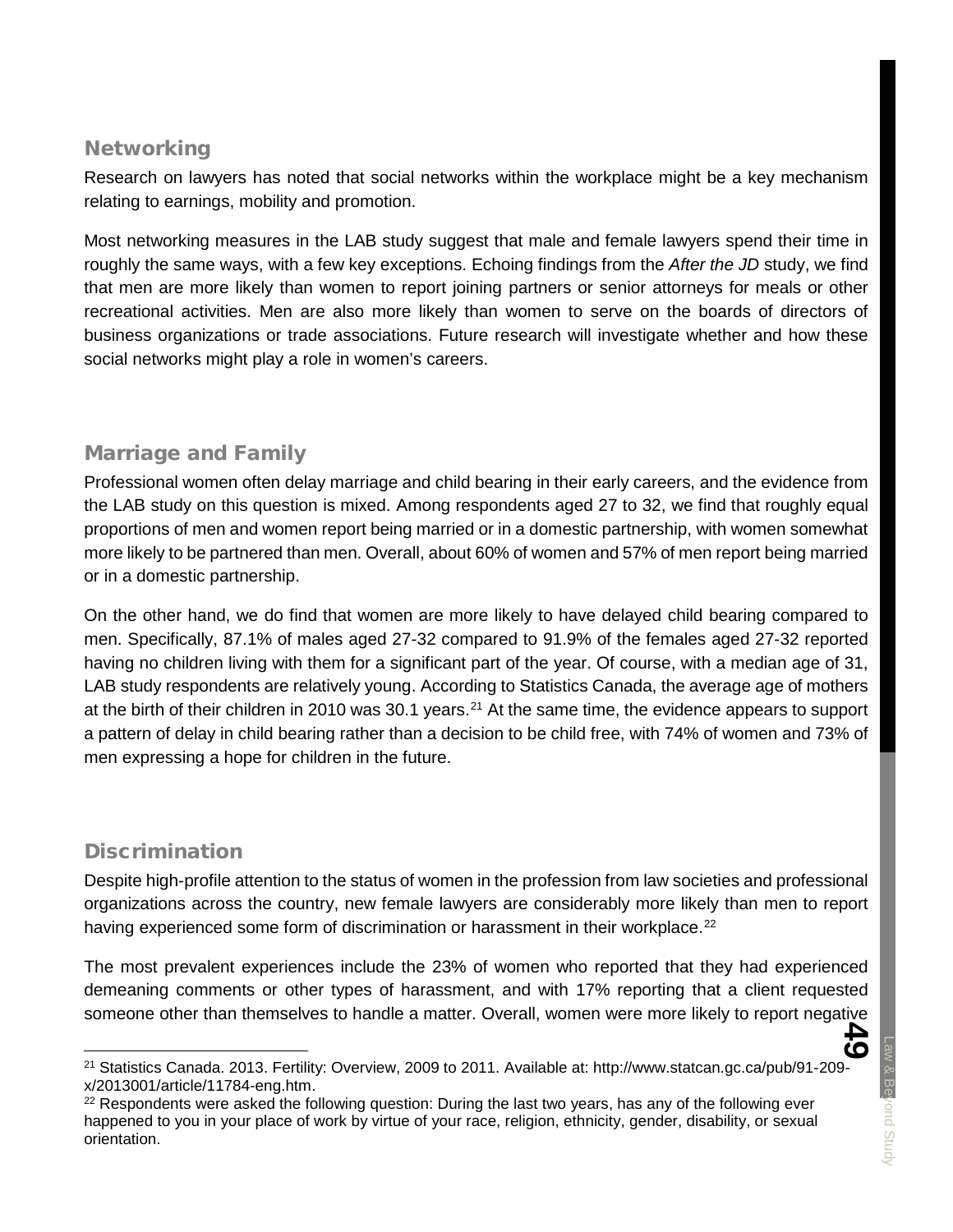## Networking

Research on lawyers has noted that social networks within the workplace might be a key mechanism relating to earnings, mobility and promotion.

Most networking measures in the LAB study suggest that male and female lawyers spend their time in roughly the same ways, with a few key exceptions. Echoing findings from the *After the JD* study, we find that men are more likely than women to report joining partners or senior attorneys for meals or other recreational activities. Men are also more likely than women to serve on the boards of directors of business organizations or trade associations. Future research will investigate whether and how these social networks might play a role in women's careers.

## Marriage and Family

Professional women often delay marriage and child bearing in their early careers, and the evidence from the LAB study on this question is mixed. Among respondents aged 27 to 32, we find that roughly equal proportions of men and women report being married or in a domestic partnership, with women somewhat more likely to be partnered than men. Overall, about 60% of women and 57% of men report being married or in a domestic partnership.

On the other hand, we do find that women are more likely to have delayed child bearing compared to men. Specifically, 87.1% of males aged 27-32 compared to 91.9% of the females aged 27-32 reported having no children living with them for a significant part of the year. Of course, with a median age of 31, LAB study respondents are relatively young. According to Statistics Canada, the average age of mothers at the birth of their children in 2010 was 30.1 years.[21] At the same time, the evidence appears to support a pattern of delay in child bearing rather than a decision to be child free, with 74% of women and 73% of men expressing a hope for children in the future.

## Discrimination

Despite high-profile attention to the status of women in the profession from law societies and professional organizations across the country, new female lawyers are considerably more likely than men to report having experienced some form of discrimination or harassment in their workplace.[22]

The most prevalent experiences include the 23% of women who reported that they had experienced demeaning comments or other types of harassment, and with 17% reporting that a client requested someone other than themselves to handle a matter. Overall, women were more likely to report negative

[21] Statistics Canada. 2013. Fertility: Overview, 2009 to 2011. Available at: http://www.statcan.gc.ca/pub/91-209-x/2013001/article/11784-eng.htm.

[22] Respondents were asked the following question: During the last two years, has any of the following ever happened to you in your place of work by virtue of your race, religion, ethnicity, gender, disability, or sexual orientation.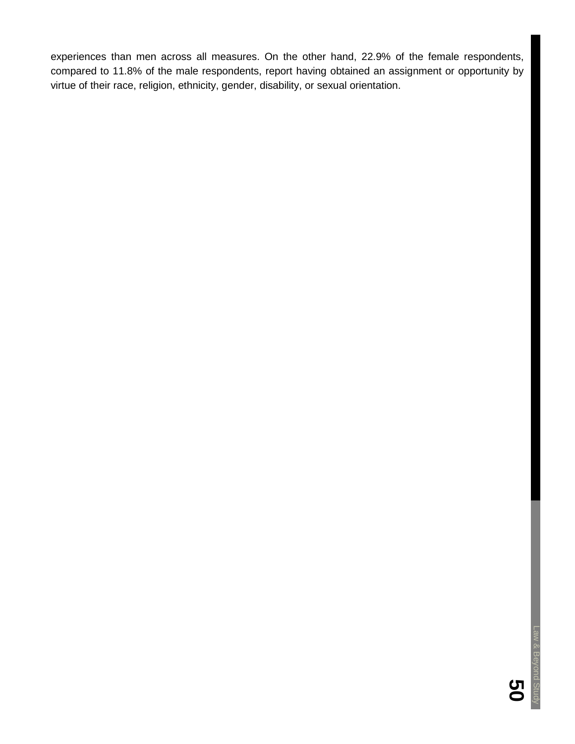experiences than men across all measures. On the other hand, 22.9% of the female respondents, compared to 11.8% of the male respondents, report having obtained an assignment or opportunity by virtue of their race, religion, ethnicity, gender, disability, or sexual orientation.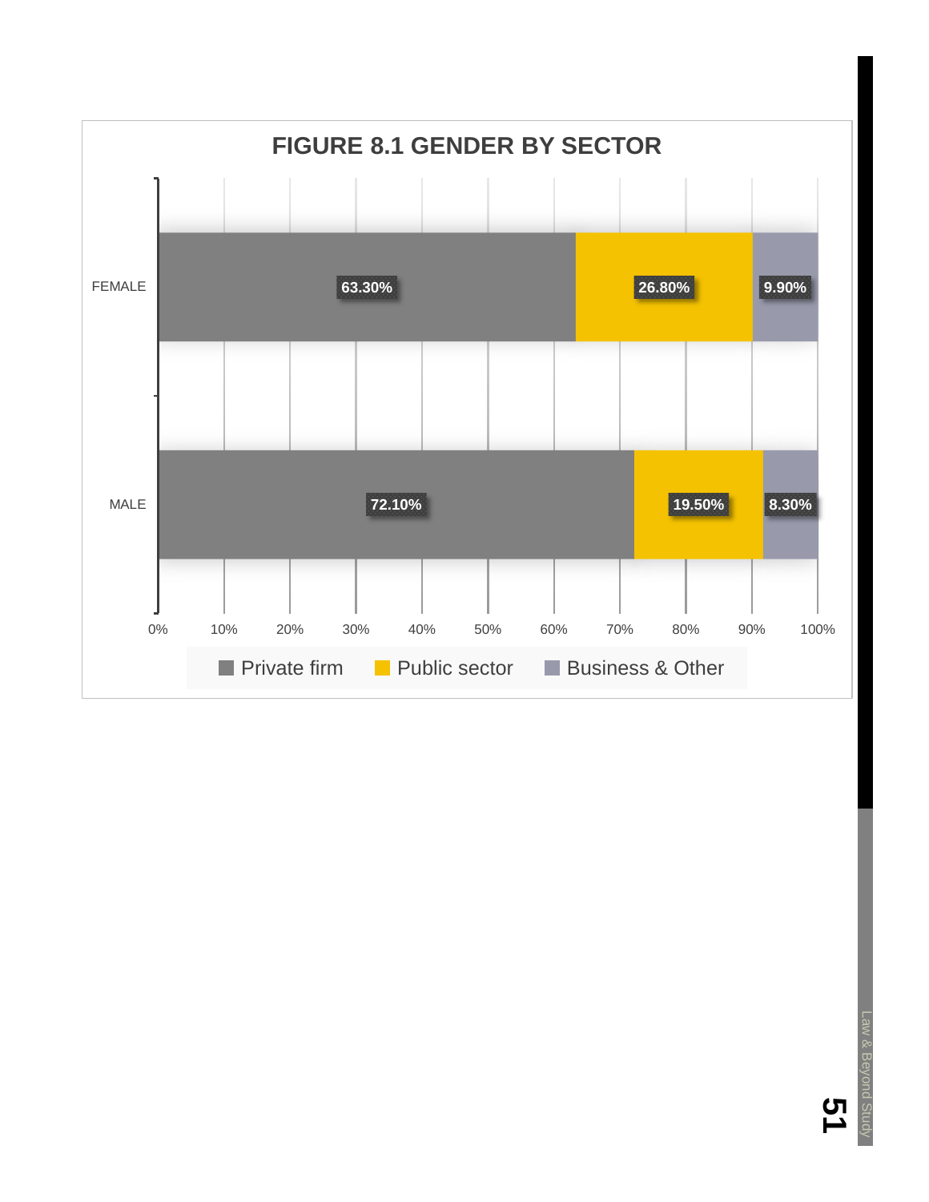# FIGURE 8.1 GENDER BY SECTOR

| | Private firm | Public sector | Business & Other |
|---|---|---|---|
| FEMALE | 63.30% | 26.80% | 9.90% |
| MALE | 72.10% | 19.50% | 8.30% |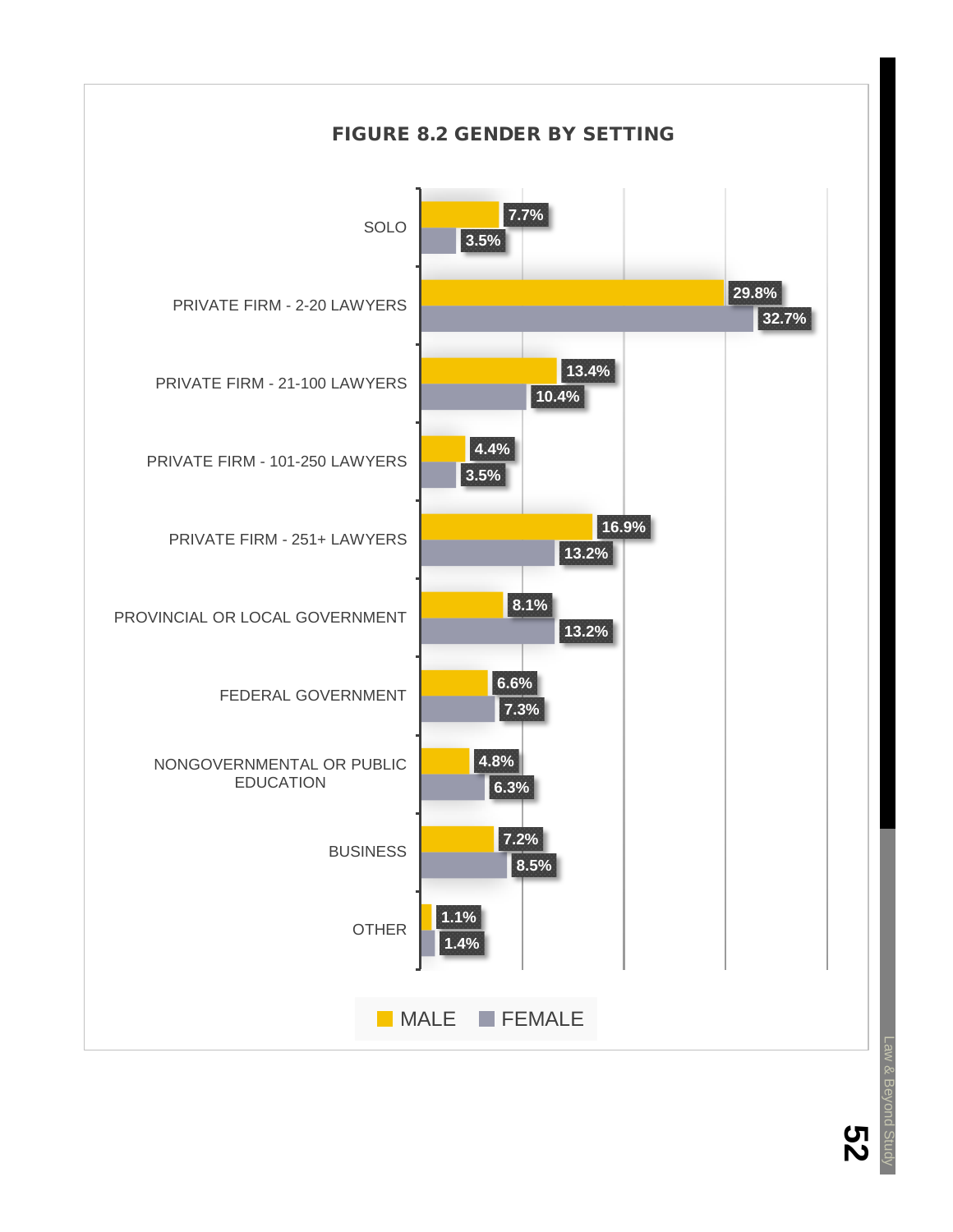**FIGURE 8.2 GENDER BY SETTING**

| Setting | Male | Female |
|---|---|---|
| SOLO | 7.7% | 3.5% |
| PRIVATE FIRM - 2-20 LAWYERS | 29.8% | 32.7% |
| PRIVATE FIRM - 21-100 LAWYERS | 13.4% | 10.4% |
| PRIVATE FIRM - 101-250 LAWYERS | 4.4% | 3.5% |
| PRIVATE FIRM - 251+ LAWYERS | 16.9% | 13.2% |
| PROVINCIAL OR LOCAL GOVERNMENT | 8.1% | 13.2% |
| FEDERAL GOVERNMENT | 6.6% | 7.3% |
| NONGOVERNMENTAL OR PUBLIC EDUCATION | 4.8% | 6.3% |
| BUSINESS | 7.2% | 8.5% |
| OTHER | 1.1% | 1.4% |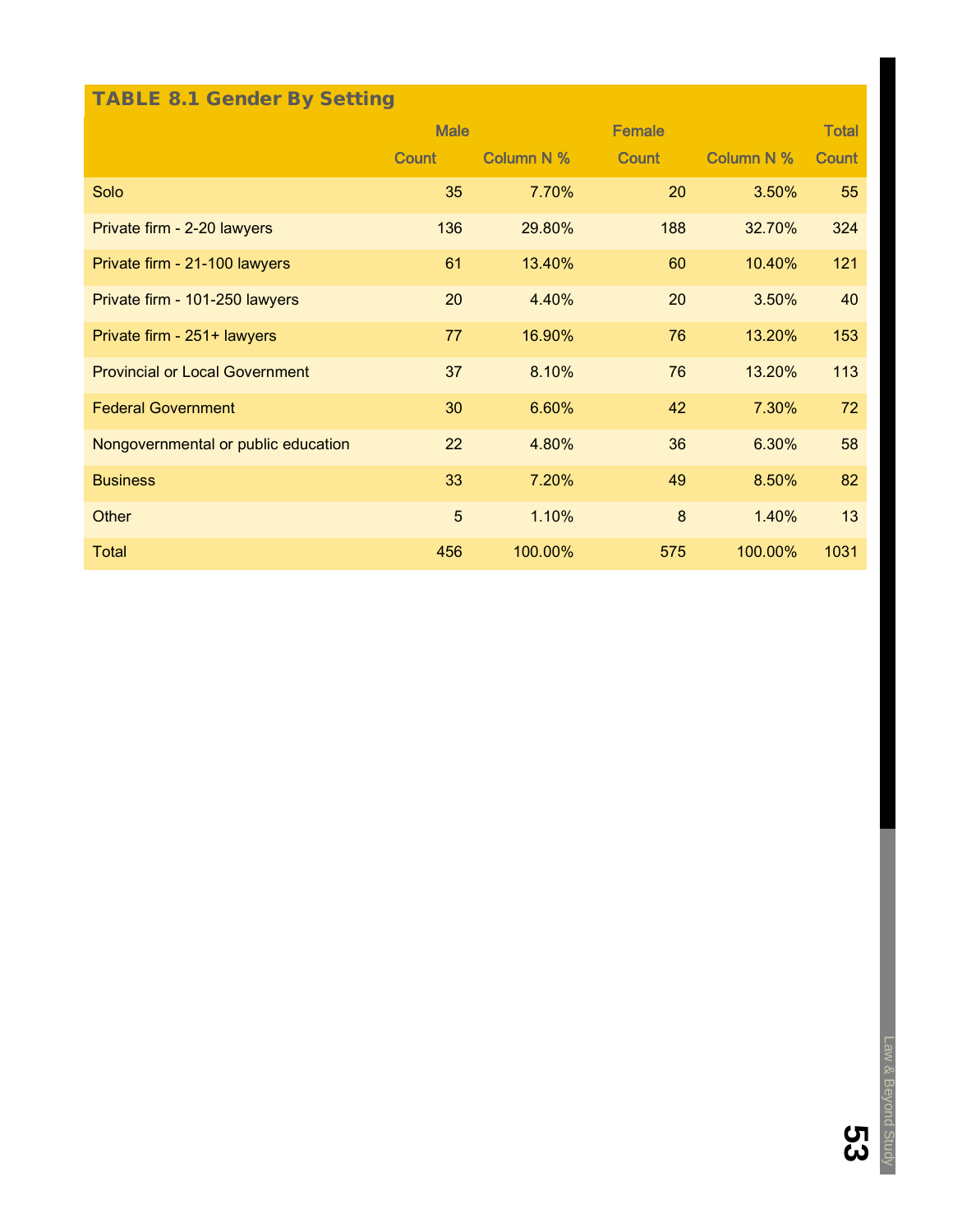## TABLE 8.1 Gender By Setting

| | Male | | Female | | Total |
|---|---|---|---|---|---|
| | Count | Column N % | Count | Column N % | Count |
| Solo | 35 | 7.70% | 20 | 3.50% | 55 |
| Private firm - 2-20 lawyers | 136 | 29.80% | 188 | 32.70% | 324 |
| Private firm - 21-100 lawyers | 61 | 13.40% | 60 | 10.40% | 121 |
| Private firm - 101-250 lawyers | 20 | 4.40% | 20 | 3.50% | 40 |
| Private firm - 251+ lawyers | 77 | 16.90% | 76 | 13.20% | 153 |
| Provincial or Local Government | 37 | 8.10% | 76 | 13.20% | 113 |
| Federal Government | 30 | 6.60% | 42 | 7.30% | 72 |
| Nongovernmental or public education | 22 | 4.80% | 36 | 6.30% | 58 |
| Business | 33 | 7.20% | 49 | 8.50% | 82 |
| Other | 5 | 1.10% | 8 | 1.40% | 13 |
| Total | 456 | 100.00% | 575 | 100.00% | 1031 |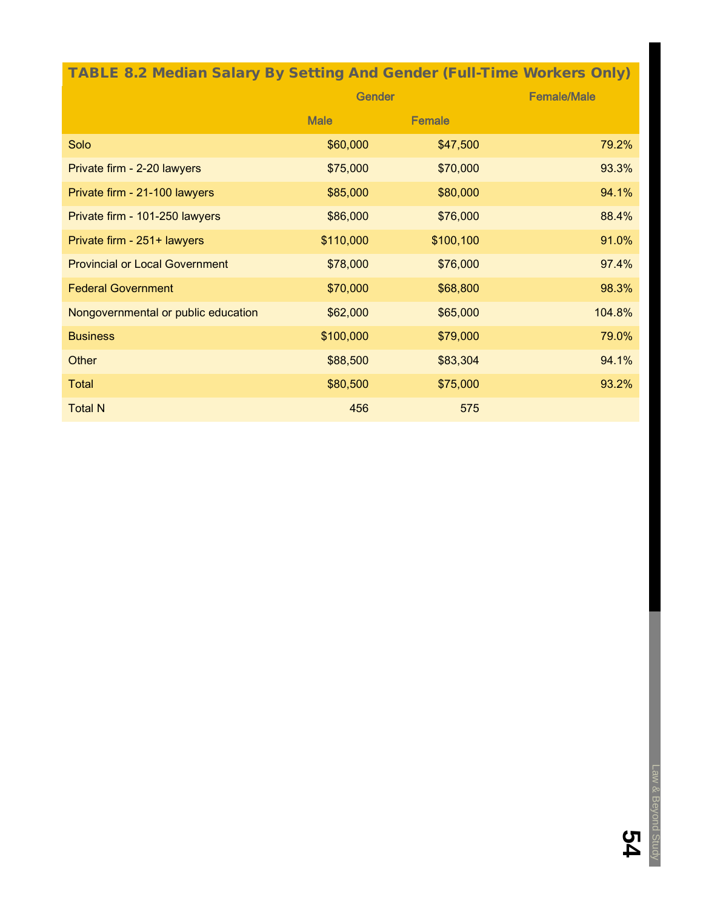## TABLE 8.2 Median Salary By Setting And Gender (Full-Time Workers Only)

| | Gender | | Female/Male |
|---|---|---|---|
| | Male | Female | |
| Solo | $60,000 | $47,500 | 79.2% |
| Private firm - 2-20 lawyers | $75,000 | $70,000 | 93.3% |
| Private firm - 21-100 lawyers | $85,000 | $80,000 | 94.1% |
| Private firm - 101-250 lawyers | $86,000 | $76,000 | 88.4% |
| Private firm - 251+ lawyers | $110,000 | $100,100 | 91.0% |
| Provincial or Local Government | $78,000 | $76,000 | 97.4% |
| Federal Government | $70,000 | $68,800 | 98.3% |
| Nongovernmental or public education | $62,000 | $65,000 | 104.8% |
| Business | $100,000 | $79,000 | 79.0% |
| Other | $88,500 | $83,304 | 94.1% |
| Total | $80,500 | $75,000 | 93.2% |
| Total N | 456 | 575 | |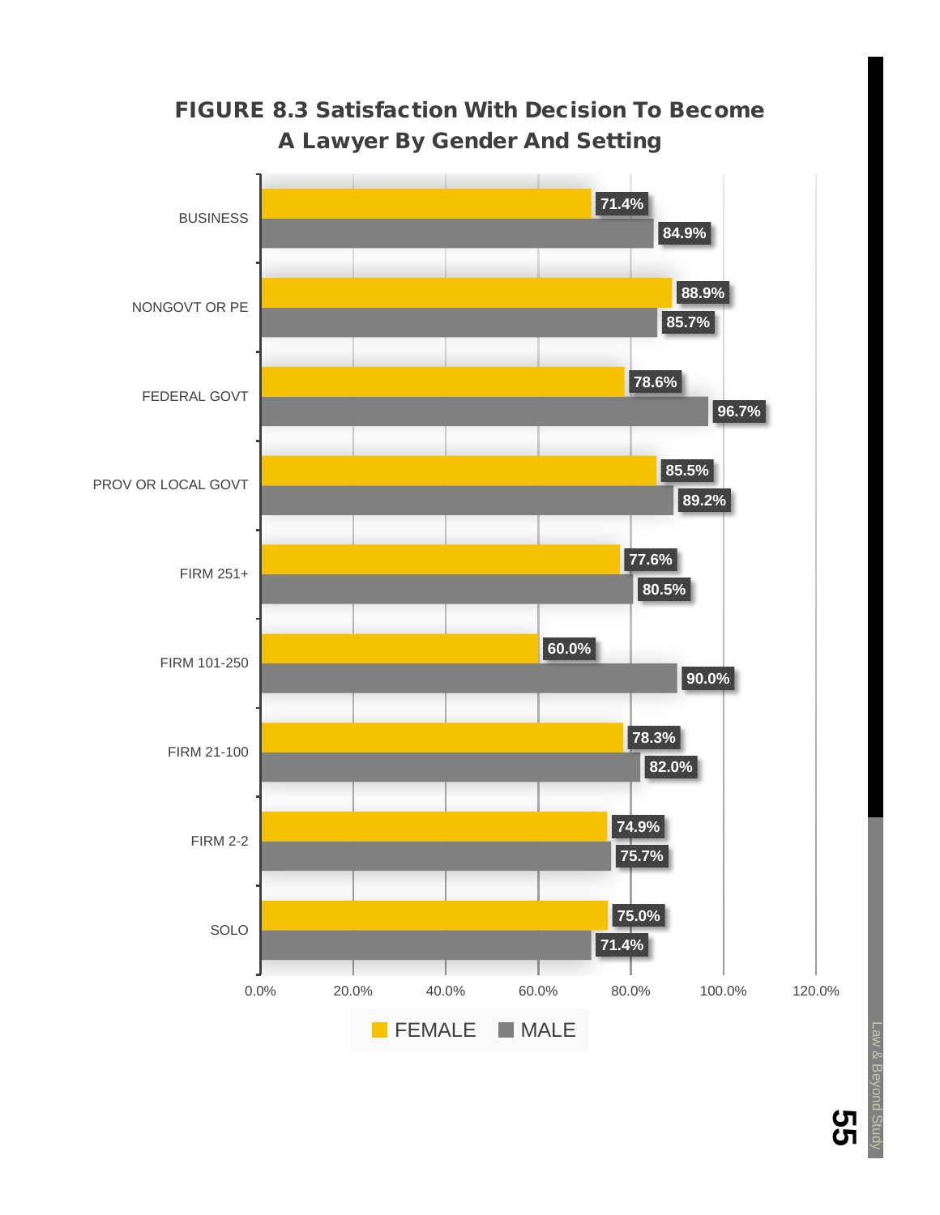## FIGURE 8.3 Satisfaction With Decision To Become A Lawyer By Gender And Setting

| Setting | FEMALE | MALE |
|---|---|---|
| BUSINESS | 71.4% | 84.9% |
| NONGOVT OR PE | 88.9% | 85.7% |
| FEDERAL GOVT | 78.6% | 96.7% |
| PROV OR LOCAL GOVT | 85.5% | 89.2% |
| FIRM 251+ | 77.6% | 80.5% |
| FIRM 101-250 | 60.0% | 90.0% |
| FIRM 21-100 | 78.3% | 82.0% |
| FIRM 2-2 | 74.9% | 75.7% |
| SOLO | 75.0% | 71.4% |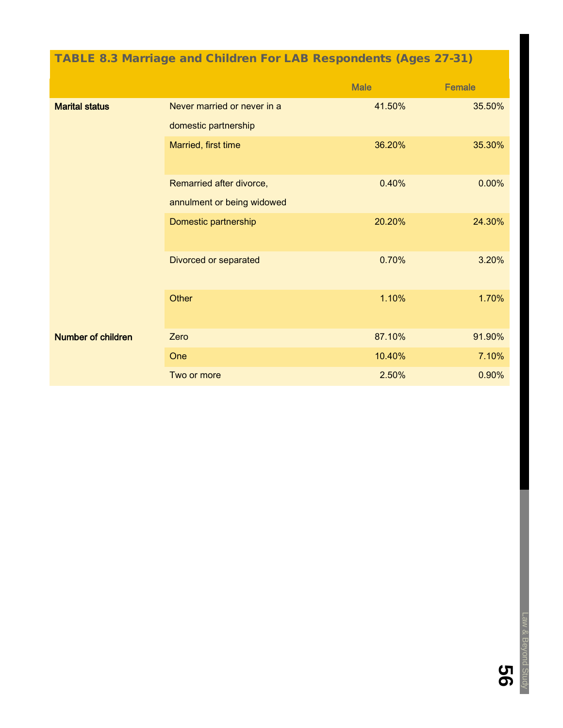## TABLE 8.3 Marriage and Children For LAB Respondents (Ages 27-31)

| | | Male | Female |
|---|---|---|---|
| **Marital status** | Never married or never in a domestic partnership | 41.50% | 35.50% |
| | Married, first time | 36.20% | 35.30% |
| | Remarried after divorce, annulment or being widowed | 0.40% | 0.00% |
| | Domestic partnership | 20.20% | 24.30% |
| | Divorced or separated | 0.70% | 3.20% |
| | Other | 1.10% | 1.70% |
| **Number of children** | Zero | 87.10% | 91.90% |
| | One | 10.40% | 7.10% |
| | Two or more | 2.50% | 0.90% |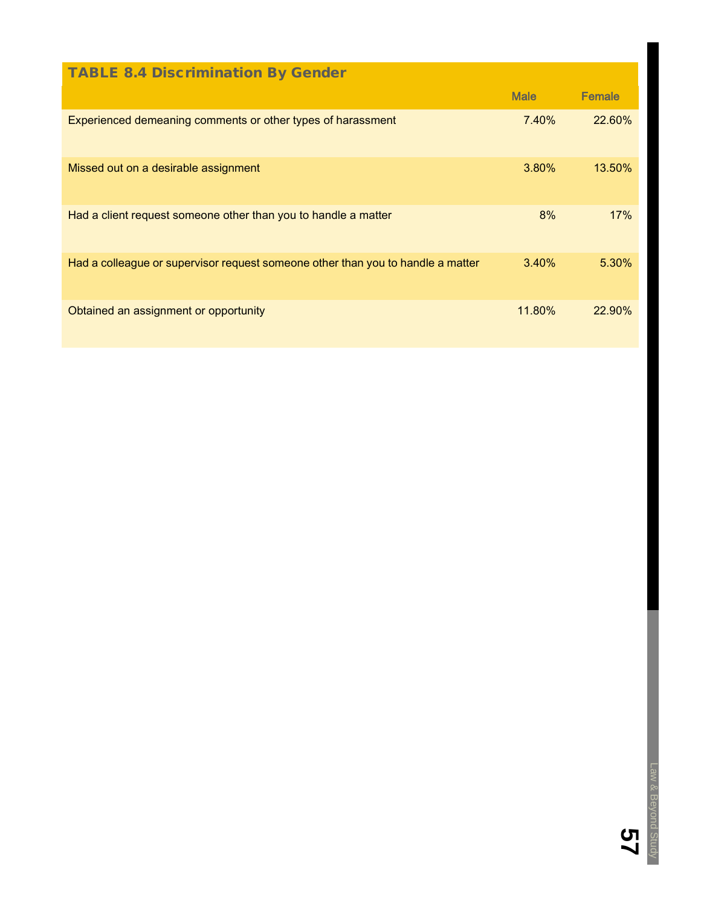**TABLE 8.4 Discrimination By Gender**

| | Male | Female |
|---|---|---|
| Experienced demeaning comments or other types of harassment | 7.40% | 22.60% |
| Missed out on a desirable assignment | 3.80% | 13.50% |
| Had a client request someone other than you to handle a matter | 8% | 17% |
| Had a colleague or supervisor request someone other than you to handle a matter | 3.40% | 5.30% |
| Obtained an assignment or opportunity | 11.80% | 22.90% |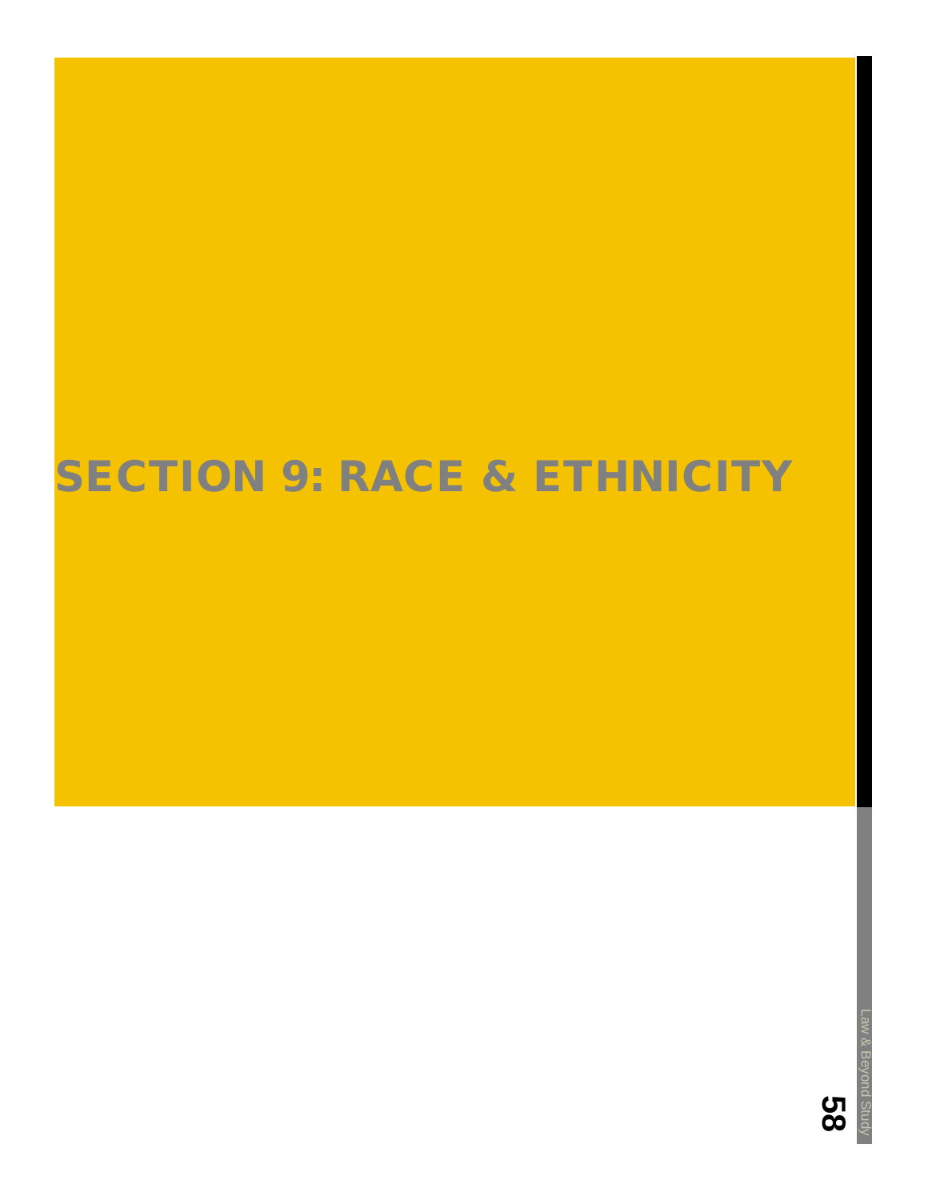# SECTION 9: RACE & ETHNICITY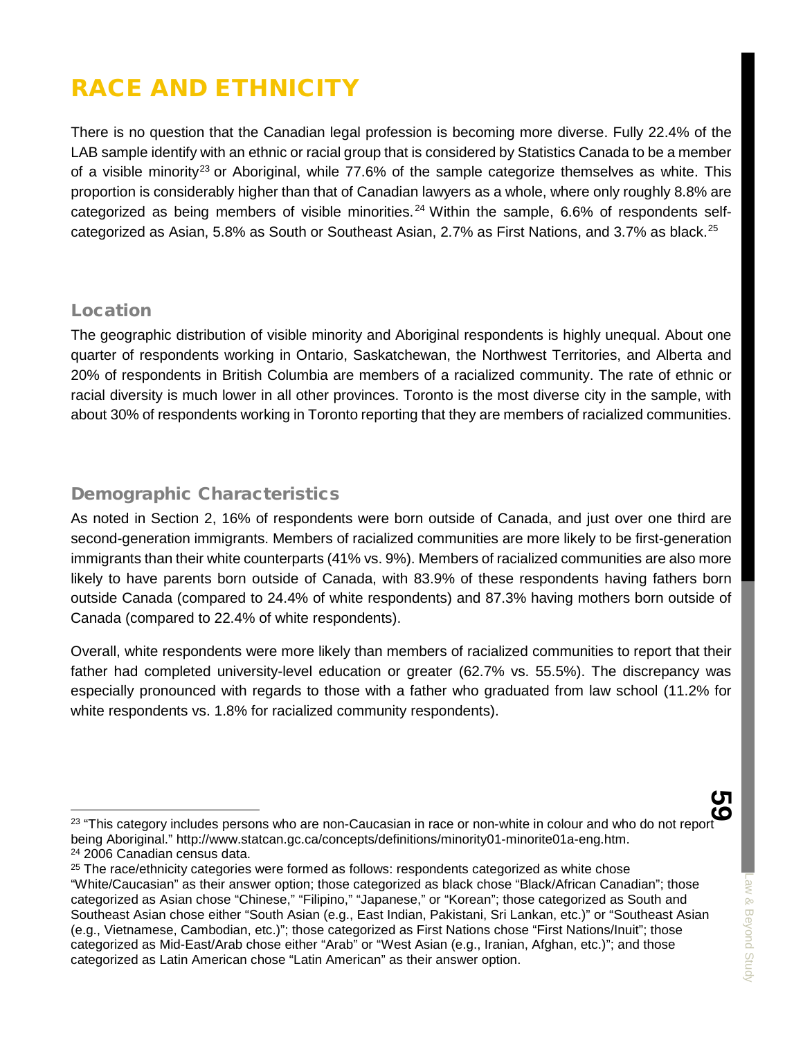# RACE AND ETHNICITY

There is no question that the Canadian legal profession is becoming more diverse. Fully 22.4% of the LAB sample identify with an ethnic or racial group that is considered by Statistics Canada to be a member of a visible minority[23] or Aboriginal, while 77.6% of the sample categorize themselves as white. This proportion is considerably higher than that of Canadian lawyers as a whole, where only roughly 8.8% are categorized as being members of visible minorities.[24] Within the sample, 6.6% of respondents self-categorized as Asian, 5.8% as South or Southeast Asian, 2.7% as First Nations, and 3.7% as black.[25]

## Location

The geographic distribution of visible minority and Aboriginal respondents is highly unequal. About one quarter of respondents working in Ontario, Saskatchewan, the Northwest Territories, and Alberta and 20% of respondents in British Columbia are members of a racialized community. The rate of ethnic or racial diversity is much lower in all other provinces. Toronto is the most diverse city in the sample, with about 30% of respondents working in Toronto reporting that they are members of racialized communities.

## Demographic Characteristics

As noted in Section 2, 16% of respondents were born outside of Canada, and just over one third are second-generation immigrants. Members of racialized communities are more likely to be first-generation immigrants than their white counterparts (41% vs. 9%). Members of racialized communities are also more likely to have parents born outside of Canada, with 83.9% of these respondents having fathers born outside Canada (compared to 24.4% of white respondents) and 87.3% having mothers born outside of Canada (compared to 22.4% of white respondents).

Overall, white respondents were more likely than members of racialized communities to report that their father had completed university-level education or greater (62.7% vs. 55.5%). The discrepancy was especially pronounced with regards to those with a father who graduated from law school (11.2% for white respondents vs. 1.8% for racialized community respondents).

---

[23] "This category includes persons who are non-Caucasian in race or non-white in colour and who do not report being Aboriginal." http://www.statcan.gc.ca/concepts/definitions/minority01-minorite01a-eng.htm.

[24] 2006 Canadian census data.

[25] The race/ethnicity categories were formed as follows: respondents categorized as white chose "White/Caucasian" as their answer option; those categorized as black chose "Black/African Canadian"; those categorized as Asian chose "Chinese," "Filipino," "Japanese," or "Korean"; those categorized as South and Southeast Asian chose either "South Asian (e.g., East Indian, Pakistani, Sri Lankan, etc.)" or "Southeast Asian (e.g., Vietnamese, Cambodian, etc.)"; those categorized as First Nations chose "First Nations/Inuit"; those categorized as Mid-East/Arab chose either "Arab" or "West Asian (e.g., Iranian, Afghan, etc.)"; and those categorized as Latin American chose "Latin American" as their answer option.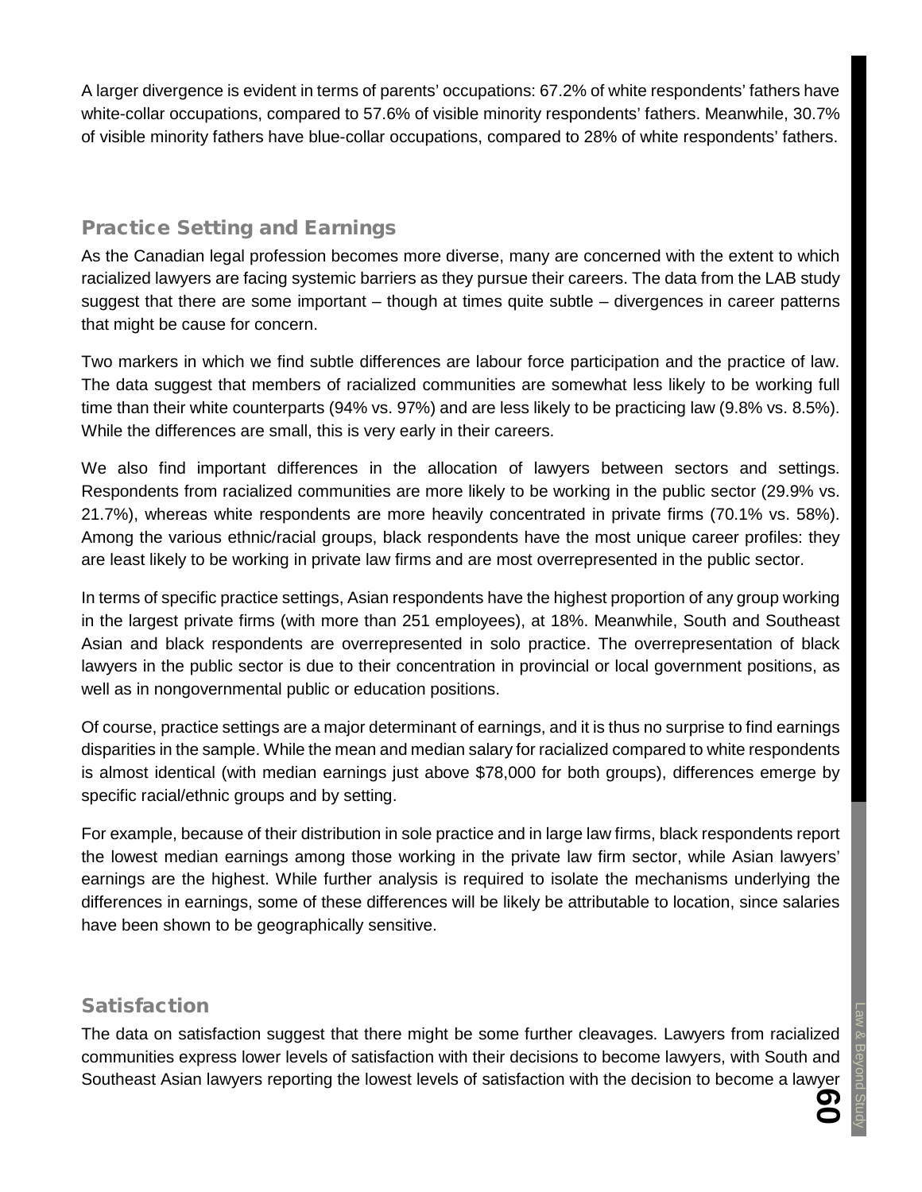A larger divergence is evident in terms of parents' occupations: 67.2% of white respondents' fathers have white-collar occupations, compared to 57.6% of visible minority respondents' fathers. Meanwhile, 30.7% of visible minority fathers have blue-collar occupations, compared to 28% of white respondents' fathers.

## Practice Setting and Earnings

As the Canadian legal profession becomes more diverse, many are concerned with the extent to which racialized lawyers are facing systemic barriers as they pursue their careers. The data from the LAB study suggest that there are some important – though at times quite subtle – divergences in career patterns that might be cause for concern.

Two markers in which we find subtle differences are labour force participation and the practice of law. The data suggest that members of racialized communities are somewhat less likely to be working full time than their white counterparts (94% vs. 97%) and are less likely to be practicing law (9.8% vs. 8.5%). While the differences are small, this is very early in their careers.

We also find important differences in the allocation of lawyers between sectors and settings. Respondents from racialized communities are more likely to be working in the public sector (29.9% vs. 21.7%), whereas white respondents are more heavily concentrated in private firms (70.1% vs. 58%). Among the various ethnic/racial groups, black respondents have the most unique career profiles: they are least likely to be working in private law firms and are most overrepresented in the public sector.

In terms of specific practice settings, Asian respondents have the highest proportion of any group working in the largest private firms (with more than 251 employees), at 18%. Meanwhile, South and Southeast Asian and black respondents are overrepresented in solo practice. The overrepresentation of black lawyers in the public sector is due to their concentration in provincial or local government positions, as well as in nongovernmental public or education positions.

Of course, practice settings are a major determinant of earnings, and it is thus no surprise to find earnings disparities in the sample. While the mean and median salary for racialized compared to white respondents is almost identical (with median earnings just above $78,000 for both groups), differences emerge by specific racial/ethnic groups and by setting.

For example, because of their distribution in sole practice and in large law firms, black respondents report the lowest median earnings among those working in the private law firm sector, while Asian lawyers' earnings are the highest. While further analysis is required to isolate the mechanisms underlying the differences in earnings, some of these differences will be likely be attributable to location, since salaries have been shown to be geographically sensitive.

## Satisfaction

The data on satisfaction suggest that there might be some further cleavages. Lawyers from racialized communities express lower levels of satisfaction with their decisions to become lawyers, with South and Southeast Asian lawyers reporting the lowest levels of satisfaction with the decision to become a lawyer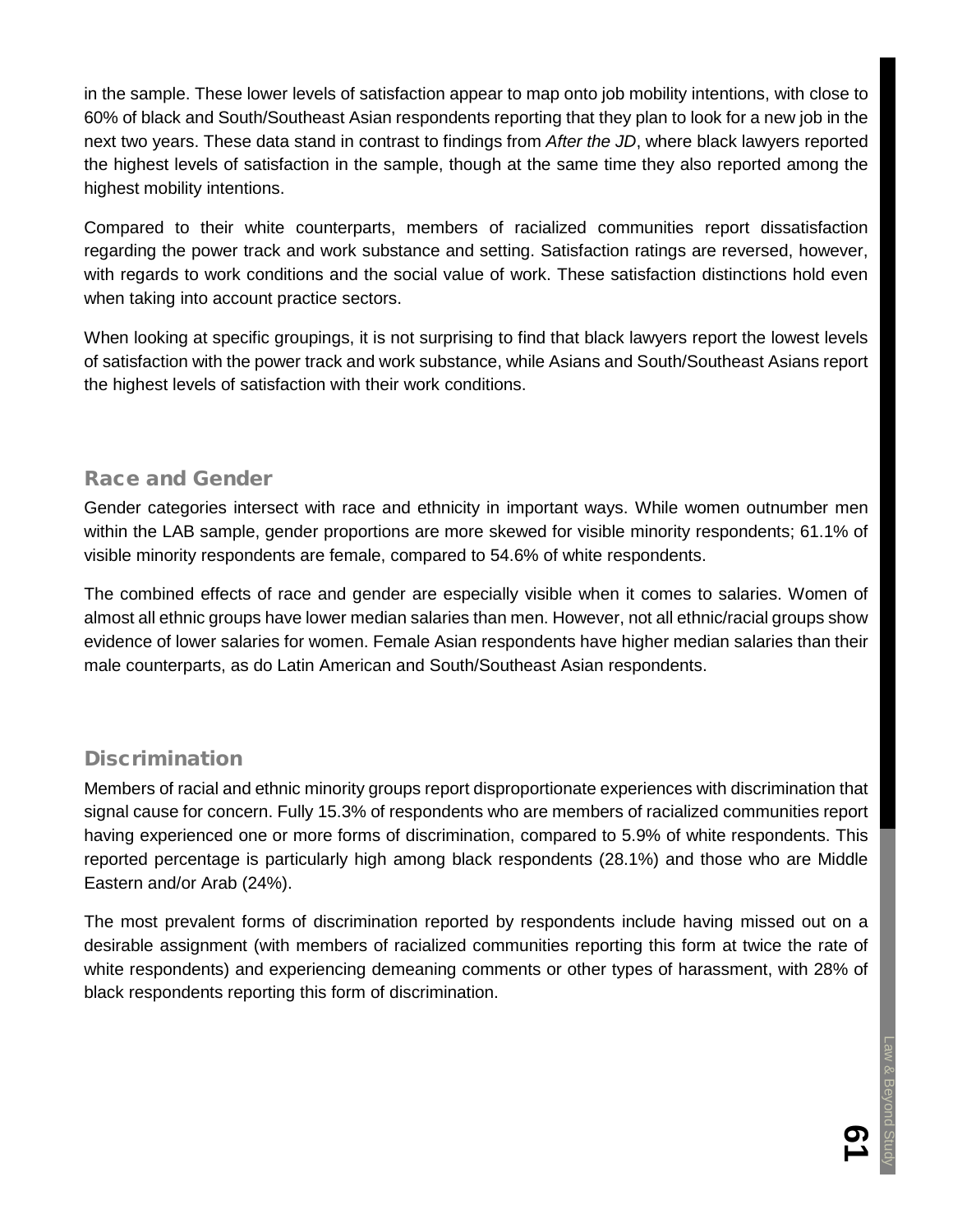in the sample. These lower levels of satisfaction appear to map onto job mobility intentions, with close to 60% of black and South/Southeast Asian respondents reporting that they plan to look for a new job in the next two years. These data stand in contrast to findings from *After the JD*, where black lawyers reported the highest levels of satisfaction in the sample, though at the same time they also reported among the highest mobility intentions.

Compared to their white counterparts, members of racialized communities report dissatisfaction regarding the power track and work substance and setting. Satisfaction ratings are reversed, however, with regards to work conditions and the social value of work. These satisfaction distinctions hold even when taking into account practice sectors.

When looking at specific groupings, it is not surprising to find that black lawyers report the lowest levels of satisfaction with the power track and work substance, while Asians and South/Southeast Asians report the highest levels of satisfaction with their work conditions.

## Race and Gender

Gender categories intersect with race and ethnicity in important ways. While women outnumber men within the LAB sample, gender proportions are more skewed for visible minority respondents; 61.1% of visible minority respondents are female, compared to 54.6% of white respondents.

The combined effects of race and gender are especially visible when it comes to salaries. Women of almost all ethnic groups have lower median salaries than men. However, not all ethnic/racial groups show evidence of lower salaries for women. Female Asian respondents have higher median salaries than their male counterparts, as do Latin American and South/Southeast Asian respondents.

## Discrimination

Members of racial and ethnic minority groups report disproportionate experiences with discrimination that signal cause for concern. Fully 15.3% of respondents who are members of racialized communities report having experienced one or more forms of discrimination, compared to 5.9% of white respondents. This reported percentage is particularly high among black respondents (28.1%) and those who are Middle Eastern and/or Arab (24%).

The most prevalent forms of discrimination reported by respondents include having missed out on a desirable assignment (with members of racialized communities reporting this form at twice the rate of white respondents) and experiencing demeaning comments or other types of harassment, with 28% of black respondents reporting this form of discrimination.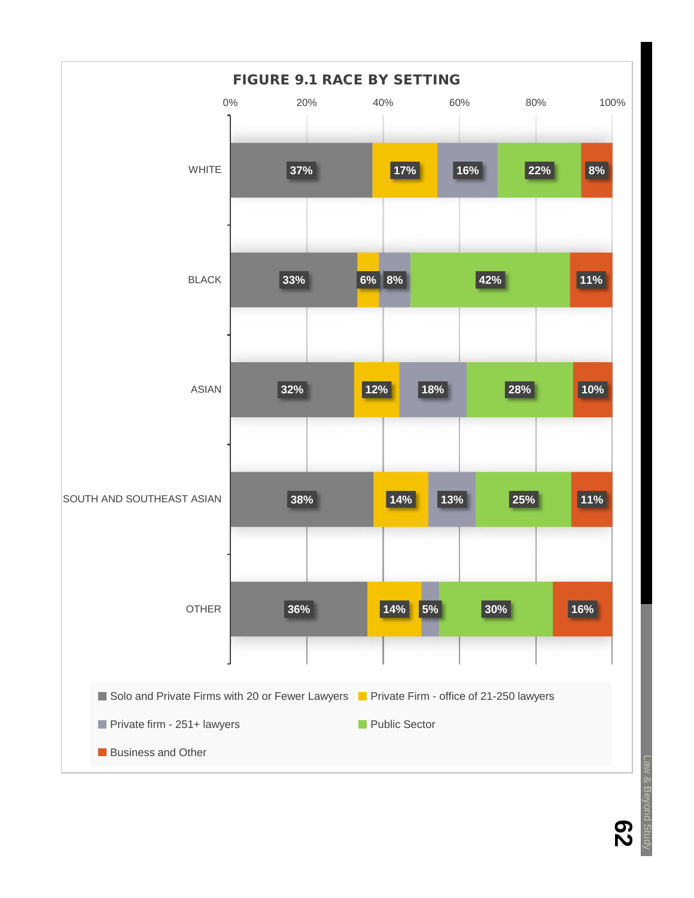## FIGURE 9.1 RACE BY SETTING

| | Solo and Private Firms with 20 or Fewer Lawyers | Private Firm - office of 21-250 lawyers | Private firm - 251+ lawyers | Public Sector | Business and Other |
|---|---|---|---|---|---|
| WHITE | 37% | 17% | 16% | 22% | 8% |
| BLACK | 33% | 6% | 8% | 42% | 11% |
| ASIAN | 32% | 12% | 18% | 28% | 10% |
| SOUTH AND SOUTHEAST ASIAN | 38% | 14% | 13% | 25% | 11% |
| OTHER | 36% | 14% | 5% | 30% | 16% |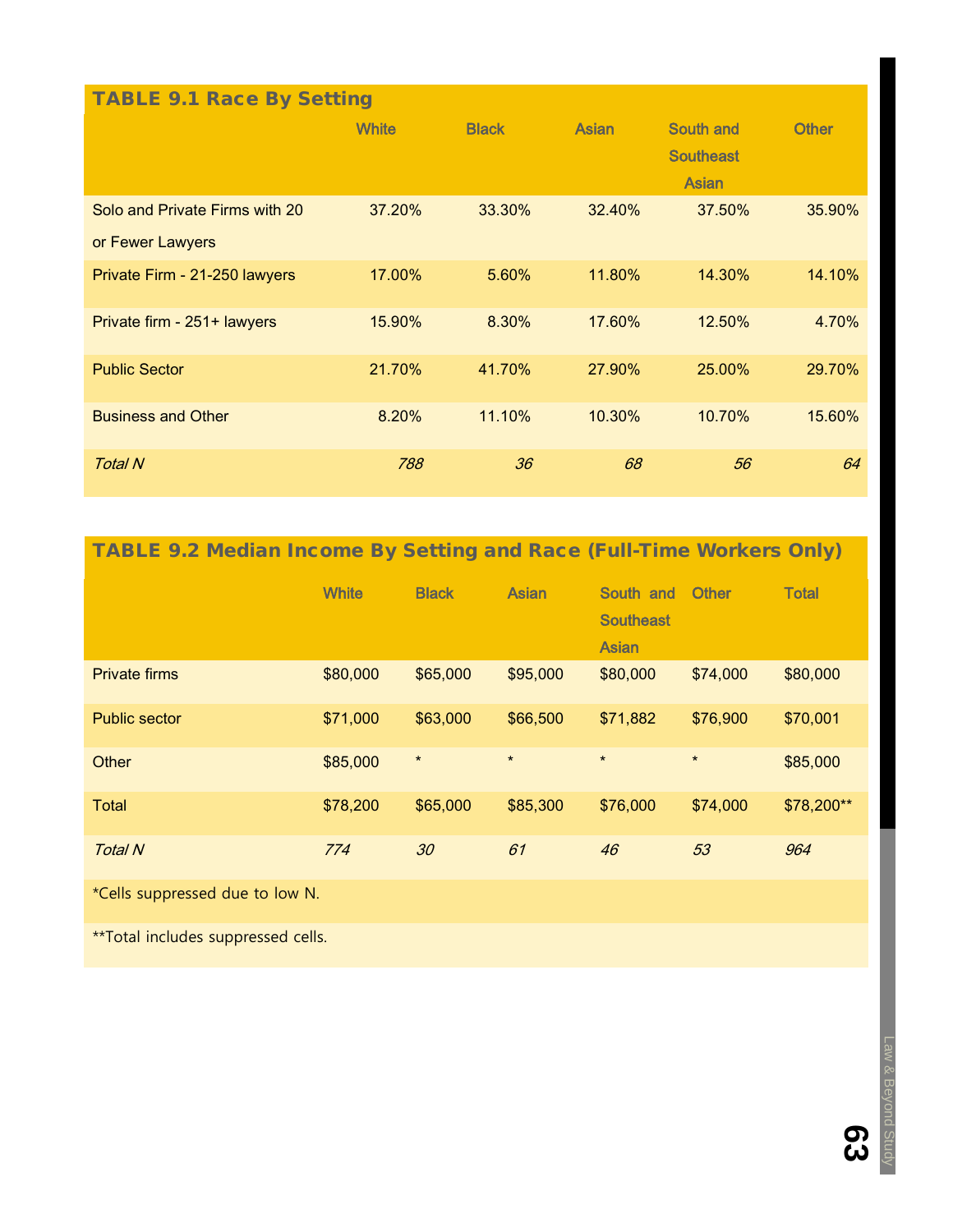### TABLE 9.1 Race By Setting

| | White | Black | Asian | South and Southeast Asian | Other |
|---|---|---|---|---|---|
| Solo and Private Firms with 20 or Fewer Lawyers | 37.20% | 33.30% | 32.40% | 37.50% | 35.90% |
| Private Firm - 21-250 lawyers | 17.00% | 5.60% | 11.80% | 14.30% | 14.10% |
| Private firm - 251+ lawyers | 15.90% | 8.30% | 17.60% | 12.50% | 4.70% |
| Public Sector | 21.70% | 41.70% | 27.90% | 25.00% | 29.70% |
| Business and Other | 8.20% | 11.10% | 10.30% | 10.70% | 15.60% |
| *Total N* | *788* | *36* | *68* | *56* | *64* |

### TABLE 9.2 Median Income By Setting and Race (Full-Time Workers Only)

| | White | Black | Asian | South and Southeast Asian | Other | Total |
|---|---|---|---|---|---|---|
| Private firms | $80,000 | $65,000 | $95,000 | $80,000 | $74,000 | $80,000 |
| Public sector | $71,000 | $63,000 | $66,500 | $71,882 | $76,900 | $70,001 |
| Other | $85,000 | * | * | * | * | $85,000 |
| Total | $78,200 | $65,000 | $85,300 | $76,000 | $74,000 | $78,200** |
| *Total N* | *774* | *30* | *61* | *46* | *53* | *964* |

*Cells suppressed due to low N.

**Total includes suppressed cells.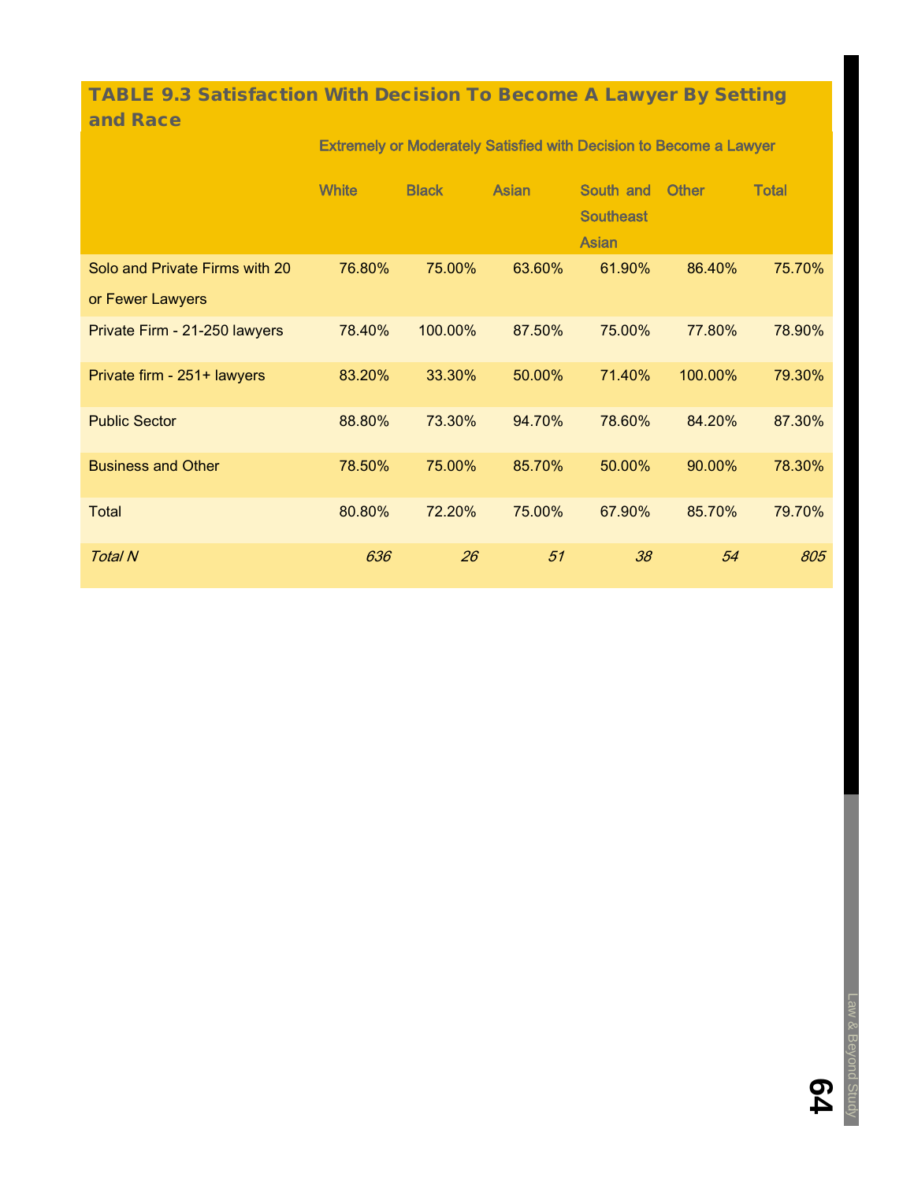### TABLE 9.3 Satisfaction With Decision To Become A Lawyer By Setting and Race

| | Extremely or Moderately Satisfied with Decision to Become a Lawyer | | | | | |
|---|---|---|---|---|---|---|
| | White | Black | Asian | South and Southeast Asian | Other | Total |
| Solo and Private Firms with 20 or Fewer Lawyers | 76.80% | 75.00% | 63.60% | 61.90% | 86.40% | 75.70% |
| Private Firm - 21-250 lawyers | 78.40% | 100.00% | 87.50% | 75.00% | 77.80% | 78.90% |
| Private firm - 251+ lawyers | 83.20% | 33.30% | 50.00% | 71.40% | 100.00% | 79.30% |
| Public Sector | 88.80% | 73.30% | 94.70% | 78.60% | 84.20% | 87.30% |
| Business and Other | 78.50% | 75.00% | 85.70% | 50.00% | 90.00% | 78.30% |
| Total | 80.80% | 72.20% | 75.00% | 67.90% | 85.70% | 79.70% |
| *Total N* | *636* | *26* | *51* | *38* | *54* | *805* |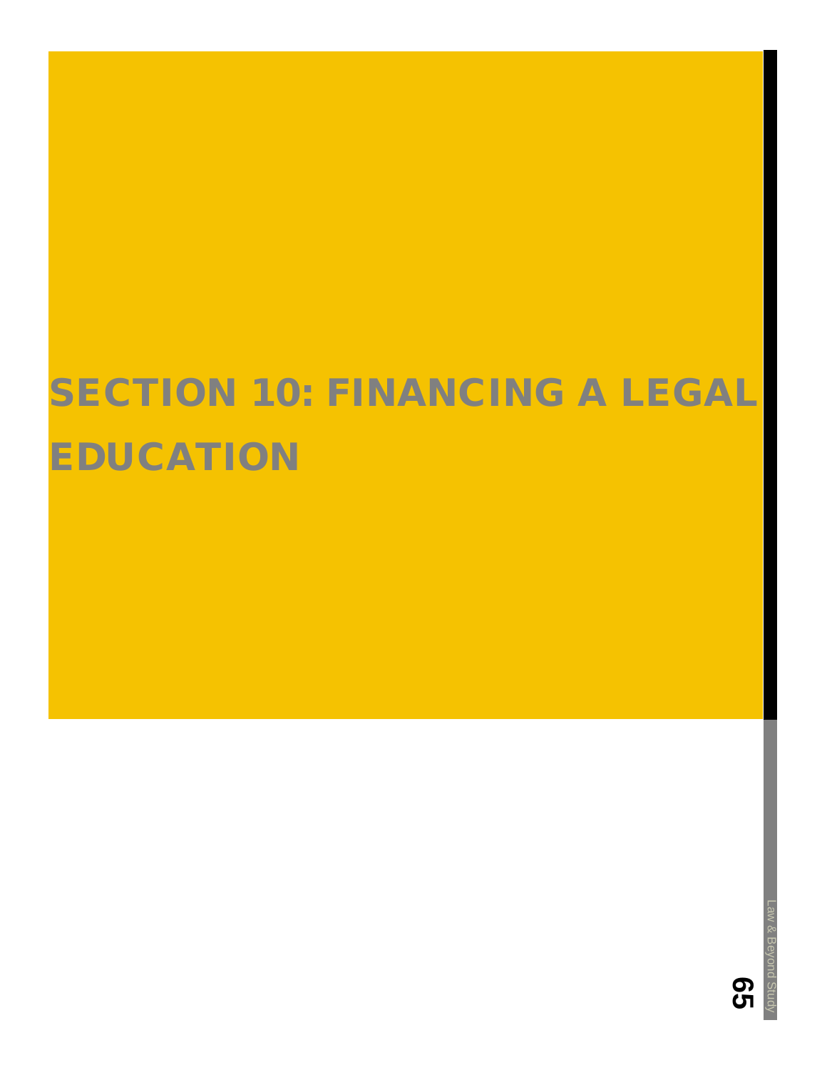# SECTION 10: FINANCING A LEGAL EDUCATION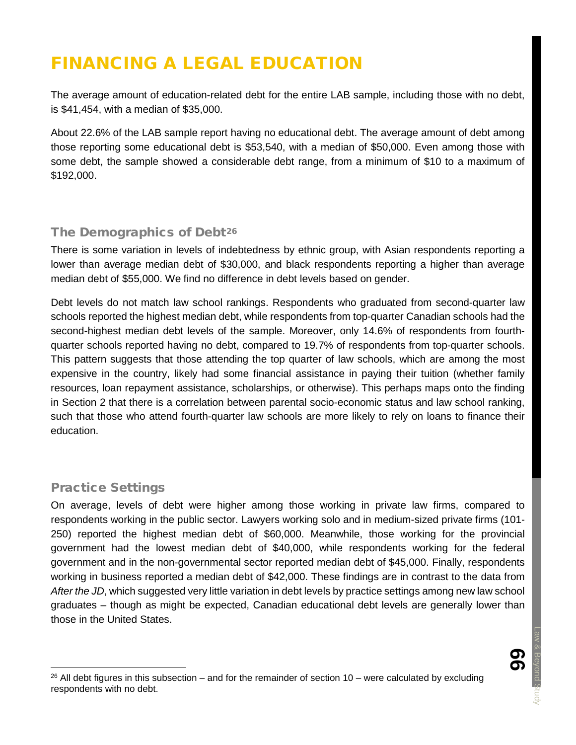# FINANCING A LEGAL EDUCATION

The average amount of education-related debt for the entire LAB sample, including those with no debt, is $41,454, with a median of $35,000.

About 22.6% of the LAB sample report having no educational debt. The average amount of debt among those reporting some educational debt is $53,540, with a median of $50,000. Even among those with some debt, the sample showed a considerable debt range, from a minimum of $10 to a maximum of $192,000.

## The Demographics of Debt[26]

There is some variation in levels of indebtedness by ethnic group, with Asian respondents reporting a lower than average median debt of $30,000, and black respondents reporting a higher than average median debt of $55,000. We find no difference in debt levels based on gender.

Debt levels do not match law school rankings. Respondents who graduated from second-quarter law schools reported the highest median debt, while respondents from top-quarter Canadian schools had the second-highest median debt levels of the sample. Moreover, only 14.6% of respondents from fourth-quarter schools reported having no debt, compared to 19.7% of respondents from top-quarter schools. This pattern suggests that those attending the top quarter of law schools, which are among the most expensive in the country, likely had some financial assistance in paying their tuition (whether family resources, loan repayment assistance, scholarships, or otherwise). This perhaps maps onto the finding in Section 2 that there is a correlation between parental socio-economic status and law school ranking, such that those who attend fourth-quarter law schools are more likely to rely on loans to finance their education.

## Practice Settings

On average, levels of debt were higher among those working in private law firms, compared to respondents working in the public sector. Lawyers working solo and in medium-sized private firms (101-250) reported the highest median debt of $60,000. Meanwhile, those working for the provincial government had the lowest median debt of $40,000, while respondents working for the federal government and in the non-governmental sector reported median debt of $45,000. Finally, respondents working in business reported a median debt of $42,000. These findings are in contrast to the data from *After the JD*, which suggested very little variation in debt levels by practice settings among new law school graduates – though as might be expected, Canadian educational debt levels are generally lower than those in the United States.

[26] All debt figures in this subsection – and for the remainder of section 10 – were calculated by excluding respondents with no debt.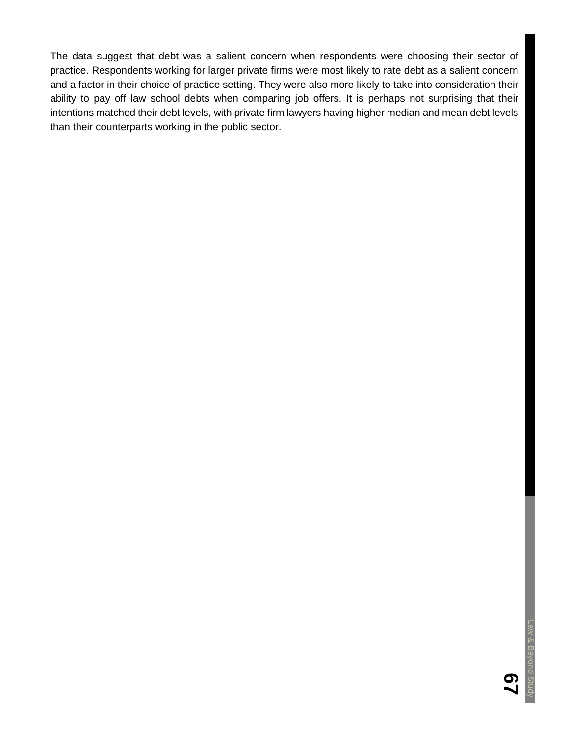The data suggest that debt was a salient concern when respondents were choosing their sector of practice. Respondents working for larger private firms were most likely to rate debt as a salient concern and a factor in their choice of practice setting. They were also more likely to take into consideration their ability to pay off law school debts when comparing job offers. It is perhaps not surprising that their intentions matched their debt levels, with private firm lawyers having higher median and mean debt levels than their counterparts working in the public sector.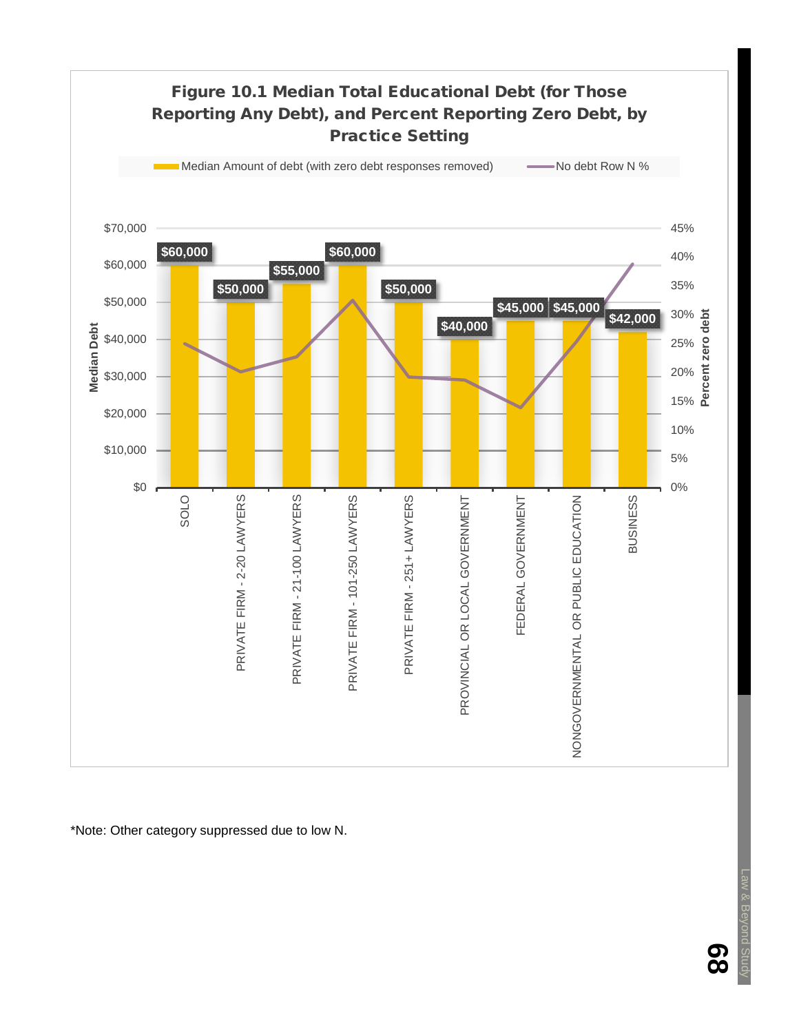**Figure 10.1 Median Total Educational Debt (for Those Reporting Any Debt), and Percent Reporting Zero Debt, by Practice Setting**

| Practice Setting | Median Amount of debt (with zero debt responses removed) |
|---|---|
| SOLO | $60,000 |
| PRIVATE FIRM - 2-20 LAWYERS | $50,000 |
| PRIVATE FIRM - 21-100 LAWYERS | $55,000 |
| PRIVATE FIRM - 101-250 LAWYERS | $60,000 |
| PRIVATE FIRM - 251+ LAWYERS | $50,000 |
| PROVINCIAL OR LOCAL GOVERNMENT | $40,000 |
| FEDERAL GOVERNMENT | $45,000 |
| NONGOVERNMENTAL OR PUBLIC EDUCATION | $45,000 |
| BUSINESS | $42,000 |

*Note: Other category suppressed due to low N.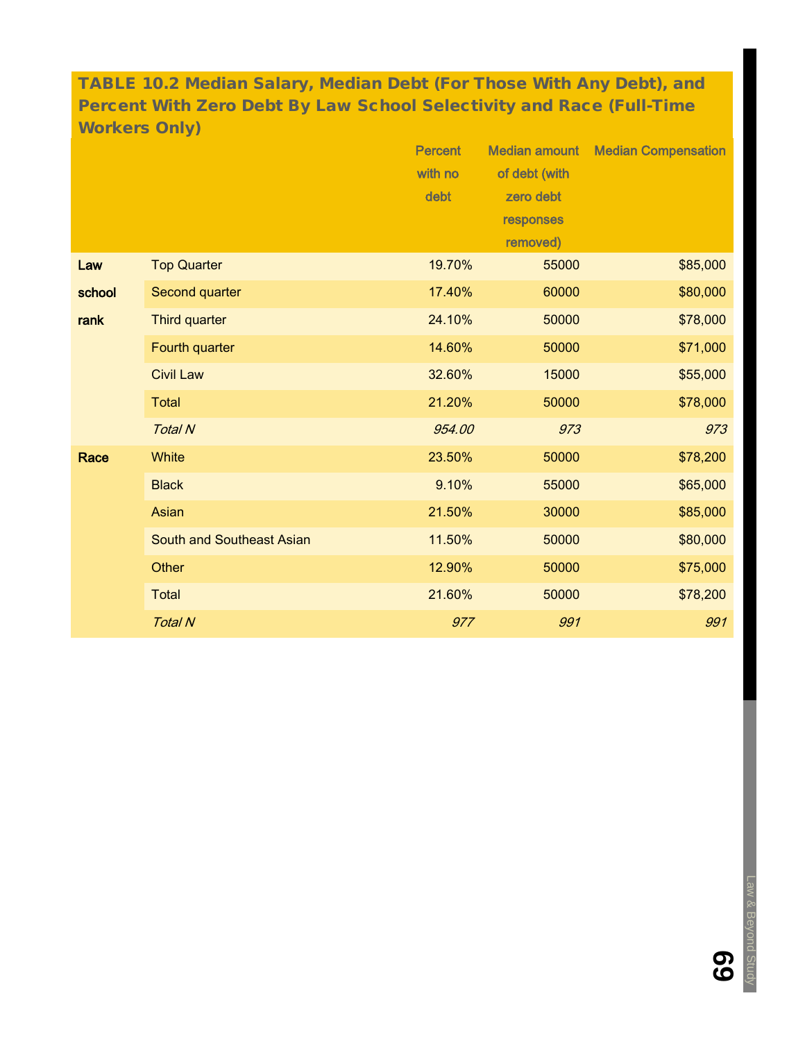**TABLE 10.2 Median Salary, Median Debt (For Those With Any Debt), and Percent With Zero Debt By Law School Selectivity and Race (Full-Time Workers Only)**

| | | Percent with no debt | Median amount of debt (with zero debt responses removed) | Median Compensation |
|---|---|---|---|---|
| Law school rank | Top Quarter | 19.70% | 55000 | $85,000 |
| | Second quarter | 17.40% | 60000 | $80,000 |
| | Third quarter | 24.10% | 50000 | $78,000 |
| | Fourth quarter | 14.60% | 50000 | $71,000 |
| | Civil Law | 32.60% | 15000 | $55,000 |
| | Total | 21.20% | 50000 | $78,000 |
| | *Total N* | *954.00* | *973* | *973* |
| Race | White | 23.50% | 50000 | $78,200 |
| | Black | 9.10% | 55000 | $65,000 |
| | Asian | 21.50% | 30000 | $85,000 |
| | South and Southeast Asian | 11.50% | 50000 | $80,000 |
| | Other | 12.90% | 50000 | $75,000 |
| | Total | 21.60% | 50000 | $78,200 |
| | *Total N* | *977* | *991* | *991* |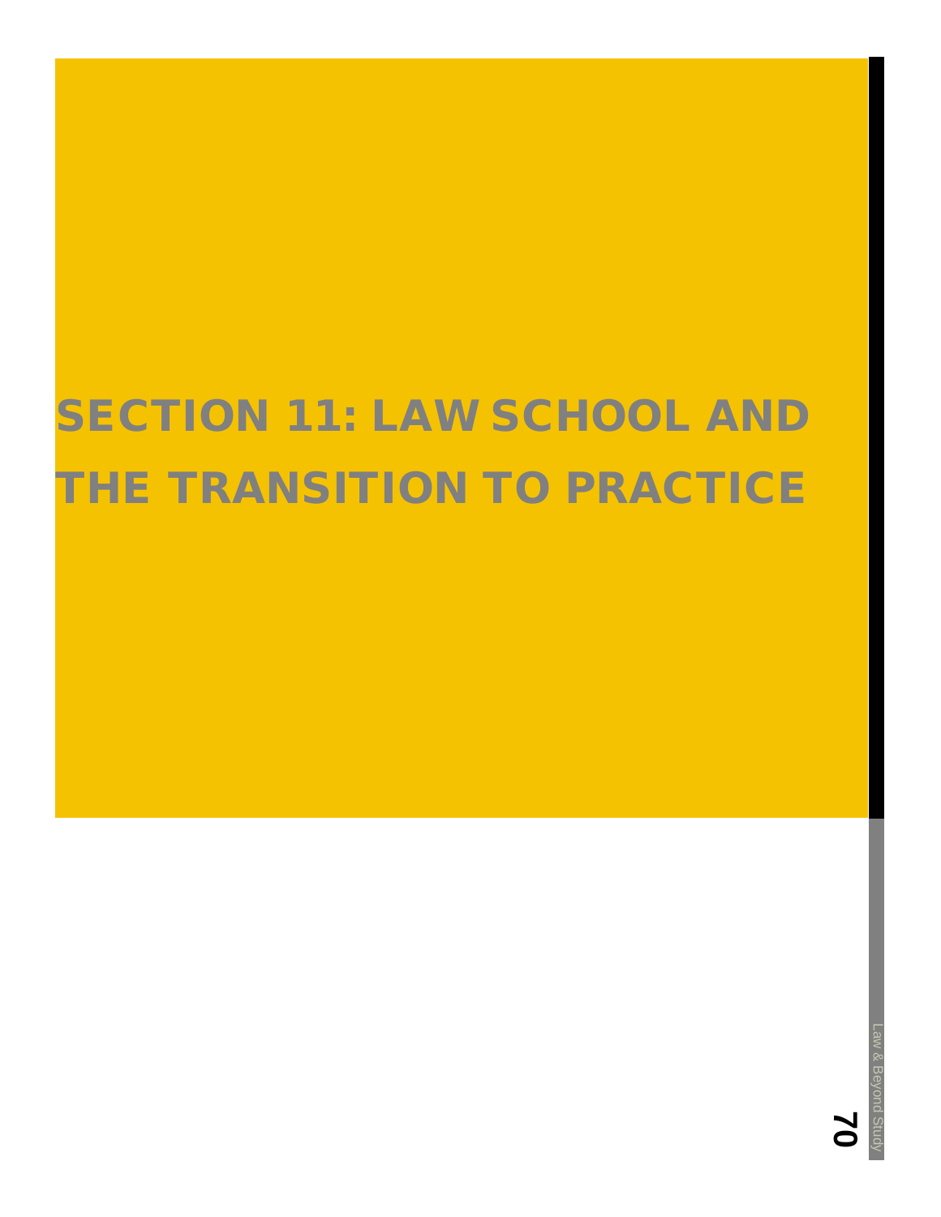# SECTION 11: LAW SCHOOL AND THE TRANSITION TO PRACTICE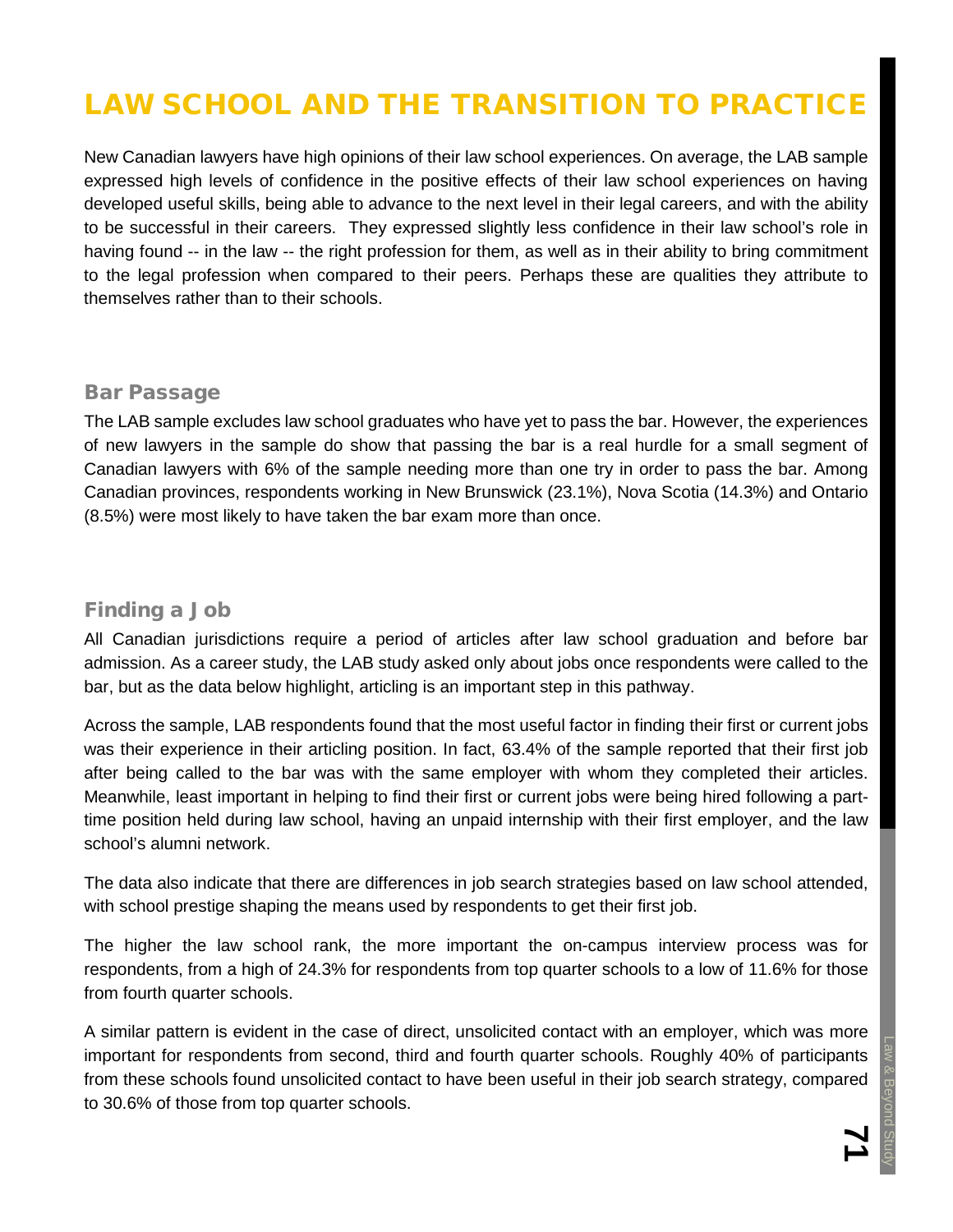# LAW SCHOOL AND THE TRANSITION TO PRACTICE

New Canadian lawyers have high opinions of their law school experiences. On average, the LAB sample expressed high levels of confidence in the positive effects of their law school experiences on having developed useful skills, being able to advance to the next level in their legal careers, and with the ability to be successful in their careers. They expressed slightly less confidence in their law school's role in having found -- in the law -- the right profession for them, as well as in their ability to bring commitment to the legal profession when compared to their peers. Perhaps these are qualities they attribute to themselves rather than to their schools.

## Bar Passage

The LAB sample excludes law school graduates who have yet to pass the bar. However, the experiences of new lawyers in the sample do show that passing the bar is a real hurdle for a small segment of Canadian lawyers with 6% of the sample needing more than one try in order to pass the bar. Among Canadian provinces, respondents working in New Brunswick (23.1%), Nova Scotia (14.3%) and Ontario (8.5%) were most likely to have taken the bar exam more than once.

## Finding a Job

All Canadian jurisdictions require a period of articles after law school graduation and before bar admission. As a career study, the LAB study asked only about jobs once respondents were called to the bar, but as the data below highlight, articling is an important step in this pathway.

Across the sample, LAB respondents found that the most useful factor in finding their first or current jobs was their experience in their articling position. In fact, 63.4% of the sample reported that their first job after being called to the bar was with the same employer with whom they completed their articles. Meanwhile, least important in helping to find their first or current jobs were being hired following a part-time position held during law school, having an unpaid internship with their first employer, and the law school's alumni network.

The data also indicate that there are differences in job search strategies based on law school attended, with school prestige shaping the means used by respondents to get their first job.

The higher the law school rank, the more important the on-campus interview process was for respondents, from a high of 24.3% for respondents from top quarter schools to a low of 11.6% for those from fourth quarter schools.

A similar pattern is evident in the case of direct, unsolicited contact with an employer, which was more important for respondents from second, third and fourth quarter schools. Roughly 40% of participants from these schools found unsolicited contact to have been useful in their job search strategy, compared to 30.6% of those from top quarter schools.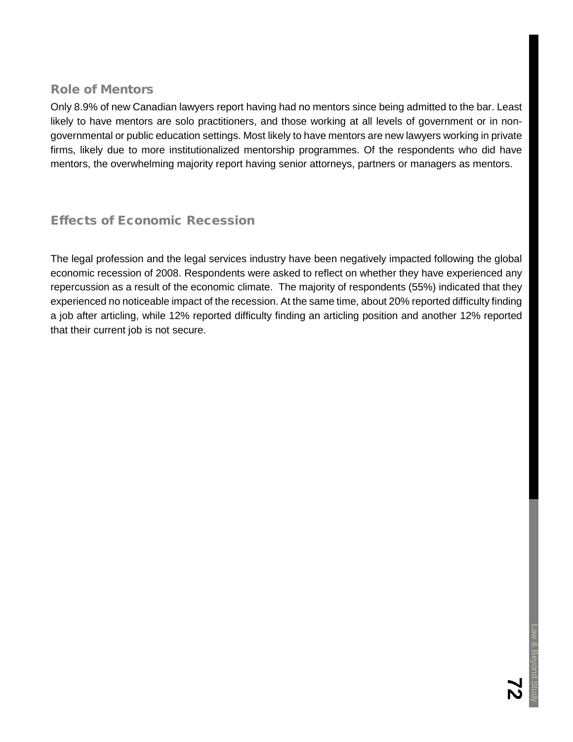## Role of Mentors

Only 8.9% of new Canadian lawyers report having had no mentors since being admitted to the bar. Least likely to have mentors are solo practitioners, and those working at all levels of government or in non-governmental or public education settings. Most likely to have mentors are new lawyers working in private firms, likely due to more institutionalized mentorship programmes. Of the respondents who did have mentors, the overwhelming majority report having senior attorneys, partners or managers as mentors.

## Effects of Economic Recession

The legal profession and the legal services industry have been negatively impacted following the global economic recession of 2008. Respondents were asked to reflect on whether they have experienced any repercussion as a result of the economic climate. The majority of respondents (55%) indicated that they experienced no noticeable impact of the recession. At the same time, about 20% reported difficulty finding a job after articling, while 12% reported difficulty finding an articling position and another 12% reported that their current job is not secure.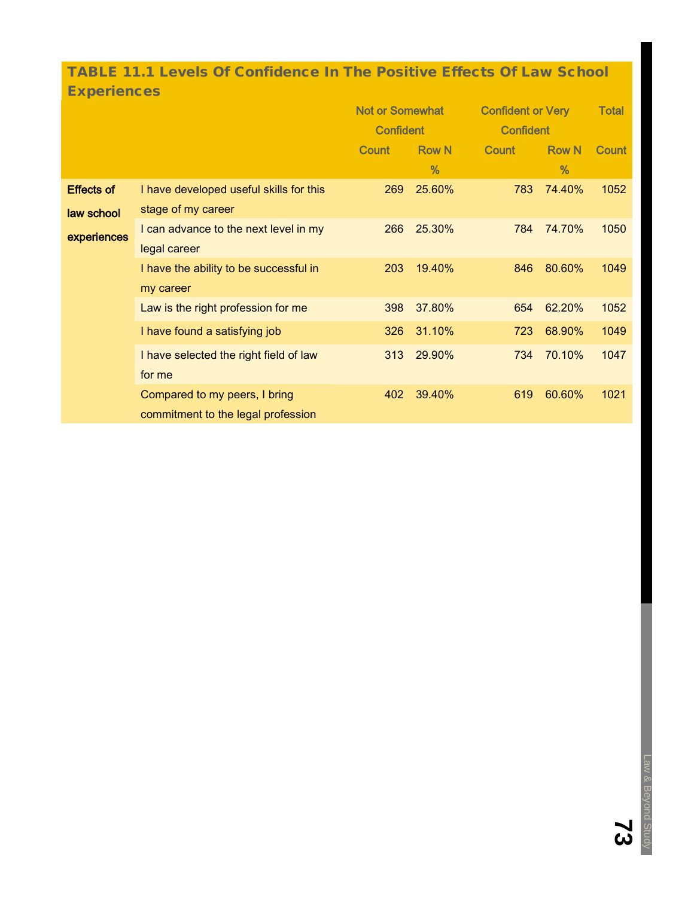**TABLE 11.1 Levels Of Confidence In The Positive Effects Of Law School Experiences**

| | | Not or Somewhat Confident | | Confident or Very Confident | | Total |
|---|---|---|---|---|---|---|
| | | Count | Row N % | Count | Row N % | Count |
| Effects of law school experiences | I have developed useful skills for this stage of my career | 269 | 25.60% | 783 | 74.40% | 1052 |
| | I can advance to the next level in my legal career | 266 | 25.30% | 784 | 74.70% | 1050 |
| | I have the ability to be successful in my career | 203 | 19.40% | 846 | 80.60% | 1049 |
| | Law is the right profession for me | 398 | 37.80% | 654 | 62.20% | 1052 |
| | I have found a satisfying job | 326 | 31.10% | 723 | 68.90% | 1049 |
| | I have selected the right field of law for me | 313 | 29.90% | 734 | 70.10% | 1047 |
| | Compared to my peers, I bring commitment to the legal profession | 402 | 39.40% | 619 | 60.60% | 1021 |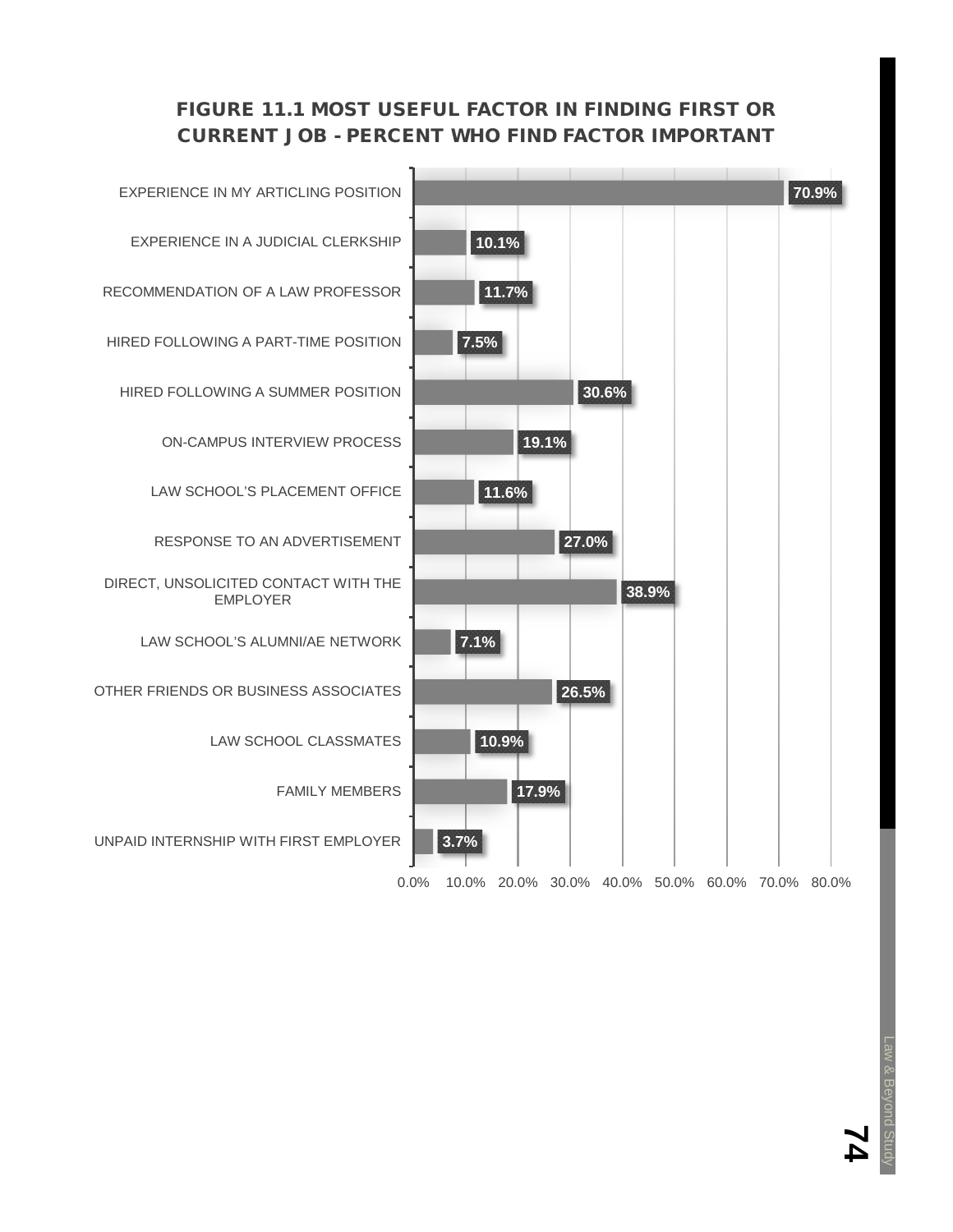**FIGURE 11.1 MOST USEFUL FACTOR IN FINDING FIRST OR CURRENT JOB - PERCENT WHO FIND FACTOR IMPORTANT**

EXPERIENCE IN MY ARTICLING POSITION 70.9%

EXPERIENCE IN A JUDICIAL CLERKSHIP 10.1%

RECOMMENDATION OF A LAW PROFESSOR 11.7%

HIRED FOLLOWING A PART-TIME POSITION 7.5%

HIRED FOLLOWING A SUMMER POSITION 30.6%

ON-CAMPUS INTERVIEW PROCESS 19.1%

LAW SCHOOL'S PLACEMENT OFFICE 11.6%

RESPONSE TO AN ADVERTISEMENT 27.0%

DIRECT, UNSOLICITED CONTACT WITH THE EMPLOYER 38.9%

LAW SCHOOL'S ALUMNI/AE NETWORK 7.1%

OTHER FRIENDS OR BUSINESS ASSOCIATES 26.5%

LAW SCHOOL CLASSMATES 10.9%

FAMILY MEMBERS 17.9%

UNPAID INTERNSHIP WITH FIRST EMPLOYER 3.7%

0.0% 10.0% 20.0% 30.0% 40.0% 50.0% 60.0% 70.0% 80.0%